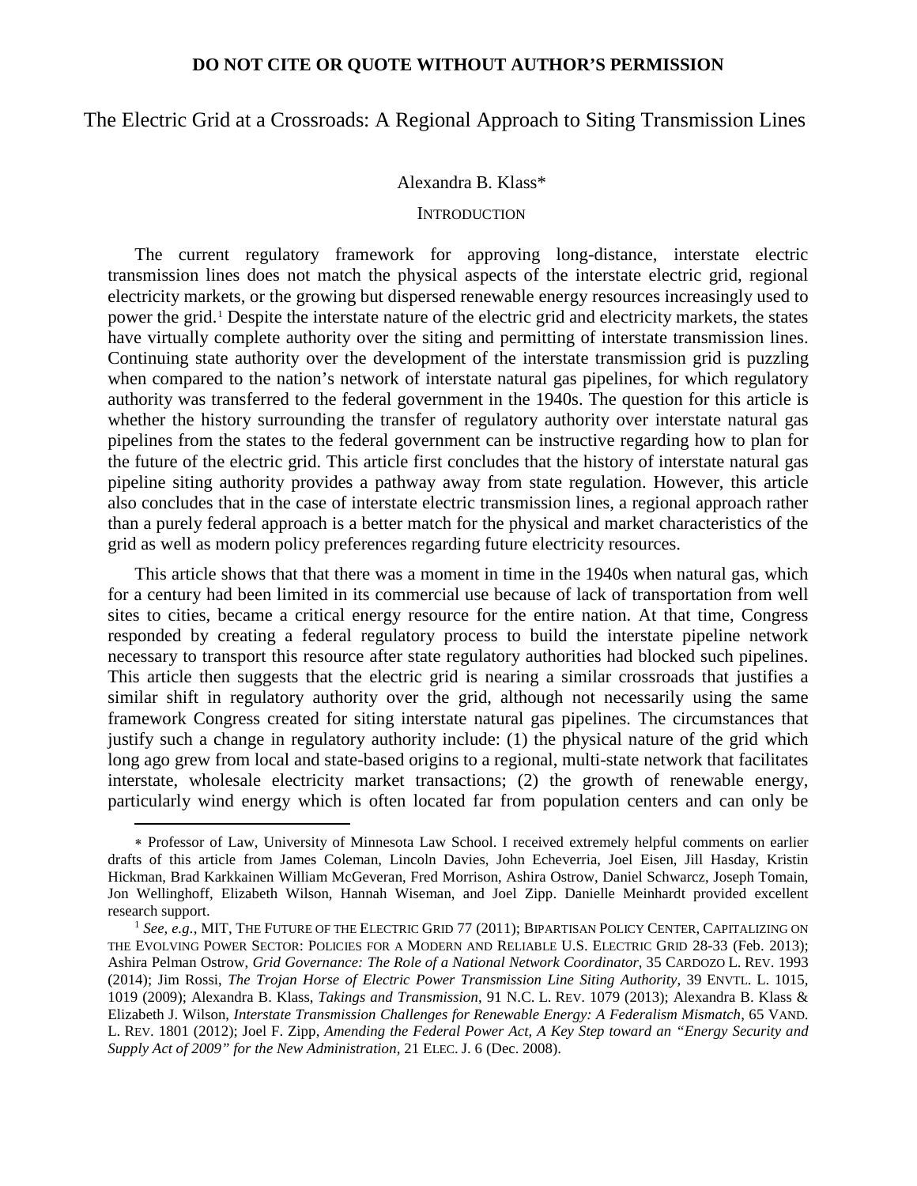**DO NOT CITE OR QUOTE WITHOUT AUTHOR'S PERMISSION**

# The Electric Grid at a Crossroads: A Regional Approach to Siting Transmission Lines

Alexandra B. Klass*

## INTRODUCTION

The current regulatory framework for approving long-distance, interstate electric transmission lines does not match the physical aspects of the interstate electric grid, regional electricity markets, or the growing but dispersed renewable energy resources increasingly used to power the grid.[1] Despite the interstate nature of the electric grid and electricity markets, the states have virtually complete authority over the siting and permitting of interstate transmission lines. Continuing state authority over the development of the interstate transmission grid is puzzling when compared to the nation's network of interstate natural gas pipelines, for which regulatory authority was transferred to the federal government in the 1940s. The question for this article is whether the history surrounding the transfer of regulatory authority over interstate natural gas pipelines from the states to the federal government can be instructive regarding how to plan for the future of the electric grid. This article first concludes that the history of interstate natural gas pipeline siting authority provides a pathway away from state regulation. However, this article also concludes that in the case of interstate electric transmission lines, a regional approach rather than a purely federal approach is a better match for the physical and market characteristics of the grid as well as modern policy preferences regarding future electricity resources.

This article shows that that there was a moment in time in the 1940s when natural gas, which for a century had been limited in its commercial use because of lack of transportation from well sites to cities, became a critical energy resource for the entire nation. At that time, Congress responded by creating a federal regulatory process to build the interstate pipeline network necessary to transport this resource after state regulatory authorities had blocked such pipelines. This article then suggests that the electric grid is nearing a similar crossroads that justifies a similar shift in regulatory authority over the grid, although not necessarily using the same framework Congress created for siting interstate natural gas pipelines. The circumstances that justify such a change in regulatory authority include: (1) the physical nature of the grid which long ago grew from local and state-based origins to a regional, multi-state network that facilitates interstate, wholesale electricity market transactions; (2) the growth of renewable energy, particularly wind energy which is often located far from population centers and can only be

---

\* Professor of Law, University of Minnesota Law School. I received extremely helpful comments on earlier drafts of this article from James Coleman, Lincoln Davies, John Echeverria, Joel Eisen, Jill Hasday, Kristin Hickman, Brad Karkkainen William McGeveran, Fred Morrison, Ashira Ostrow, Daniel Schwarcz, Joseph Tomain, Jon Wellinghoff, Elizabeth Wilson, Hannah Wiseman, and Joel Zipp. Danielle Meinhardt provided excellent research support.

[1] *See, e.g.,* MIT, THE FUTURE OF THE ELECTRIC GRID 77 (2011); BIPARTISAN POLICY CENTER, CAPITALIZING ON THE EVOLVING POWER SECTOR: POLICIES FOR A MODERN AND RELIABLE U.S. ELECTRIC GRID 28-33 (Feb. 2013); Ashira Pelman Ostrow, *Grid Governance: The Role of a National Network Coordinator*, 35 CARDOZO L. REV. 1993 (2014); Jim Rossi, *The Trojan Horse of Electric Power Transmission Line Siting Authority*, 39 ENVTL. L. 1015, 1019 (2009); Alexandra B. Klass, *Takings and Transmission*, 91 N.C. L. REV. 1079 (2013); Alexandra B. Klass & Elizabeth J. Wilson, *Interstate Transmission Challenges for Renewable Energy: A Federalism Mismatch*, 65 VAND. L. REV. 1801 (2012); Joel F. Zipp, *Amending the Federal Power Act, A Key Step toward an "Energy Security and Supply Act of 2009" for the New Administration*, 21 ELEC. J. 6 (Dec. 2008).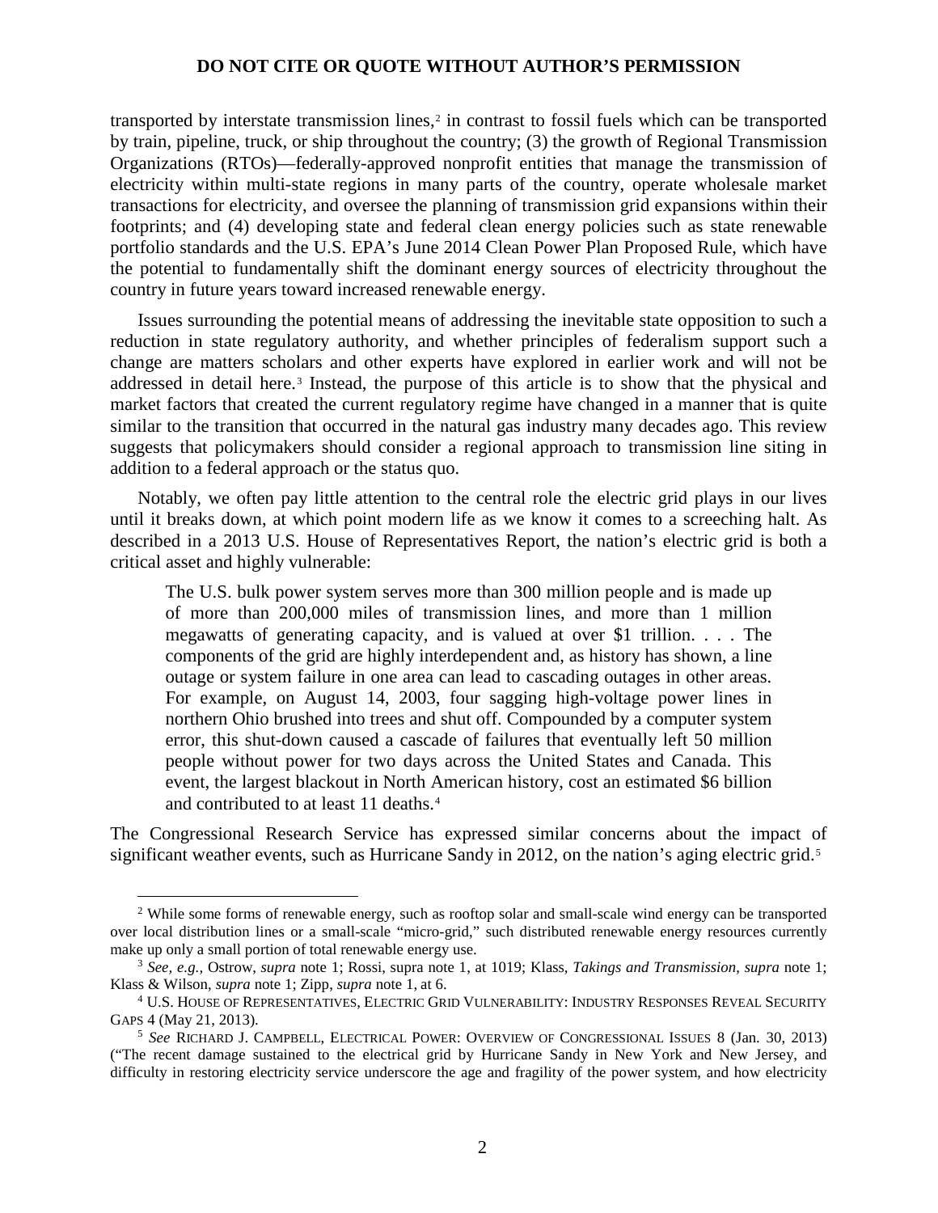transported by interstate transmission lines,[2] in contrast to fossil fuels which can be transported by train, pipeline, truck, or ship throughout the country; (3) the growth of Regional Transmission Organizations (RTOs)—federally-approved nonprofit entities that manage the transmission of electricity within multi-state regions in many parts of the country, operate wholesale market transactions for electricity, and oversee the planning of transmission grid expansions within their footprints; and (4) developing state and federal clean energy policies such as state renewable portfolio standards and the U.S. EPA's June 2014 Clean Power Plan Proposed Rule, which have the potential to fundamentally shift the dominant energy sources of electricity throughout the country in future years toward increased renewable energy.

Issues surrounding the potential means of addressing the inevitable state opposition to such a reduction in state regulatory authority, and whether principles of federalism support such a change are matters scholars and other experts have explored in earlier work and will not be addressed in detail here.[3] Instead, the purpose of this article is to show that the physical and market factors that created the current regulatory regime have changed in a manner that is quite similar to the transition that occurred in the natural gas industry many decades ago. This review suggests that policymakers should consider a regional approach to transmission line siting in addition to a federal approach or the status quo.

Notably, we often pay little attention to the central role the electric grid plays in our lives until it breaks down, at which point modern life as we know it comes to a screeching halt. As described in a 2013 U.S. House of Representatives Report, the nation's electric grid is both a critical asset and highly vulnerable:

> The U.S. bulk power system serves more than 300 million people and is made up of more than 200,000 miles of transmission lines, and more than 1 million megawatts of generating capacity, and is valued at over $1 trillion. . . . The components of the grid are highly interdependent and, as history has shown, a line outage or system failure in one area can lead to cascading outages in other areas. For example, on August 14, 2003, four sagging high-voltage power lines in northern Ohio brushed into trees and shut off. Compounded by a computer system error, this shut-down caused a cascade of failures that eventually left 50 million people without power for two days across the United States and Canada. This event, the largest blackout in North American history, cost an estimated $6 billion and contributed to at least 11 deaths.[4]

The Congressional Research Service has expressed similar concerns about the impact of significant weather events, such as Hurricane Sandy in 2012, on the nation's aging electric grid.[5]

---

[2] While some forms of renewable energy, such as rooftop solar and small-scale wind energy can be transported over local distribution lines or a small-scale "micro-grid," such distributed renewable energy resources currently make up only a small portion of total renewable energy use.

[3] *See, e.g.,* Ostrow, *supra* note 1; Rossi, supra note 1, at 1019; Klass, *Takings and Transmission*, *supra* note 1; Klass & Wilson, *supra* note 1; Zipp, *supra* note 1, at 6.

[4] U.S. HOUSE OF REPRESENTATIVES, ELECTRIC GRID VULNERABILITY: INDUSTRY RESPONSES REVEAL SECURITY GAPS 4 (May 21, 2013).

[5] *See* RICHARD J. CAMPBELL, ELECTRICAL POWER: OVERVIEW OF CONGRESSIONAL ISSUES 8 (Jan. 30, 2013) ("The recent damage sustained to the electrical grid by Hurricane Sandy in New York and New Jersey, and difficulty in restoring electricity service underscore the age and fragility of the power system, and how electricity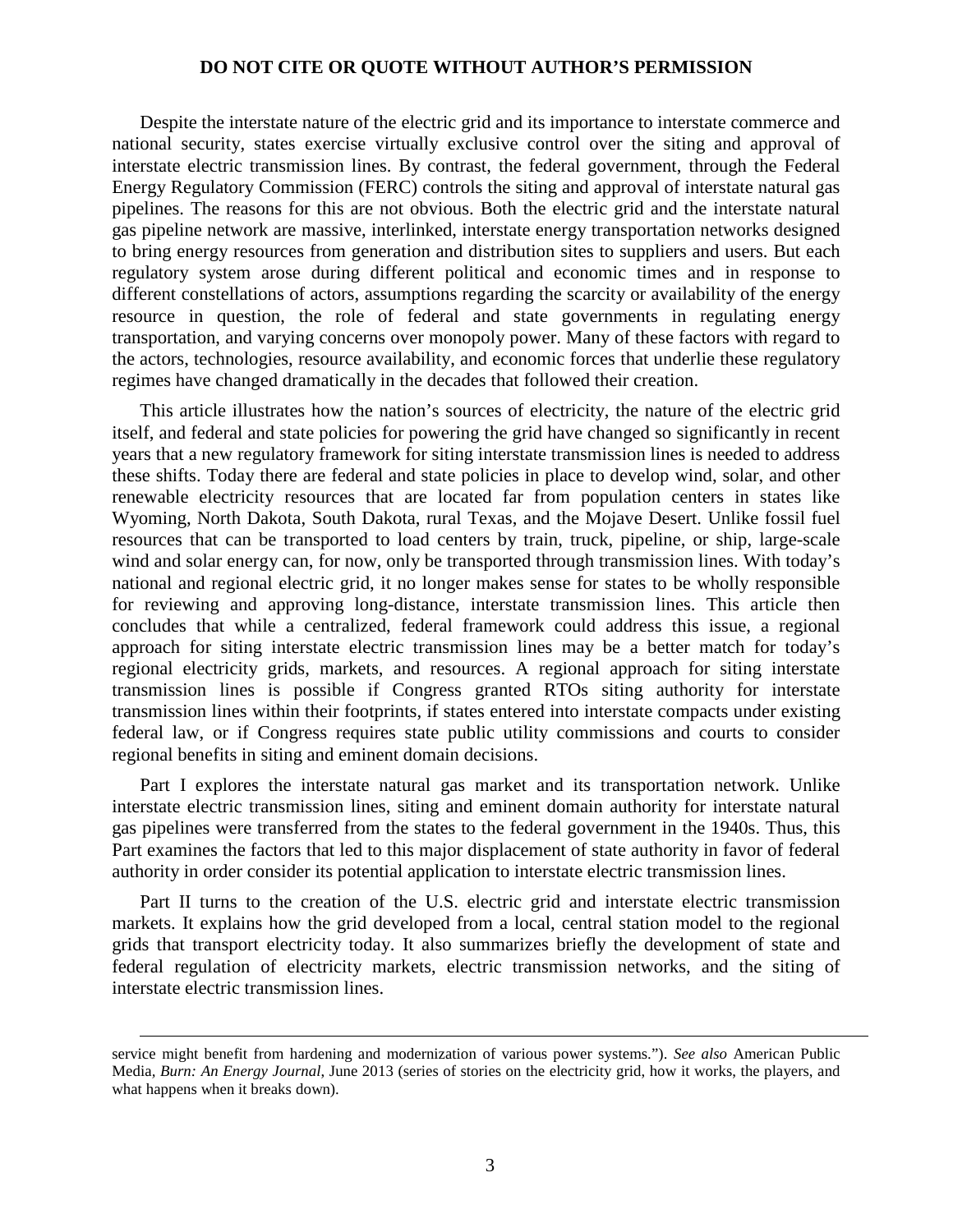Despite the interstate nature of the electric grid and its importance to interstate commerce and national security, states exercise virtually exclusive control over the siting and approval of interstate electric transmission lines. By contrast, the federal government, through the Federal Energy Regulatory Commission (FERC) controls the siting and approval of interstate natural gas pipelines. The reasons for this are not obvious. Both the electric grid and the interstate natural gas pipeline network are massive, interlinked, interstate energy transportation networks designed to bring energy resources from generation and distribution sites to suppliers and users. But each regulatory system arose during different political and economic times and in response to different constellations of actors, assumptions regarding the scarcity or availability of the energy resource in question, the role of federal and state governments in regulating energy transportation, and varying concerns over monopoly power. Many of these factors with regard to the actors, technologies, resource availability, and economic forces that underlie these regulatory regimes have changed dramatically in the decades that followed their creation.

This article illustrates how the nation's sources of electricity, the nature of the electric grid itself, and federal and state policies for powering the grid have changed so significantly in recent years that a new regulatory framework for siting interstate transmission lines is needed to address these shifts. Today there are federal and state policies in place to develop wind, solar, and other renewable electricity resources that are located far from population centers in states like Wyoming, North Dakota, South Dakota, rural Texas, and the Mojave Desert. Unlike fossil fuel resources that can be transported to load centers by train, truck, pipeline, or ship, large-scale wind and solar energy can, for now, only be transported through transmission lines. With today's national and regional electric grid, it no longer makes sense for states to be wholly responsible for reviewing and approving long-distance, interstate transmission lines. This article then concludes that while a centralized, federal framework could address this issue, a regional approach for siting interstate electric transmission lines may be a better match for today's regional electricity grids, markets, and resources. A regional approach for siting interstate transmission lines is possible if Congress granted RTOs siting authority for interstate transmission lines within their footprints, if states entered into interstate compacts under existing federal law, or if Congress requires state public utility commissions and courts to consider regional benefits in siting and eminent domain decisions.

Part I explores the interstate natural gas market and its transportation network. Unlike interstate electric transmission lines, siting and eminent domain authority for interstate natural gas pipelines were transferred from the states to the federal government in the 1940s. Thus, this Part examines the factors that led to this major displacement of state authority in favor of federal authority in order consider its potential application to interstate electric transmission lines.

Part II turns to the creation of the U.S. electric grid and interstate electric transmission markets. It explains how the grid developed from a local, central station model to the regional grids that transport electricity today. It also summarizes briefly the development of state and federal regulation of electricity markets, electric transmission networks, and the siting of interstate electric transmission lines.

---

service might benefit from hardening and modernization of various power systems."). *See also* American Public Media, *Burn: An Energy Journal*, June 2013 (series of stories on the electricity grid, how it works, the players, and what happens when it breaks down).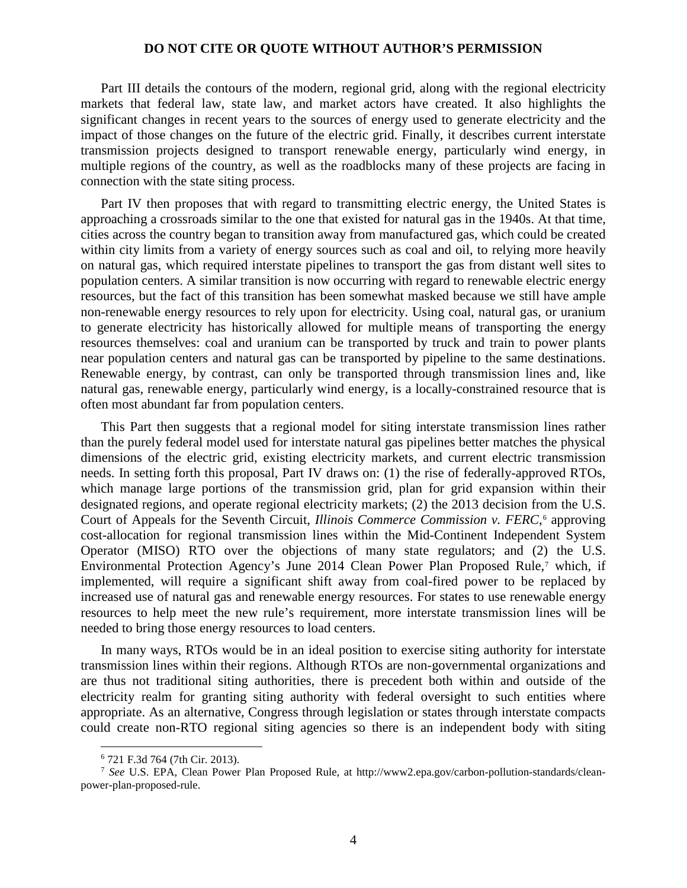Part III details the contours of the modern, regional grid, along with the regional electricity markets that federal law, state law, and market actors have created. It also highlights the significant changes in recent years to the sources of energy used to generate electricity and the impact of those changes on the future of the electric grid. Finally, it describes current interstate transmission projects designed to transport renewable energy, particularly wind energy, in multiple regions of the country, as well as the roadblocks many of these projects are facing in connection with the state siting process.

Part IV then proposes that with regard to transmitting electric energy, the United States is approaching a crossroads similar to the one that existed for natural gas in the 1940s. At that time, cities across the country began to transition away from manufactured gas, which could be created within city limits from a variety of energy sources such as coal and oil, to relying more heavily on natural gas, which required interstate pipelines to transport the gas from distant well sites to population centers. A similar transition is now occurring with regard to renewable electric energy resources, but the fact of this transition has been somewhat masked because we still have ample non-renewable energy resources to rely upon for electricity. Using coal, natural gas, or uranium to generate electricity has historically allowed for multiple means of transporting the energy resources themselves: coal and uranium can be transported by truck and train to power plants near population centers and natural gas can be transported by pipeline to the same destinations. Renewable energy, by contrast, can only be transported through transmission lines and, like natural gas, renewable energy, particularly wind energy, is a locally-constrained resource that is often most abundant far from population centers.

This Part then suggests that a regional model for siting interstate transmission lines rather than the purely federal model used for interstate natural gas pipelines better matches the physical dimensions of the electric grid, existing electricity markets, and current electric transmission needs. In setting forth this proposal, Part IV draws on: (1) the rise of federally-approved RTOs, which manage large portions of the transmission grid, plan for grid expansion within their designated regions, and operate regional electricity markets; (2) the 2013 decision from the U.S. Court of Appeals for the Seventh Circuit, *Illinois Commerce Commission v. FERC*,[6] approving cost-allocation for regional transmission lines within the Mid-Continent Independent System Operator (MISO) RTO over the objections of many state regulators; and (2) the U.S. Environmental Protection Agency's June 2014 Clean Power Plan Proposed Rule,[7] which, if implemented, will require a significant shift away from coal-fired power to be replaced by increased use of natural gas and renewable energy resources. For states to use renewable energy resources to help meet the new rule's requirement, more interstate transmission lines will be needed to bring those energy resources to load centers.

In many ways, RTOs would be in an ideal position to exercise siting authority for interstate transmission lines within their regions. Although RTOs are non-governmental organizations and are thus not traditional siting authorities, there is precedent both within and outside of the electricity realm for granting siting authority with federal oversight to such entities where appropriate. As an alternative, Congress through legislation or states through interstate compacts could create non-RTO regional siting agencies so there is an independent body with siting

[6] 721 F.3d 764 (7th Cir. 2013).

[7] *See* U.S. EPA, Clean Power Plan Proposed Rule, at http://www2.epa.gov/carbon-pollution-standards/clean-power-plan-proposed-rule.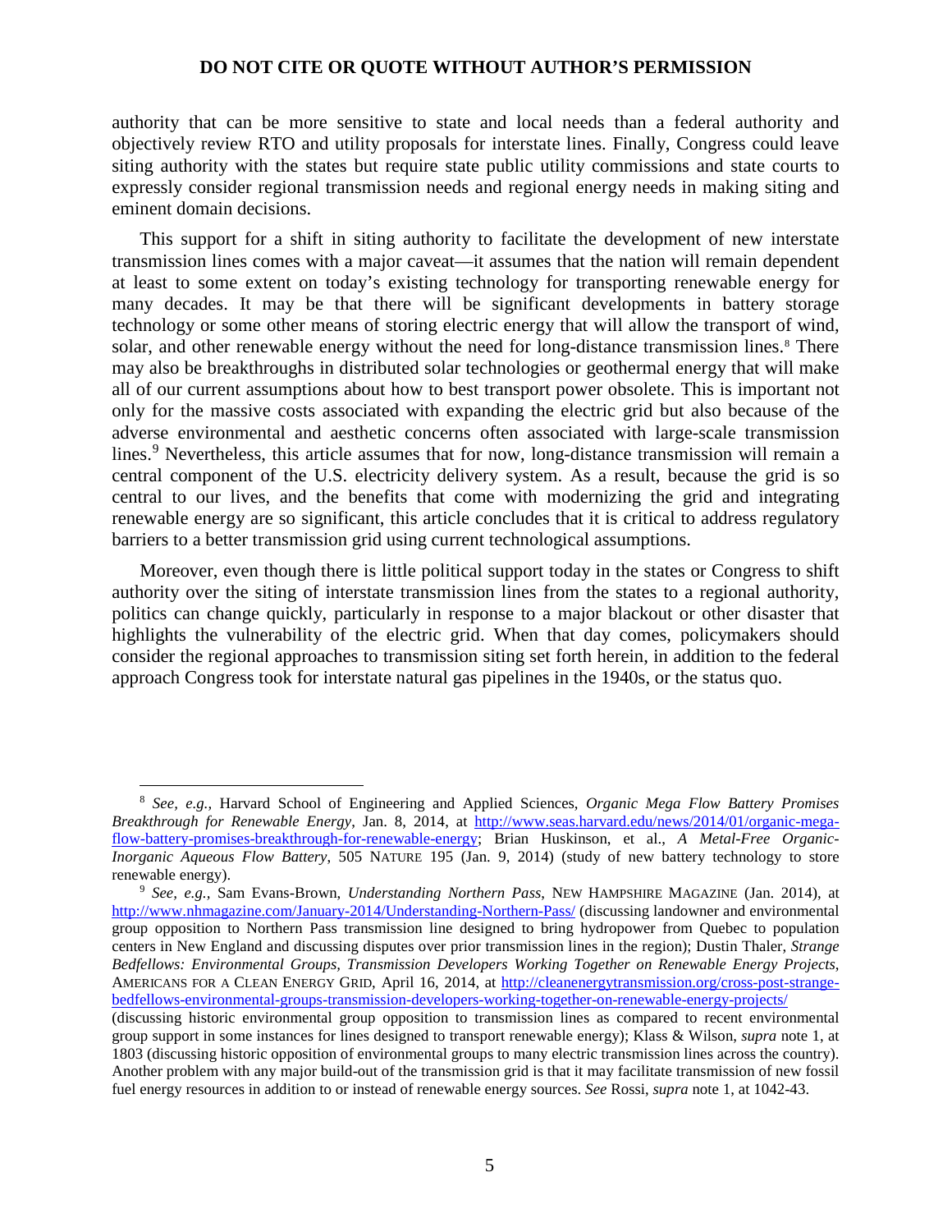authority that can be more sensitive to state and local needs than a federal authority and objectively review RTO and utility proposals for interstate lines. Finally, Congress could leave siting authority with the states but require state public utility commissions and state courts to expressly consider regional transmission needs and regional energy needs in making siting and eminent domain decisions.

This support for a shift in siting authority to facilitate the development of new interstate transmission lines comes with a major caveat—it assumes that the nation will remain dependent at least to some extent on today's existing technology for transporting renewable energy for many decades. It may be that there will be significant developments in battery storage technology or some other means of storing electric energy that will allow the transport of wind, solar, and other renewable energy without the need for long-distance transmission lines.[8] There may also be breakthroughs in distributed solar technologies or geothermal energy that will make all of our current assumptions about how to best transport power obsolete. This is important not only for the massive costs associated with expanding the electric grid but also because of the adverse environmental and aesthetic concerns often associated with large-scale transmission lines.[9] Nevertheless, this article assumes that for now, long-distance transmission will remain a central component of the U.S. electricity delivery system. As a result, because the grid is so central to our lives, and the benefits that come with modernizing the grid and integrating renewable energy are so significant, this article concludes that it is critical to address regulatory barriers to a better transmission grid using current technological assumptions.

Moreover, even though there is little political support today in the states or Congress to shift authority over the siting of interstate transmission lines from the states to a regional authority, politics can change quickly, particularly in response to a major blackout or other disaster that highlights the vulnerability of the electric grid. When that day comes, policymakers should consider the regional approaches to transmission siting set forth herein, in addition to the federal approach Congress took for interstate natural gas pipelines in the 1940s, or the status quo.

---

[8] *See, e.g.*, Harvard School of Engineering and Applied Sciences, *Organic Mega Flow Battery Promises Breakthrough for Renewable Energy*, Jan. 8, 2014, at http://www.seas.harvard.edu/news/2014/01/organic-mega-flow-battery-promises-breakthrough-for-renewable-energy; Brian Huskinson, et al., *A Metal-Free Organic-Inorganic Aqueous Flow Battery*, 505 NATURE 195 (Jan. 9, 2014) (study of new battery technology to store renewable energy).

[9] *See, e.g.*, Sam Evans-Brown, *Understanding Northern Pass*, NEW HAMPSHIRE MAGAZINE (Jan. 2014), at http://www.nhmagazine.com/January-2014/Understanding-Northern-Pass/ (discussing landowner and environmental group opposition to Northern Pass transmission line designed to bring hydropower from Quebec to population centers in New England and discussing disputes over prior transmission lines in the region); Dustin Thaler, *Strange Bedfellows: Environmental Groups, Transmission Developers Working Together on Renewable Energy Projects*, AMERICANS FOR A CLEAN ENERGY GRID, April 16, 2014, at http://cleanenergytransmission.org/cross-post-strange-bedfellows-environmental-groups-transmission-developers-working-together-on-renewable-energy-projects/ (discussing historic environmental group opposition to transmission lines as compared to recent environmental group support in some instances for lines designed to transport renewable energy); Klass & Wilson, *supra* note 1, at 1803 (discussing historic opposition of environmental groups to many electric transmission lines across the country). Another problem with any major build-out of the transmission grid is that it may facilitate transmission of new fossil fuel energy resources in addition to or instead of renewable energy sources. *See* Rossi, *supra* note 1, at 1042-43.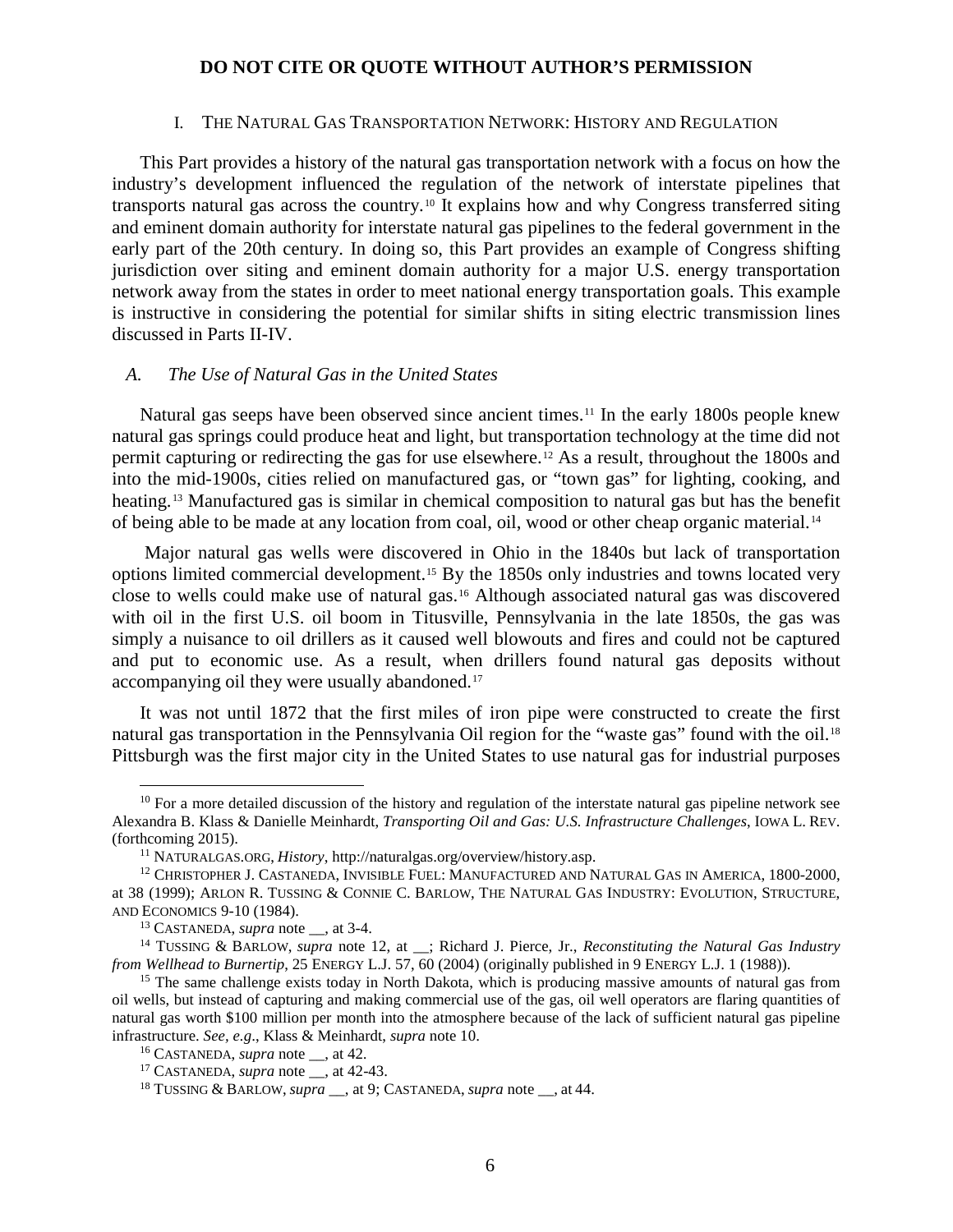**DO NOT CITE OR QUOTE WITHOUT AUTHOR'S PERMISSION**

## I. The Natural Gas Transportation Network: History and Regulation

This Part provides a history of the natural gas transportation network with a focus on how the industry's development influenced the regulation of the network of interstate pipelines that transports natural gas across the country.[10] It explains how and why Congress transferred siting and eminent domain authority for interstate natural gas pipelines to the federal government in the early part of the 20th century. In doing so, this Part provides an example of Congress shifting jurisdiction over siting and eminent domain authority for a major U.S. energy transportation network away from the states in order to meet national energy transportation goals. This example is instructive in considering the potential for similar shifts in siting electric transmission lines discussed in Parts II-IV.

### *A. The Use of Natural Gas in the United States*

Natural gas seeps have been observed since ancient times.[11] In the early 1800s people knew natural gas springs could produce heat and light, but transportation technology at the time did not permit capturing or redirecting the gas for use elsewhere.[12] As a result, throughout the 1800s and into the mid-1900s, cities relied on manufactured gas, or "town gas" for lighting, cooking, and heating.[13] Manufactured gas is similar in chemical composition to natural gas but has the benefit of being able to be made at any location from coal, oil, wood or other cheap organic material.[14]

Major natural gas wells were discovered in Ohio in the 1840s but lack of transportation options limited commercial development.[15] By the 1850s only industries and towns located very close to wells could make use of natural gas.[16] Although associated natural gas was discovered with oil in the first U.S. oil boom in Titusville, Pennsylvania in the late 1850s, the gas was simply a nuisance to oil drillers as it caused well blowouts and fires and could not be captured and put to economic use. As a result, when drillers found natural gas deposits without accompanying oil they were usually abandoned.[17]

It was not until 1872 that the first miles of iron pipe were constructed to create the first natural gas transportation in the Pennsylvania Oil region for the "waste gas" found with the oil.[18] Pittsburgh was the first major city in the United States to use natural gas for industrial purposes

---

[10] For a more detailed discussion of the history and regulation of the interstate natural gas pipeline network see Alexandra B. Klass & Danielle Meinhardt, *Transporting Oil and Gas: U.S. Infrastructure Challenges*, IOWA L. REV. (forthcoming 2015).

[11] NATURALGAS.ORG, *History*, http://naturalgas.org/overview/history.asp.

[12] CHRISTOPHER J. CASTANEDA, INVISIBLE FUEL: MANUFACTURED AND NATURAL GAS IN AMERICA, 1800-2000, at 38 (1999); ARLON R. TUSSING & CONNIE C. BARLOW, THE NATURAL GAS INDUSTRY: EVOLUTION, STRUCTURE, AND ECONOMICS 9-10 (1984).

[13] CASTANEDA, *supra* note __, at 3-4.

[14] TUSSING & BARLOW, *supra* note 12, at __; Richard J. Pierce, Jr., *Reconstituting the Natural Gas Industry from Wellhead to Burnertip*, 25 ENERGY L.J. 57, 60 (2004) (originally published in 9 ENERGY L.J. 1 (1988)).

[15] The same challenge exists today in North Dakota, which is producing massive amounts of natural gas from oil wells, but instead of capturing and making commercial use of the gas, oil well operators are flaring quantities of natural gas worth $100 million per month into the atmosphere because of the lack of sufficient natural gas pipeline infrastructure. *See, e.g*., Klass & Meinhardt, *supra* note 10.

[16] CASTANEDA, *supra* note __, at 42.

[17] CASTANEDA, *supra* note __, at 42-43.

[18] TUSSING & BARLOW, *supra* __, at 9; CASTANEDA, *supra* note __, at 44.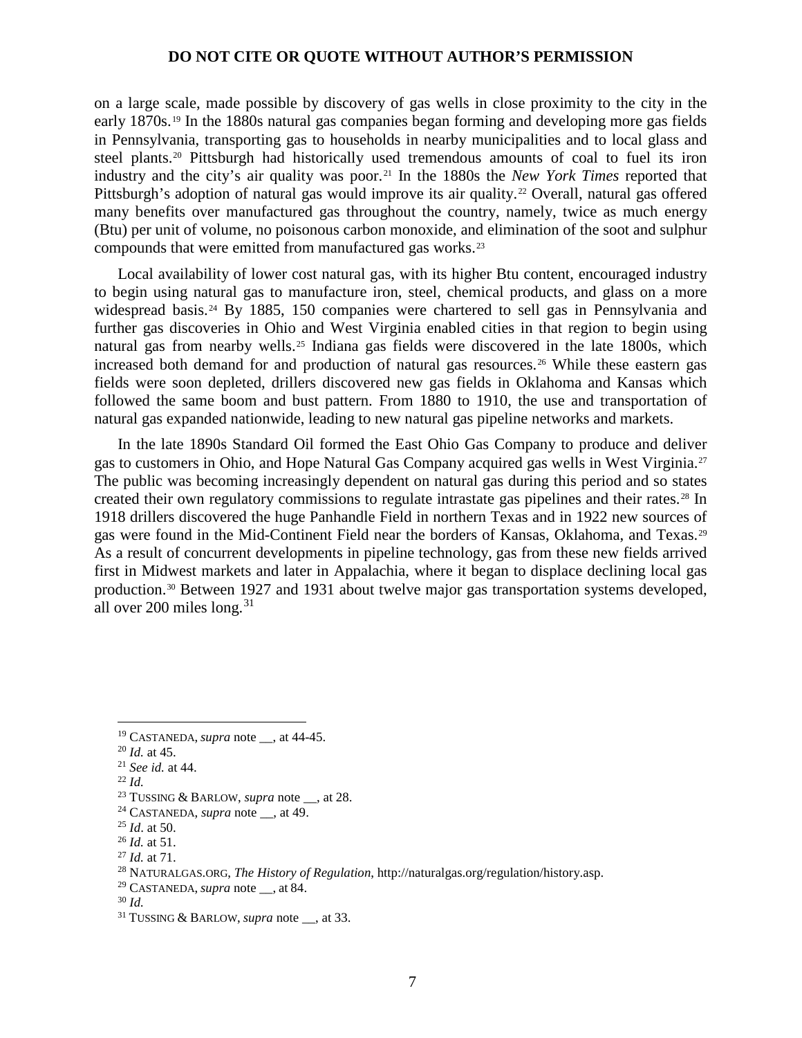on a large scale, made possible by discovery of gas wells in close proximity to the city in the early 1870s.[19] In the 1880s natural gas companies began forming and developing more gas fields in Pennsylvania, transporting gas to households in nearby municipalities and to local glass and steel plants.[20] Pittsburgh had historically used tremendous amounts of coal to fuel its iron industry and the city's air quality was poor.[21] In the 1880s the *New York Times* reported that Pittsburgh's adoption of natural gas would improve its air quality.[22] Overall, natural gas offered many benefits over manufactured gas throughout the country, namely, twice as much energy (Btu) per unit of volume, no poisonous carbon monoxide, and elimination of the soot and sulphur compounds that were emitted from manufactured gas works.[23]

Local availability of lower cost natural gas, with its higher Btu content, encouraged industry to begin using natural gas to manufacture iron, steel, chemical products, and glass on a more widespread basis.[24] By 1885, 150 companies were chartered to sell gas in Pennsylvania and further gas discoveries in Ohio and West Virginia enabled cities in that region to begin using natural gas from nearby wells.[25] Indiana gas fields were discovered in the late 1800s, which increased both demand for and production of natural gas resources.[26] While these eastern gas fields were soon depleted, drillers discovered new gas fields in Oklahoma and Kansas which followed the same boom and bust pattern. From 1880 to 1910, the use and transportation of natural gas expanded nationwide, leading to new natural gas pipeline networks and markets.

In the late 1890s Standard Oil formed the East Ohio Gas Company to produce and deliver gas to customers in Ohio, and Hope Natural Gas Company acquired gas wells in West Virginia.[27] The public was becoming increasingly dependent on natural gas during this period and so states created their own regulatory commissions to regulate intrastate gas pipelines and their rates.[28] In 1918 drillers discovered the huge Panhandle Field in northern Texas and in 1922 new sources of gas were found in the Mid-Continent Field near the borders of Kansas, Oklahoma, and Texas.[29] As a result of concurrent developments in pipeline technology, gas from these new fields arrived first in Midwest markets and later in Appalachia, where it began to displace declining local gas production.[30] Between 1927 and 1931 about twelve major gas transportation systems developed, all over 200 miles long.[31]

---

[19] CASTANEDA, *supra* note __, at 44-45.
[20] *Id.* at 45.
[21] *See id.* at 44.
[22] *Id.*
[23] TUSSING & BARLOW, *supra* note __, at 28.
[24] CASTANEDA, *supra* note __, at 49.
[25] *Id*. at 50.
[26] *Id.* at 51.
[27] *Id.* at 71.
[28] NATURALGAS.ORG, *The History of Regulation*, http://naturalgas.org/regulation/history.asp.
[29] CASTANEDA, *supra* note __, at 84.
[30] *Id.*
[31] TUSSING & BARLOW, *supra* note __, at 33.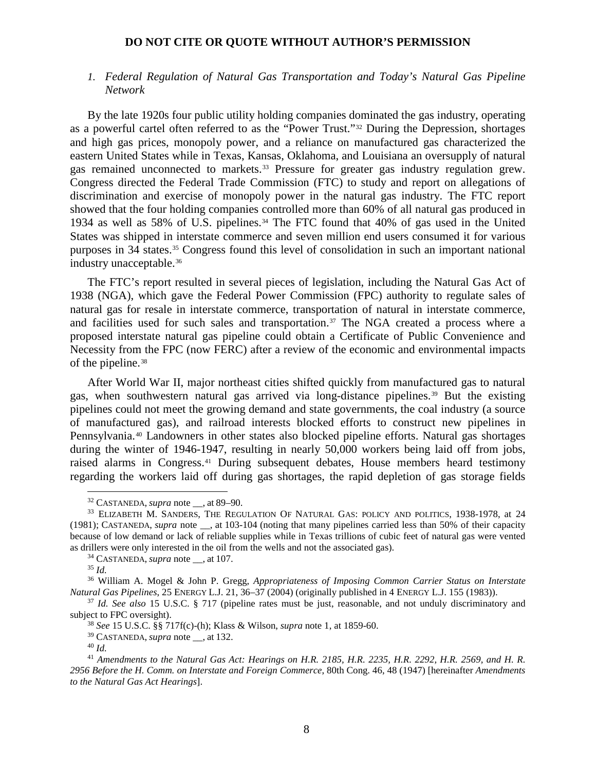### 1. *Federal Regulation of Natural Gas Transportation and Today's Natural Gas Pipeline Network*

By the late 1920s four public utility holding companies dominated the gas industry, operating as a powerful cartel often referred to as the "Power Trust."[32] During the Depression, shortages and high gas prices, monopoly power, and a reliance on manufactured gas characterized the eastern United States while in Texas, Kansas, Oklahoma, and Louisiana an oversupply of natural gas remained unconnected to markets.[33] Pressure for greater gas industry regulation grew. Congress directed the Federal Trade Commission (FTC) to study and report on allegations of discrimination and exercise of monopoly power in the natural gas industry. The FTC report showed that the four holding companies controlled more than 60% of all natural gas produced in 1934 as well as 58% of U.S. pipelines.[34] The FTC found that 40% of gas used in the United States was shipped in interstate commerce and seven million end users consumed it for various purposes in 34 states.[35] Congress found this level of consolidation in such an important national industry unacceptable.[36]

The FTC's report resulted in several pieces of legislation, including the Natural Gas Act of 1938 (NGA), which gave the Federal Power Commission (FPC) authority to regulate sales of natural gas for resale in interstate commerce, transportation of natural in interstate commerce, and facilities used for such sales and transportation.[37] The NGA created a process where a proposed interstate natural gas pipeline could obtain a Certificate of Public Convenience and Necessity from the FPC (now FERC) after a review of the economic and environmental impacts of the pipeline.[38]

After World War II, major northeast cities shifted quickly from manufactured gas to natural gas, when southwestern natural gas arrived via long-distance pipelines.[39] But the existing pipelines could not meet the growing demand and state governments, the coal industry (a source of manufactured gas), and railroad interests blocked efforts to construct new pipelines in Pennsylvania.[40] Landowners in other states also blocked pipeline efforts. Natural gas shortages during the winter of 1946-1947, resulting in nearly 50,000 workers being laid off from jobs, raised alarms in Congress.[41] During subsequent debates, House members heard testimony regarding the workers laid off during gas shortages, the rapid depletion of gas storage fields

---

[32] CASTANEDA, *supra* note __, at 89–90.

[33] ELIZABETH M. SANDERS, THE REGULATION OF NATURAL GAS: POLICY AND POLITICS, 1938-1978, at 24 (1981); CASTANEDA, *supra* note __, at 103-104 (noting that many pipelines carried less than 50% of their capacity because of low demand or lack of reliable supplies while in Texas trillions of cubic feet of natural gas were vented as drillers were only interested in the oil from the wells and not the associated gas).

[34] CASTANEDA, *supra* note __, at 107.

[35] *Id.*

[36] William A. Mogel & John P. Gregg, *Appropriateness of Imposing Common Carrier Status on Interstate Natural Gas Pipelines*, 25 ENERGY L.J. 21, 36–37 (2004) (originally published in 4 ENERGY L.J. 155 (1983)).

[37] *Id. See also* 15 U.S.C. § 717 (pipeline rates must be just, reasonable, and not unduly discriminatory and subject to FPC oversight).

[38] *See* 15 U.S.C. §§ 717f(c)-(h); Klass & Wilson, *supra* note 1, at 1859-60.

[39] CASTANEDA, *supra* note __, at 132.

[40] *Id.*

[41] *Amendments to the Natural Gas Act: Hearings on H.R. 2185, H.R. 2235, H.R. 2292, H.R. 2569, and H. R. 2956 Before the H. Comm. on Interstate and Foreign Commerce*, 80th Cong. 46, 48 (1947) [hereinafter *Amendments to the Natural Gas Act Hearings*].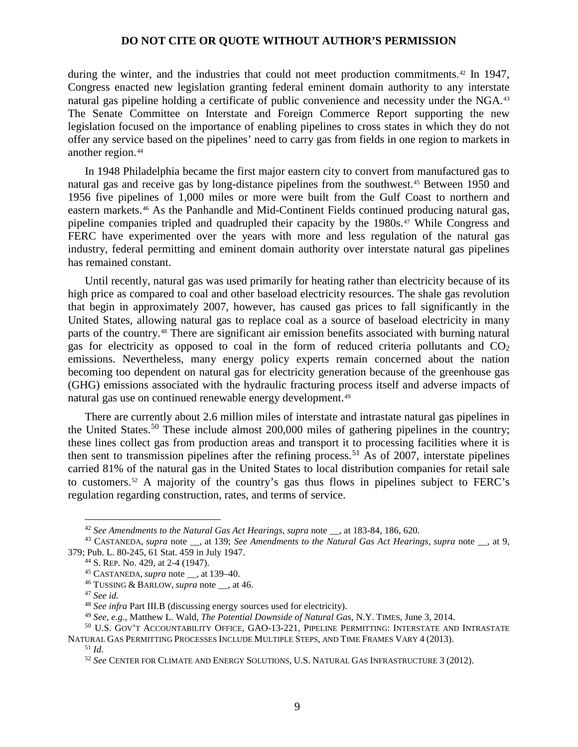during the winter, and the industries that could not meet production commitments.[42] In 1947, Congress enacted new legislation granting federal eminent domain authority to any interstate natural gas pipeline holding a certificate of public convenience and necessity under the NGA.[43] The Senate Committee on Interstate and Foreign Commerce Report supporting the new legislation focused on the importance of enabling pipelines to cross states in which they do not offer any service based on the pipelines' need to carry gas from fields in one region to markets in another region.[44]

In 1948 Philadelphia became the first major eastern city to convert from manufactured gas to natural gas and receive gas by long-distance pipelines from the southwest.[45] Between 1950 and 1956 five pipelines of 1,000 miles or more were built from the Gulf Coast to northern and eastern markets.[46] As the Panhandle and Mid-Continent Fields continued producing natural gas, pipeline companies tripled and quadrupled their capacity by the 1980s.[47] While Congress and FERC have experimented over the years with more and less regulation of the natural gas industry, federal permitting and eminent domain authority over interstate natural gas pipelines has remained constant.

Until recently, natural gas was used primarily for heating rather than electricity because of its high price as compared to coal and other baseload electricity resources. The shale gas revolution that begin in approximately 2007, however, has caused gas prices to fall significantly in the United States, allowing natural gas to replace coal as a source of baseload electricity in many parts of the country.[48] There are significant air emission benefits associated with burning natural gas for electricity as opposed to coal in the form of reduced criteria pollutants and $CO_2$ emissions. Nevertheless, many energy policy experts remain concerned about the nation becoming too dependent on natural gas for electricity generation because of the greenhouse gas (GHG) emissions associated with the hydraulic fracturing process itself and adverse impacts of natural gas use on continued renewable energy development.[49]

There are currently about 2.6 million miles of interstate and intrastate natural gas pipelines in the United States.[50] These include almost 200,000 miles of gathering pipelines in the country; these lines collect gas from production areas and transport it to processing facilities where it is then sent to transmission pipelines after the refining process.[51] As of 2007, interstate pipelines carried 81% of the natural gas in the United States to local distribution companies for retail sale to customers.[52] A majority of the country's gas thus flows in pipelines subject to FERC's regulation regarding construction, rates, and terms of service.

---

[42] *See Amendments to the Natural Gas Act Hearings*, *supra* note __, at 183-84, 186, 620.

[43] CASTANEDA, *supra* note __, at 139; *See Amendments to the Natural Gas Act Hearings*, *supra* note __, at 9, 379; Pub. L. 80-245, 61 Stat. 459 in July 1947.

[44] S. REP. No. 429, at 2-4 (1947).

[45] CASTANEDA, *supra* note __, at 139–40.

[46] TUSSING & BARLOW, *supra* note __, at 46.

[47] *See id.*

[48] *See infra* Part III.B (discussing energy sources used for electricity).

[49] *See, e.g.*, Matthew L. Wald, *The Potential Downside of Natural Gas*, N.Y. TIMES, June 3, 2014.

[50] U.S. GOV'T ACCOUNTABILITY OFFICE, GAO-13-221, PIPELINE PERMITTING: INTERSTATE AND INTRASTATE NATURAL GAS PERMITTING PROCESSES INCLUDE MULTIPLE STEPS, AND TIME FRAMES VARY 4 (2013).

[51] *Id.*

[52] *See* CENTER FOR CLIMATE AND ENERGY SOLUTIONS, U.S. NATURAL GAS INFRASTRUCTURE 3 (2012).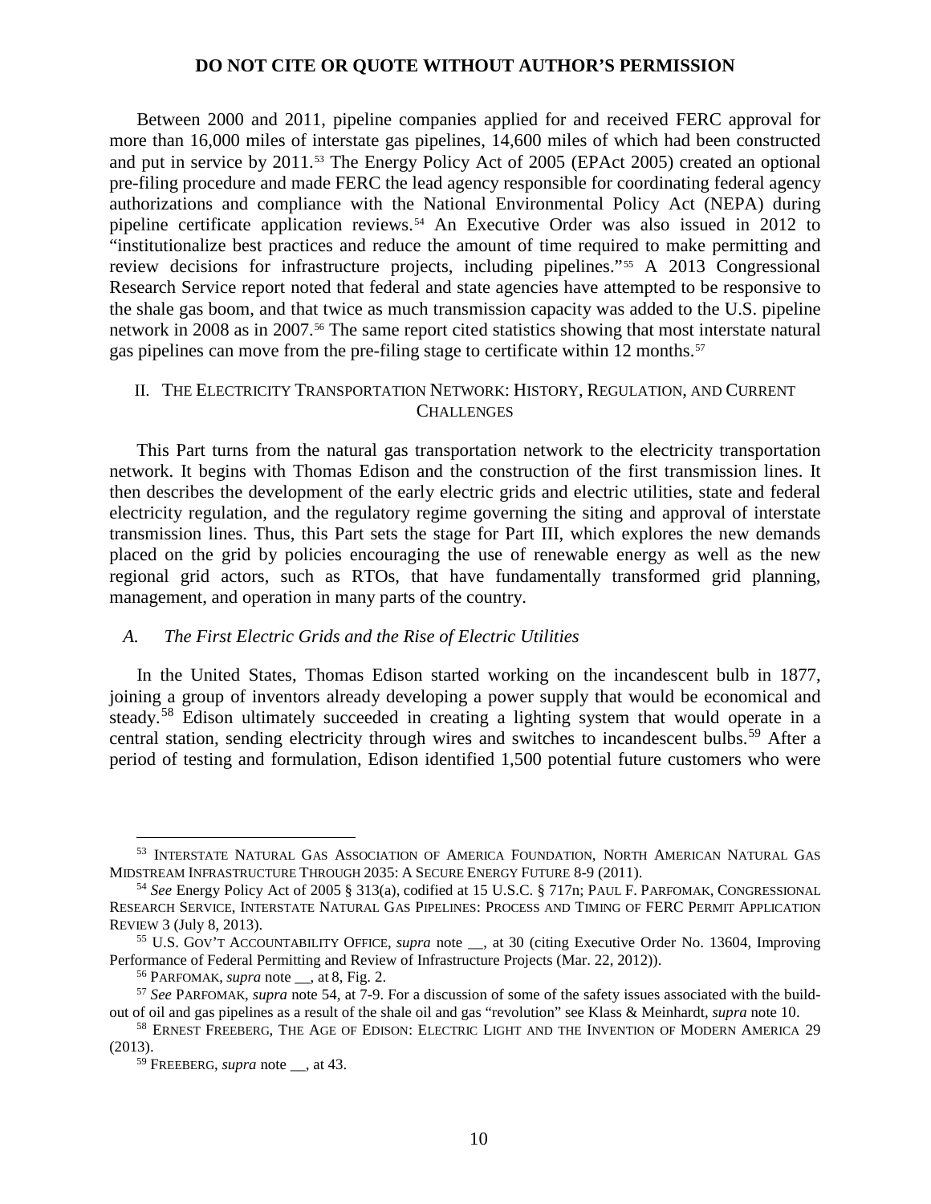Between 2000 and 2011, pipeline companies applied for and received FERC approval for more than 16,000 miles of interstate gas pipelines, 14,600 miles of which had been constructed and put in service by 2011.[53] The Energy Policy Act of 2005 (EPAct 2005) created an optional pre-filing procedure and made FERC the lead agency responsible for coordinating federal agency authorizations and compliance with the National Environmental Policy Act (NEPA) during pipeline certificate application reviews.[54] An Executive Order was also issued in 2012 to "institutionalize best practices and reduce the amount of time required to make permitting and review decisions for infrastructure projects, including pipelines."[55] A 2013 Congressional Research Service report noted that federal and state agencies have attempted to be responsive to the shale gas boom, and that twice as much transmission capacity was added to the U.S. pipeline network in 2008 as in 2007.[56] The same report cited statistics showing that most interstate natural gas pipelines can move from the pre-filing stage to certificate within 12 months.[57]

## II. The Electricity Transportation Network: History, Regulation, and Current Challenges

This Part turns from the natural gas transportation network to the electricity transportation network. It begins with Thomas Edison and the construction of the first transmission lines. It then describes the development of the early electric grids and electric utilities, state and federal electricity regulation, and the regulatory regime governing the siting and approval of interstate transmission lines. Thus, this Part sets the stage for Part III, which explores the new demands placed on the grid by policies encouraging the use of renewable energy as well as the new regional grid actors, such as RTOs, that have fundamentally transformed grid planning, management, and operation in many parts of the country.

### *A. The First Electric Grids and the Rise of Electric Utilities*

In the United States, Thomas Edison started working on the incandescent bulb in 1877, joining a group of inventors already developing a power supply that would be economical and steady.[58] Edison ultimately succeeded in creating a lighting system that would operate in a central station, sending electricity through wires and switches to incandescent bulbs.[59] After a period of testing and formulation, Edison identified 1,500 potential future customers who were

---

[53] Interstate Natural Gas Association of America Foundation, North American Natural Gas Midstream Infrastructure Through 2035: A Secure Energy Future 8-9 (2011).

[54] *See* Energy Policy Act of 2005 § 313(a), codified at 15 U.S.C. § 717n; Paul F. Parfomak, Congressional Research Service, Interstate Natural Gas Pipelines: Process and Timing of FERC Permit Application Review 3 (July 8, 2013).

[55] U.S. Gov't Accountability Office, *supra* note __, at 30 (citing Executive Order No. 13604, Improving Performance of Federal Permitting and Review of Infrastructure Projects (Mar. 22, 2012)).

[56] Parfomak, *supra* note __, at 8, Fig. 2.

[57] *See* Parfomak, *supra* note 54, at 7-9. For a discussion of some of the safety issues associated with the build-out of oil and gas pipelines as a result of the shale oil and gas "revolution" see Klass & Meinhardt, *supra* note 10.

[58] Ernest Freeberg, The Age of Edison: Electric Light and the Invention of Modern America 29 (2013).

[59] Freeberg, *supra* note __, at 43.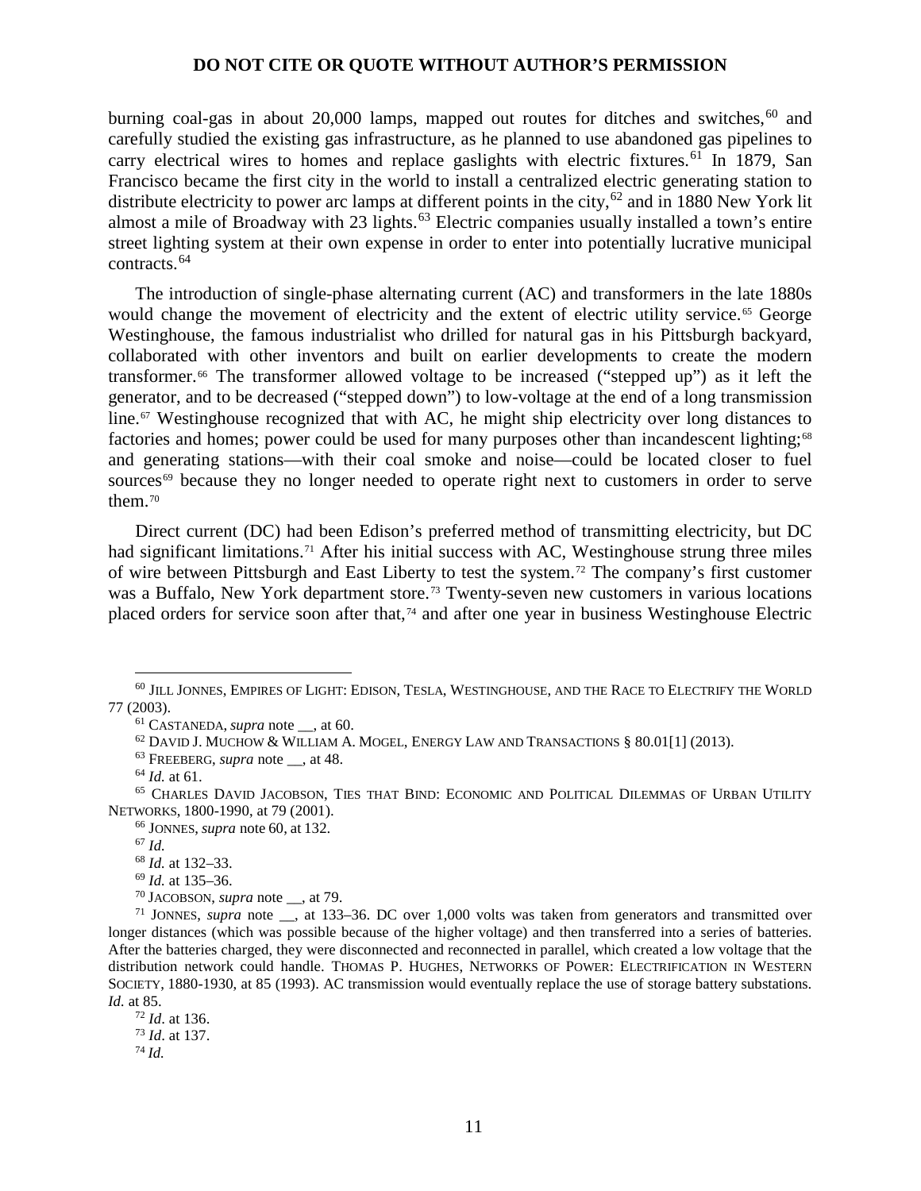burning coal-gas in about 20,000 lamps, mapped out routes for ditches and switches,[60] and carefully studied the existing gas infrastructure, as he planned to use abandoned gas pipelines to carry electrical wires to homes and replace gaslights with electric fixtures.[61] In 1879, San Francisco became the first city in the world to install a centralized electric generating station to distribute electricity to power arc lamps at different points in the city,[62] and in 1880 New York lit almost a mile of Broadway with 23 lights.[63] Electric companies usually installed a town's entire street lighting system at their own expense in order to enter into potentially lucrative municipal contracts.[64]

The introduction of single-phase alternating current (AC) and transformers in the late 1880s would change the movement of electricity and the extent of electric utility service.[65] George Westinghouse, the famous industrialist who drilled for natural gas in his Pittsburgh backyard, collaborated with other inventors and built on earlier developments to create the modern transformer.[66] The transformer allowed voltage to be increased ("stepped up") as it left the generator, and to be decreased ("stepped down") to low-voltage at the end of a long transmission line.[67] Westinghouse recognized that with AC, he might ship electricity over long distances to factories and homes; power could be used for many purposes other than incandescent lighting;[68] and generating stations—with their coal smoke and noise—could be located closer to fuel sources[69] because they no longer needed to operate right next to customers in order to serve them.[70]

Direct current (DC) had been Edison's preferred method of transmitting electricity, but DC had significant limitations.[71] After his initial success with AC, Westinghouse strung three miles of wire between Pittsburgh and East Liberty to test the system.[72] The company's first customer was a Buffalo, New York department store.[73] Twenty-seven new customers in various locations placed orders for service soon after that,[74] and after one year in business Westinghouse Electric

---

[60] JILL JONNES, EMPIRES OF LIGHT: EDISON, TESLA, WESTINGHOUSE, AND THE RACE TO ELECTRIFY THE WORLD 77 (2003).

[61] CASTANEDA, *supra* note __, at 60.

[62] DAVID J. MUCHOW & WILLIAM A. MOGEL, ENERGY LAW AND TRANSACTIONS § 80.01[1] (2013).

[63] FREEBERG, *supra* note __, at 48.

[64] *Id.* at 61.

[65] CHARLES DAVID JACOBSON, TIES THAT BIND: ECONOMIC AND POLITICAL DILEMMAS OF URBAN UTILITY NETWORKS, 1800-1990, at 79 (2001).

[66] JONNES, *supra* note 60, at 132.

[67] *Id.*

[68] *Id.* at 132–33.

[69] *Id.* at 135–36.

[70] JACOBSON, *supra* note __, at 79.

[71] JONNES, *supra* note __, at 133–36. DC over 1,000 volts was taken from generators and transmitted over longer distances (which was possible because of the higher voltage) and then transferred into a series of batteries. After the batteries charged, they were disconnected and reconnected in parallel, which created a low voltage that the distribution network could handle. THOMAS P. HUGHES, NETWORKS OF POWER: ELECTRIFICATION IN WESTERN SOCIETY, 1880-1930, at 85 (1993). AC transmission would eventually replace the use of storage battery substations. *Id.* at 85.

[72] *Id*. at 136.

[73] *Id*. at 137.

[74] *Id.*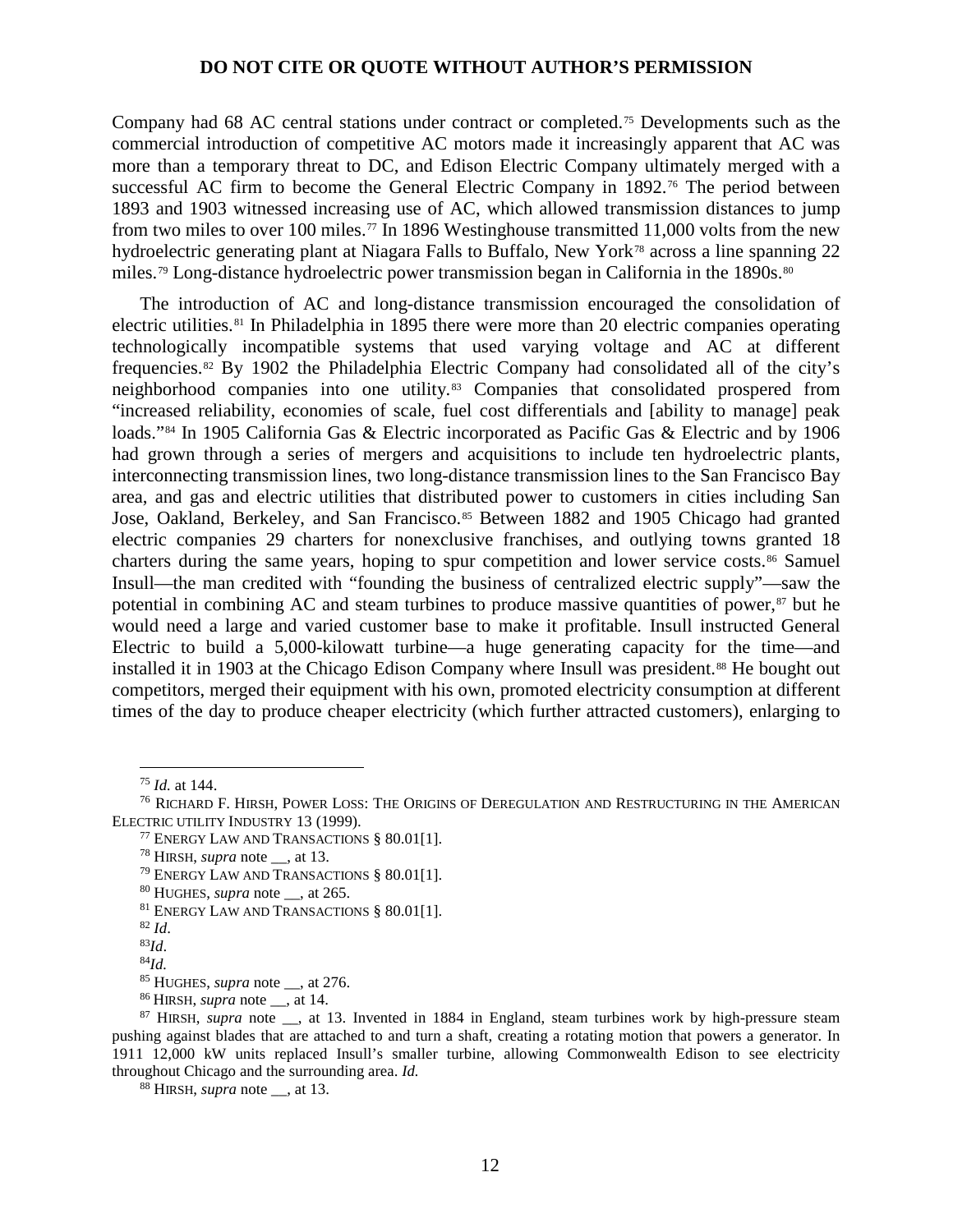Company had 68 AC central stations under contract or completed.[75] Developments such as the commercial introduction of competitive AC motors made it increasingly apparent that AC was more than a temporary threat to DC, and Edison Electric Company ultimately merged with a successful AC firm to become the General Electric Company in 1892.[76] The period between 1893 and 1903 witnessed increasing use of AC, which allowed transmission distances to jump from two miles to over 100 miles.[77] In 1896 Westinghouse transmitted 11,000 volts from the new hydroelectric generating plant at Niagara Falls to Buffalo, New York[78] across a line spanning 22 miles.[79] Long-distance hydroelectric power transmission began in California in the 1890s.[80]

The introduction of AC and long-distance transmission encouraged the consolidation of electric utilities.[81] In Philadelphia in 1895 there were more than 20 electric companies operating technologically incompatible systems that used varying voltage and AC at different frequencies.[82] By 1902 the Philadelphia Electric Company had consolidated all of the city's neighborhood companies into one utility.[83] Companies that consolidated prospered from "increased reliability, economies of scale, fuel cost differentials and [ability to manage] peak loads."[84] In 1905 California Gas & Electric incorporated as Pacific Gas & Electric and by 1906 had grown through a series of mergers and acquisitions to include ten hydroelectric plants, interconnecting transmission lines, two long-distance transmission lines to the San Francisco Bay area, and gas and electric utilities that distributed power to customers in cities including San Jose, Oakland, Berkeley, and San Francisco.[85] Between 1882 and 1905 Chicago had granted electric companies 29 charters for nonexclusive franchises, and outlying towns granted 18 charters during the same years, hoping to spur competition and lower service costs.[86] Samuel Insull—the man credited with "founding the business of centralized electric supply"—saw the potential in combining AC and steam turbines to produce massive quantities of power,[87] but he would need a large and varied customer base to make it profitable. Insull instructed General Electric to build a 5,000-kilowatt turbine—a huge generating capacity for the time—and installed it in 1903 at the Chicago Edison Company where Insull was president.[88] He bought out competitors, merged their equipment with his own, promoted electricity consumption at different times of the day to produce cheaper electricity (which further attracted customers), enlarging to

---

[75] *Id.* at 144.

[76] RICHARD F. HIRSH, POWER LOSS: THE ORIGINS OF DEREGULATION AND RESTRUCTURING IN THE AMERICAN ELECTRIC UTILITY INDUSTRY 13 (1999).

[77] ENERGY LAW AND TRANSACTIONS § 80.01[1].

[78] HIRSH, *supra* note __, at 13.

[79] ENERGY LAW AND TRANSACTIONS § 80.01[1].

[80] HUGHES, *supra* note __, at 265.

[81] ENERGY LAW AND TRANSACTIONS § 80.01[1].

[82] *Id*.

[83] *Id*.

[84] *Id.*

[85] HUGHES, *supra* note __, at 276.

[86] HIRSH, *supra* note __, at 14.

[87] HIRSH, *supra* note __, at 13. Invented in 1884 in England, steam turbines work by high-pressure steam pushing against blades that are attached to and turn a shaft, creating a rotating motion that powers a generator. In 1911 12,000 kW units replaced Insull's smaller turbine, allowing Commonwealth Edison to see electricity throughout Chicago and the surrounding area. *Id.*

[88] HIRSH, *supra* note __, at 13.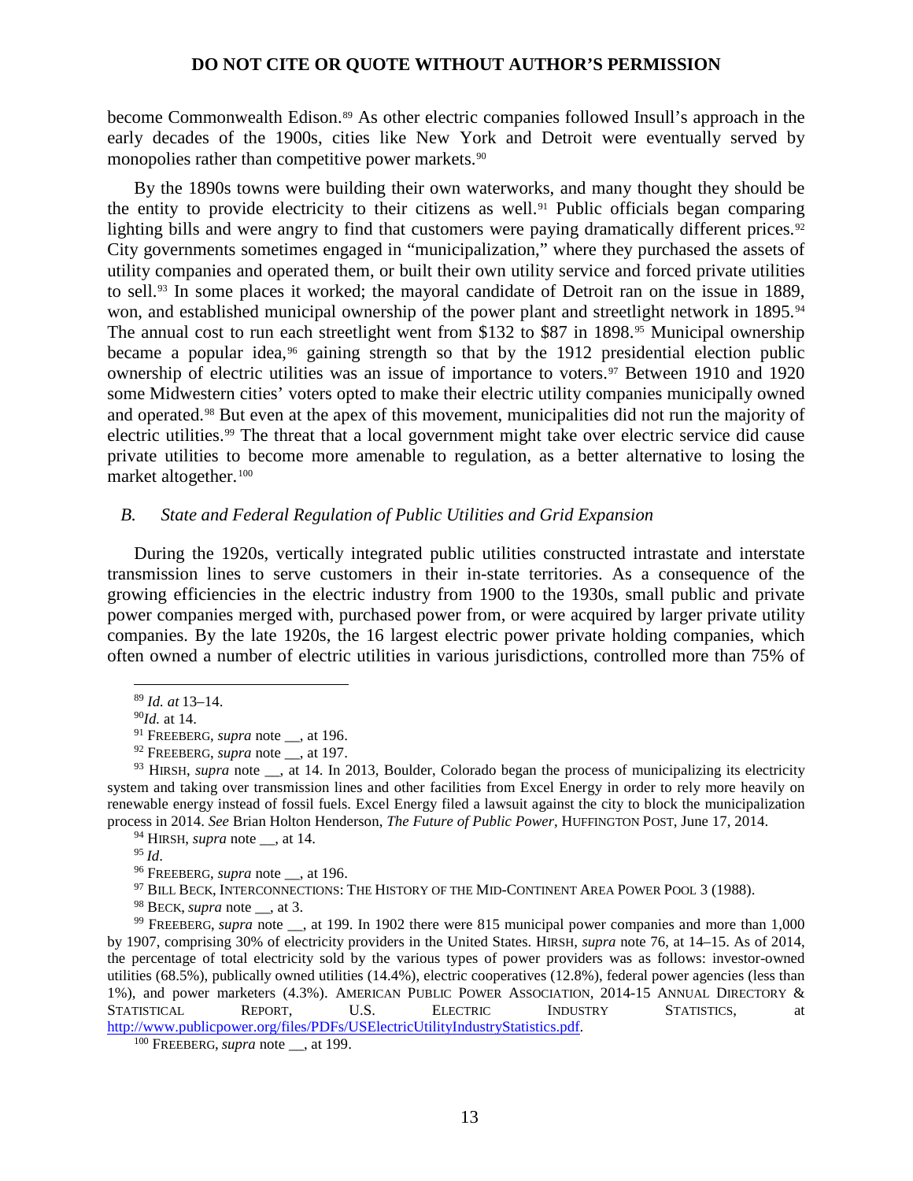become Commonwealth Edison.[89] As other electric companies followed Insull's approach in the early decades of the 1900s, cities like New York and Detroit were eventually served by monopolies rather than competitive power markets.[90]

By the 1890s towns were building their own waterworks, and many thought they should be the entity to provide electricity to their citizens as well.[91] Public officials began comparing lighting bills and were angry to find that customers were paying dramatically different prices.[92] City governments sometimes engaged in "municipalization," where they purchased the assets of utility companies and operated them, or built their own utility service and forced private utilities to sell.[93] In some places it worked; the mayoral candidate of Detroit ran on the issue in 1889, won, and established municipal ownership of the power plant and streetlight network in 1895.[94] The annual cost to run each streetlight went from $132 to $87 in 1898.[95] Municipal ownership became a popular idea,[96] gaining strength so that by the 1912 presidential election public ownership of electric utilities was an issue of importance to voters.[97] Between 1910 and 1920 some Midwestern cities' voters opted to make their electric utility companies municipally owned and operated.[98] But even at the apex of this movement, municipalities did not run the majority of electric utilities.[99] The threat that a local government might take over electric service did cause private utilities to become more amenable to regulation, as a better alternative to losing the market altogether.[100]

### *B. State and Federal Regulation of Public Utilities and Grid Expansion*

During the 1920s, vertically integrated public utilities constructed intrastate and interstate transmission lines to serve customers in their in-state territories. As a consequence of the growing efficiencies in the electric industry from 1900 to the 1930s, small public and private power companies merged with, purchased power from, or were acquired by larger private utility companies. By the late 1920s, the 16 largest electric power private holding companies, which often owned a number of electric utilities in various jurisdictions, controlled more than 75% of

---

[89] *Id. at* 13–14.

[90] *Id.* at 14.

[91] FREEBERG, *supra* note __, at 196.

[92] FREEBERG, *supra* note __, at 197.

[93] HIRSH, *supra* note __, at 14. In 2013, Boulder, Colorado began the process of municipalizing its electricity system and taking over transmission lines and other facilities from Excel Energy in order to rely more heavily on renewable energy instead of fossil fuels. Excel Energy filed a lawsuit against the city to block the municipalization process in 2014. *See* Brian Holton Henderson, *The Future of Public Power*, HUFFINGTON POST, June 17, 2014.

[94] HIRSH, *supra* note __, at 14.

[95] *Id*.

[96] FREEBERG, *supra* note __, at 196.

[97] BILL BECK, INTERCONNECTIONS: THE HISTORY OF THE MID-CONTINENT AREA POWER POOL 3 (1988).

[98] BECK, *supra* note __, at 3.

[99] FREEBERG, *supra* note __, at 199. In 1902 there were 815 municipal power companies and more than 1,000 by 1907, comprising 30% of electricity providers in the United States. HIRSH, *supra* note 76, at 14–15. As of 2014, the percentage of total electricity sold by the various types of power providers was as follows: investor-owned utilities (68.5%), publically owned utilities (14.4%), electric cooperatives (12.8%), federal power agencies (less than 1%), and power marketers (4.3%). AMERICAN PUBLIC POWER ASSOCIATION, 2014-15 ANNUAL DIRECTORY & STATISTICAL REPORT, U.S. ELECTRIC INDUSTRY STATISTICS, at http://www.publicpower.org/files/PDFs/USElectricUtilityIndustryStatistics.pdf.

[100] FREEBERG, *supra* note __, at 199.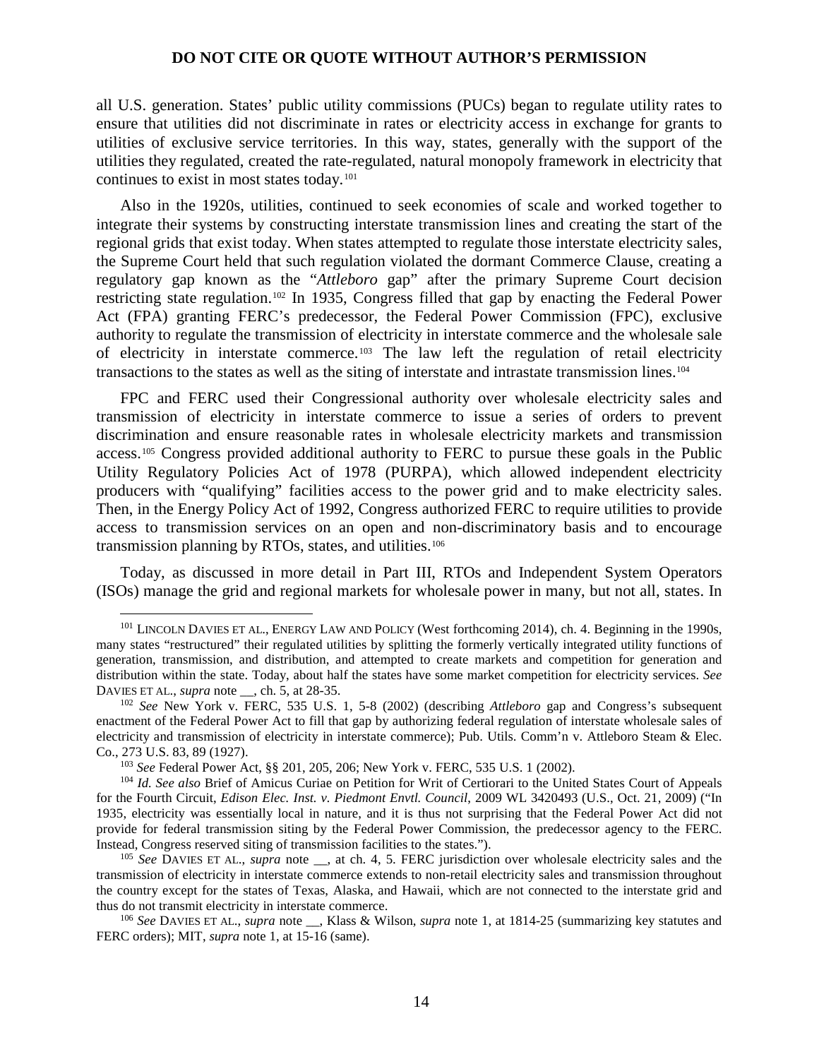all U.S. generation. States' public utility commissions (PUCs) began to regulate utility rates to ensure that utilities did not discriminate in rates or electricity access in exchange for grants to utilities of exclusive service territories. In this way, states, generally with the support of the utilities they regulated, created the rate-regulated, natural monopoly framework in electricity that continues to exist in most states today.[101]

Also in the 1920s, utilities, continued to seek economies of scale and worked together to integrate their systems by constructing interstate transmission lines and creating the start of the regional grids that exist today. When states attempted to regulate those interstate electricity sales, the Supreme Court held that such regulation violated the dormant Commerce Clause, creating a regulatory gap known as the "*Attleboro* gap" after the primary Supreme Court decision restricting state regulation.[102] In 1935, Congress filled that gap by enacting the Federal Power Act (FPA) granting FERC's predecessor, the Federal Power Commission (FPC), exclusive authority to regulate the transmission of electricity in interstate commerce and the wholesale sale of electricity in interstate commerce.[103] The law left the regulation of retail electricity transactions to the states as well as the siting of interstate and intrastate transmission lines.[104]

FPC and FERC used their Congressional authority over wholesale electricity sales and transmission of electricity in interstate commerce to issue a series of orders to prevent discrimination and ensure reasonable rates in wholesale electricity markets and transmission access.[105] Congress provided additional authority to FERC to pursue these goals in the Public Utility Regulatory Policies Act of 1978 (PURPA), which allowed independent electricity producers with "qualifying" facilities access to the power grid and to make electricity sales. Then, in the Energy Policy Act of 1992, Congress authorized FERC to require utilities to provide access to transmission services on an open and non-discriminatory basis and to encourage transmission planning by RTOs, states, and utilities.[106]

Today, as discussed in more detail in Part III, RTOs and Independent System Operators (ISOs) manage the grid and regional markets for wholesale power in many, but not all, states. In

---

[101] LINCOLN DAVIES ET AL., ENERGY LAW AND POLICY (West forthcoming 2014), ch. 4. Beginning in the 1990s, many states "restructured" their regulated utilities by splitting the formerly vertically integrated utility functions of generation, transmission, and distribution, and attempted to create markets and competition for generation and distribution within the state. Today, about half the states have some market competition for electricity services. *See* DAVIES ET AL., *supra* note __, ch. 5, at 28-35.

[102] *See* New York v. FERC, 535 U.S. 1, 5-8 (2002) (describing *Attleboro* gap and Congress's subsequent enactment of the Federal Power Act to fill that gap by authorizing federal regulation of interstate wholesale sales of electricity and transmission of electricity in interstate commerce); Pub. Utils. Comm'n v. Attleboro Steam & Elec. Co., 273 U.S. 83, 89 (1927).

[103] *See* Federal Power Act, §§ 201, 205, 206; New York v. FERC, 535 U.S. 1 (2002).

[104] *Id. See also* Brief of Amicus Curiae on Petition for Writ of Certiorari to the United States Court of Appeals for the Fourth Circuit, *Edison Elec. Inst. v. Piedmont Envtl. Council*, 2009 WL 3420493 (U.S., Oct. 21, 2009) ("In 1935, electricity was essentially local in nature, and it is thus not surprising that the Federal Power Act did not provide for federal transmission siting by the Federal Power Commission, the predecessor agency to the FERC. Instead, Congress reserved siting of transmission facilities to the states.").

[105] *See* DAVIES ET AL., *supra* note __, at ch. 4, 5. FERC jurisdiction over wholesale electricity sales and the transmission of electricity in interstate commerce extends to non-retail electricity sales and transmission throughout the country except for the states of Texas, Alaska, and Hawaii, which are not connected to the interstate grid and thus do not transmit electricity in interstate commerce.

[106] *See* DAVIES ET AL., *supra* note __, Klass & Wilson, *supra* note 1, at 1814-25 (summarizing key statutes and FERC orders); MIT, *supra* note 1, at 15-16 (same).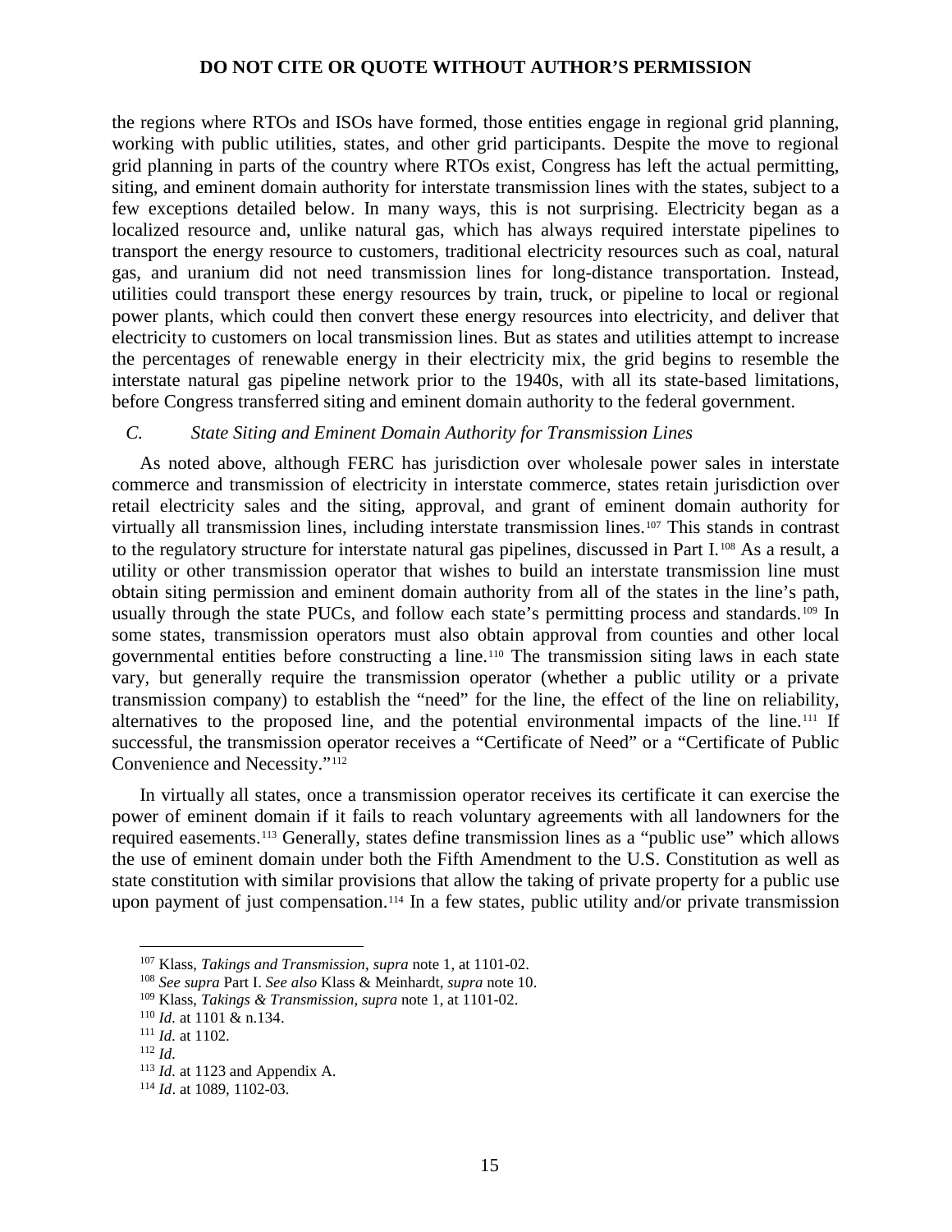the regions where RTOs and ISOs have formed, those entities engage in regional grid planning, working with public utilities, states, and other grid participants. Despite the move to regional grid planning in parts of the country where RTOs exist, Congress has left the actual permitting, siting, and eminent domain authority for interstate transmission lines with the states, subject to a few exceptions detailed below. In many ways, this is not surprising. Electricity began as a localized resource and, unlike natural gas, which has always required interstate pipelines to transport the energy resource to customers, traditional electricity resources such as coal, natural gas, and uranium did not need transmission lines for long-distance transportation. Instead, utilities could transport these energy resources by train, truck, or pipeline to local or regional power plants, which could then convert these energy resources into electricity, and deliver that electricity to customers on local transmission lines. But as states and utilities attempt to increase the percentages of renewable energy in their electricity mix, the grid begins to resemble the interstate natural gas pipeline network prior to the 1940s, with all its state-based limitations, before Congress transferred siting and eminent domain authority to the federal government.

### *C. State Siting and Eminent Domain Authority for Transmission Lines*

As noted above, although FERC has jurisdiction over wholesale power sales in interstate commerce and transmission of electricity in interstate commerce, states retain jurisdiction over retail electricity sales and the siting, approval, and grant of eminent domain authority for virtually all transmission lines, including interstate transmission lines.[107] This stands in contrast to the regulatory structure for interstate natural gas pipelines, discussed in Part I.[108] As a result, a utility or other transmission operator that wishes to build an interstate transmission line must obtain siting permission and eminent domain authority from all of the states in the line's path, usually through the state PUCs, and follow each state's permitting process and standards.[109] In some states, transmission operators must also obtain approval from counties and other local governmental entities before constructing a line.[110] The transmission siting laws in each state vary, but generally require the transmission operator (whether a public utility or a private transmission company) to establish the "need" for the line, the effect of the line on reliability, alternatives to the proposed line, and the potential environmental impacts of the line.[111] If successful, the transmission operator receives a "Certificate of Need" or a "Certificate of Public Convenience and Necessity."[112]

In virtually all states, once a transmission operator receives its certificate it can exercise the power of eminent domain if it fails to reach voluntary agreements with all landowners for the required easements.[113] Generally, states define transmission lines as a "public use" which allows the use of eminent domain under both the Fifth Amendment to the U.S. Constitution as well as state constitution with similar provisions that allow the taking of private property for a public use upon payment of just compensation.[114] In a few states, public utility and/or private transmission

---

[107] Klass, *Takings and Transmission*, *supra* note 1, at 1101-02.
[108] *See supra* Part I. *See also* Klass & Meinhardt, *supra* note 10.
[109] Klass, *Takings & Transmission*, *supra* note 1, at 1101-02.
[110] *Id.* at 1101 & n.134.
[111] *Id.* at 1102.
[112] *Id.*
[113] *Id.* at 1123 and Appendix A.
[114] *Id*. at 1089, 1102-03.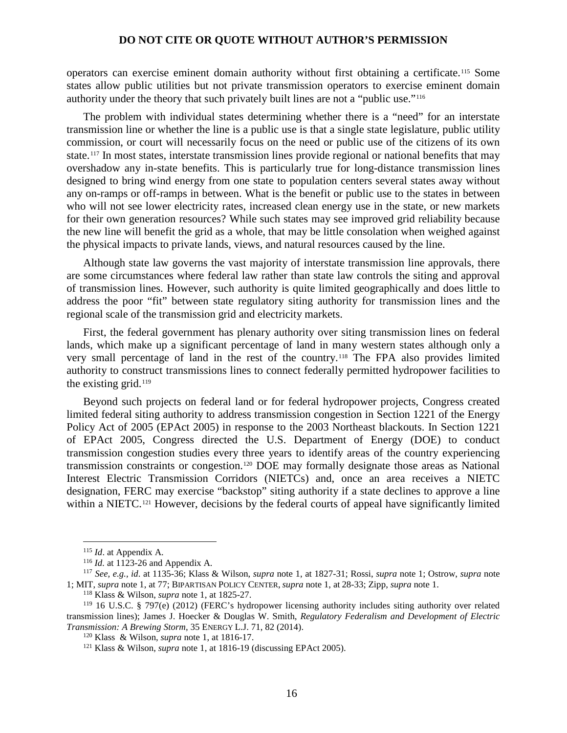operators can exercise eminent domain authority without first obtaining a certificate.[115] Some states allow public utilities but not private transmission operators to exercise eminent domain authority under the theory that such privately built lines are not a "public use."[116]

The problem with individual states determining whether there is a "need" for an interstate transmission line or whether the line is a public use is that a single state legislature, public utility commission, or court will necessarily focus on the need or public use of the citizens of its own state.[117] In most states, interstate transmission lines provide regional or national benefits that may overshadow any in-state benefits. This is particularly true for long-distance transmission lines designed to bring wind energy from one state to population centers several states away without any on-ramps or off-ramps in between. What is the benefit or public use to the states in between who will not see lower electricity rates, increased clean energy use in the state, or new markets for their own generation resources? While such states may see improved grid reliability because the new line will benefit the grid as a whole, that may be little consolation when weighed against the physical impacts to private lands, views, and natural resources caused by the line.

Although state law governs the vast majority of interstate transmission line approvals, there are some circumstances where federal law rather than state law controls the siting and approval of transmission lines. However, such authority is quite limited geographically and does little to address the poor "fit" between state regulatory siting authority for transmission lines and the regional scale of the transmission grid and electricity markets.

First, the federal government has plenary authority over siting transmission lines on federal lands, which make up a significant percentage of land in many western states although only a very small percentage of land in the rest of the country.[118] The FPA also provides limited authority to construct transmissions lines to connect federally permitted hydropower facilities to the existing grid.[119]

Beyond such projects on federal land or for federal hydropower projects, Congress created limited federal siting authority to address transmission congestion in Section 1221 of the Energy Policy Act of 2005 (EPAct 2005) in response to the 2003 Northeast blackouts. In Section 1221 of EPAct 2005, Congress directed the U.S. Department of Energy (DOE) to conduct transmission congestion studies every three years to identify areas of the country experiencing transmission constraints or congestion.[120] DOE may formally designate those areas as National Interest Electric Transmission Corridors (NIETCs) and, once an area receives a NIETC designation, FERC may exercise "backstop" siting authority if a state declines to approve a line within a NIETC.[121] However, decisions by the federal courts of appeal have significantly limited

---

[115] *Id*. at Appendix A.

[116] *Id*. at 1123-26 and Appendix A.

[117] *See, e.g., id*. at 1135-36; Klass & Wilson, *supra* note 1, at 1827-31; Rossi, *supra* note 1; Ostrow, *supra* note 1; MIT, *supra* note 1, at 77; BIPARTISAN POLICY CENTER, *supra* note 1, at 28-33; Zipp, *supra* note 1.

[118] Klass & Wilson, *supra* note 1, at 1825-27.

[119] 16 U.S.C. § 797(e) (2012) (FERC's hydropower licensing authority includes siting authority over related transmission lines); James J. Hoecker & Douglas W. Smith, *Regulatory Federalism and Development of Electric Transmission: A Brewing Storm*, 35 ENERGY L.J. 71, 82 (2014).

[120] Klass & Wilson, *supra* note 1, at 1816-17.

[121] Klass & Wilson, *supra* note 1, at 1816-19 (discussing EPAct 2005).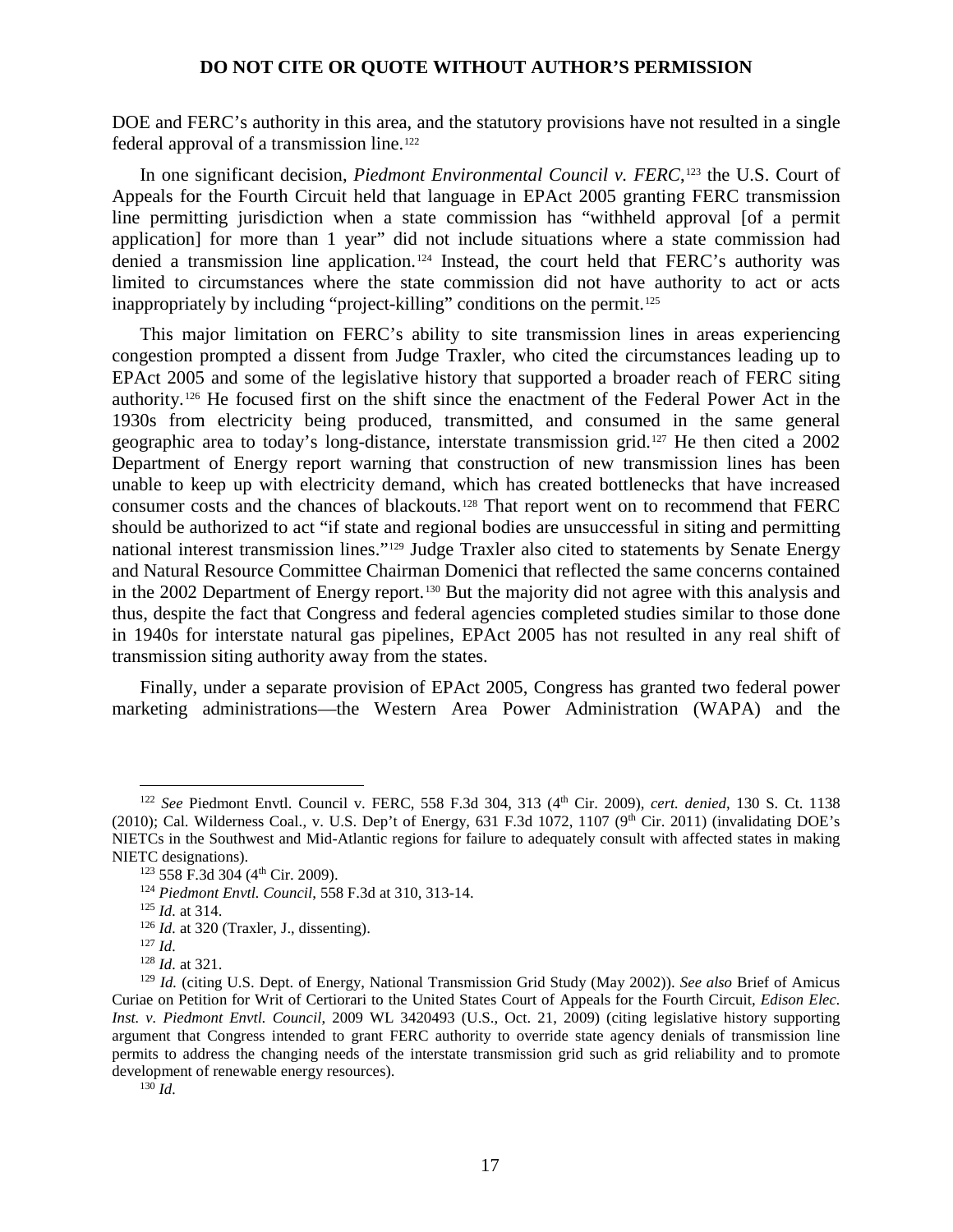DOE and FERC's authority in this area, and the statutory provisions have not resulted in a single federal approval of a transmission line.[122]

In one significant decision, *Piedmont Environmental Council v. FERC*,[123] the U.S. Court of Appeals for the Fourth Circuit held that language in EPAct 2005 granting FERC transmission line permitting jurisdiction when a state commission has "withheld approval [of a permit application] for more than 1 year" did not include situations where a state commission had denied a transmission line application.[124] Instead, the court held that FERC's authority was limited to circumstances where the state commission did not have authority to act or acts inappropriately by including "project-killing" conditions on the permit.[125]

This major limitation on FERC's ability to site transmission lines in areas experiencing congestion prompted a dissent from Judge Traxler, who cited the circumstances leading up to EPAct 2005 and some of the legislative history that supported a broader reach of FERC siting authority.[126] He focused first on the shift since the enactment of the Federal Power Act in the 1930s from electricity being produced, transmitted, and consumed in the same general geographic area to today's long-distance, interstate transmission grid.[127] He then cited a 2002 Department of Energy report warning that construction of new transmission lines has been unable to keep up with electricity demand, which has created bottlenecks that have increased consumer costs and the chances of blackouts.[128] That report went on to recommend that FERC should be authorized to act "if state and regional bodies are unsuccessful in siting and permitting national interest transmission lines."[129] Judge Traxler also cited to statements by Senate Energy and Natural Resource Committee Chairman Domenici that reflected the same concerns contained in the 2002 Department of Energy report.[130] But the majority did not agree with this analysis and thus, despite the fact that Congress and federal agencies completed studies similar to those done in 1940s for interstate natural gas pipelines, EPAct 2005 has not resulted in any real shift of transmission siting authority away from the states.

Finally, under a separate provision of EPAct 2005, Congress has granted two federal power marketing administrations—the Western Area Power Administration (WAPA) and the

---

[122] *See* Piedmont Envtl. Council v. FERC, 558 F.3d 304, 313 (4th Cir. 2009), *cert. denied*, 130 S. Ct. 1138 (2010); Cal. Wilderness Coal., v. U.S. Dep't of Energy, 631 F.3d 1072, 1107 (9th Cir. 2011) (invalidating DOE's NIETCs in the Southwest and Mid-Atlantic regions for failure to adequately consult with affected states in making NIETC designations).

[123] 558 F.3d 304 (4th Cir. 2009).

[124] *Piedmont Envtl. Council*, 558 F.3d at 310, 313-14.

[125] *Id.* at 314.

[126] *Id.* at 320 (Traxler, J., dissenting).

[127] *Id.*

[128] *Id.* at 321.

[129] *Id.* (citing U.S. Dept. of Energy, National Transmission Grid Study (May 2002)). *See also* Brief of Amicus Curiae on Petition for Writ of Certiorari to the United States Court of Appeals for the Fourth Circuit, *Edison Elec. Inst. v. Piedmont Envtl. Council*, 2009 WL 3420493 (U.S., Oct. 21, 2009) (citing legislative history supporting argument that Congress intended to grant FERC authority to override state agency denials of transmission line permits to address the changing needs of the interstate transmission grid such as grid reliability and to promote development of renewable energy resources).

[130] *Id.*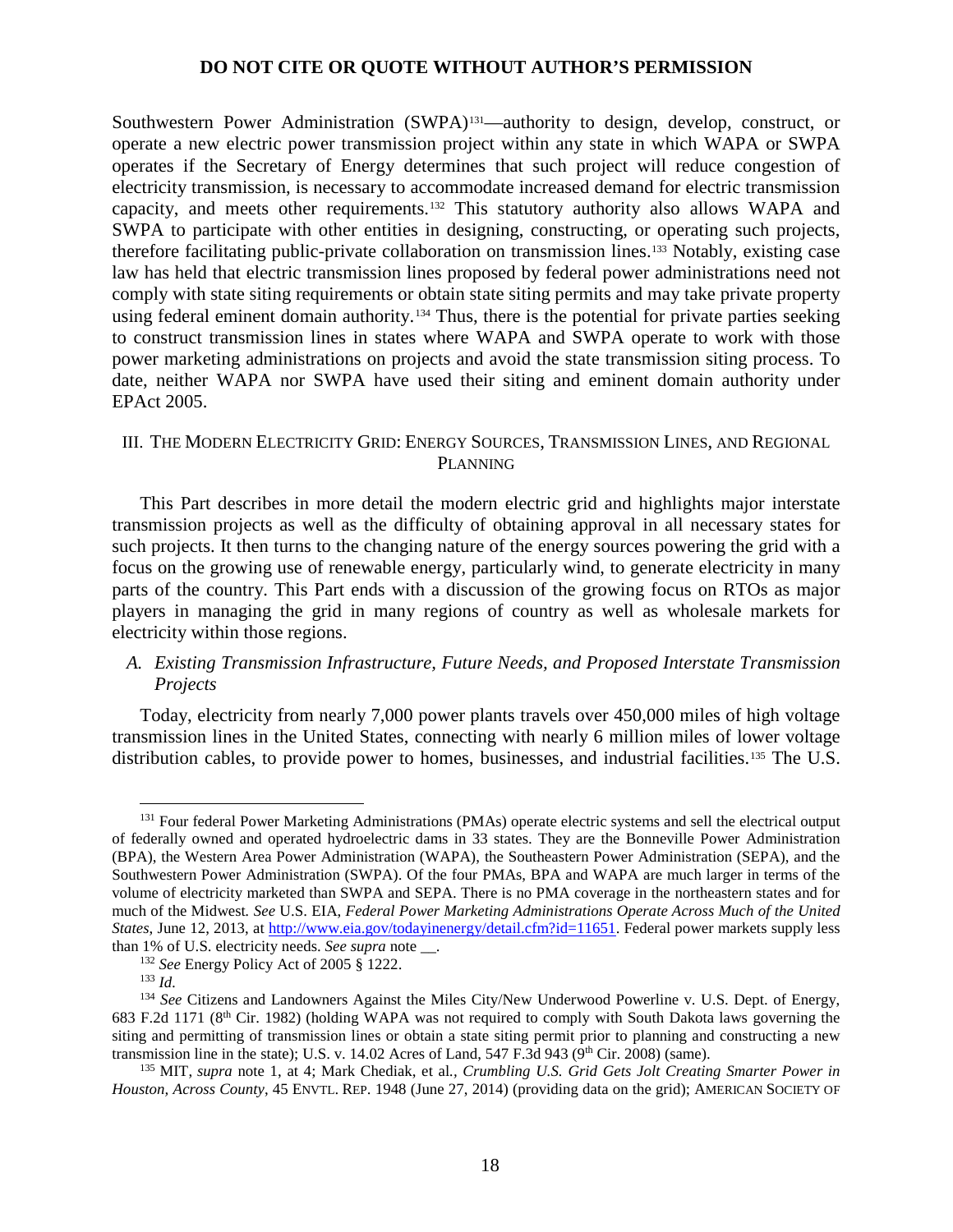Southwestern Power Administration (SWPA)[131]—authority to design, develop, construct, or operate a new electric power transmission project within any state in which WAPA or SWPA operates if the Secretary of Energy determines that such project will reduce congestion of electricity transmission, is necessary to accommodate increased demand for electric transmission capacity, and meets other requirements.[132] This statutory authority also allows WAPA and SWPA to participate with other entities in designing, constructing, or operating such projects, therefore facilitating public-private collaboration on transmission lines.[133] Notably, existing case law has held that electric transmission lines proposed by federal power administrations need not comply with state siting requirements or obtain state siting permits and may take private property using federal eminent domain authority.[134] Thus, there is the potential for private parties seeking to construct transmission lines in states where WAPA and SWPA operate to work with those power marketing administrations on projects and avoid the state transmission siting process. To date, neither WAPA nor SWPA have used their siting and eminent domain authority under EPAct 2005.

## III. The Modern Electricity Grid: Energy Sources, Transmission Lines, and Regional Planning

This Part describes in more detail the modern electric grid and highlights major interstate transmission projects as well as the difficulty of obtaining approval in all necessary states for such projects. It then turns to the changing nature of the energy sources powering the grid with a focus on the growing use of renewable energy, particularly wind, to generate electricity in many parts of the country. This Part ends with a discussion of the growing focus on RTOs as major players in managing the grid in many regions of country as well as wholesale markets for electricity within those regions.

### A. *Existing Transmission Infrastructure, Future Needs, and Proposed Interstate Transmission Projects*

Today, electricity from nearly 7,000 power plants travels over 450,000 miles of high voltage transmission lines in the United States, connecting with nearly 6 million miles of lower voltage distribution cables, to provide power to homes, businesses, and industrial facilities.[135] The U.S.

---

[131] Four federal Power Marketing Administrations (PMAs) operate electric systems and sell the electrical output of federally owned and operated hydroelectric dams in 33 states. They are the Bonneville Power Administration (BPA), the Western Area Power Administration (WAPA), the Southeastern Power Administration (SEPA), and the Southwestern Power Administration (SWPA). Of the four PMAs, BPA and WAPA are much larger in terms of the volume of electricity marketed than SWPA and SEPA. There is no PMA coverage in the northeastern states and for much of the Midwest. *See* U.S. EIA, *Federal Power Marketing Administrations Operate Across Much of the United States*, June 12, 2013, at http://www.eia.gov/todayinenergy/detail.cfm?id=11651. Federal power markets supply less than 1% of U.S. electricity needs. *See supra* note __.

[132] *See* Energy Policy Act of 2005 § 1222.

[133] *Id.*

[134] *See* Citizens and Landowners Against the Miles City/New Underwood Powerline v. U.S. Dept. of Energy, 683 F.2d 1171 (8th Cir. 1982) (holding WAPA was not required to comply with South Dakota laws governing the siting and permitting of transmission lines or obtain a state siting permit prior to planning and constructing a new transmission line in the state); U.S. v. 14.02 Acres of Land, 547 F.3d 943 (9th Cir. 2008) (same).

[135] MIT, *supra* note 1, at 4; Mark Chediak, et al., *Crumbling U.S. Grid Gets Jolt Creating Smarter Power in Houston, Across County*, 45 ENVTL. REP. 1948 (June 27, 2014) (providing data on the grid); AMERICAN SOCIETY OF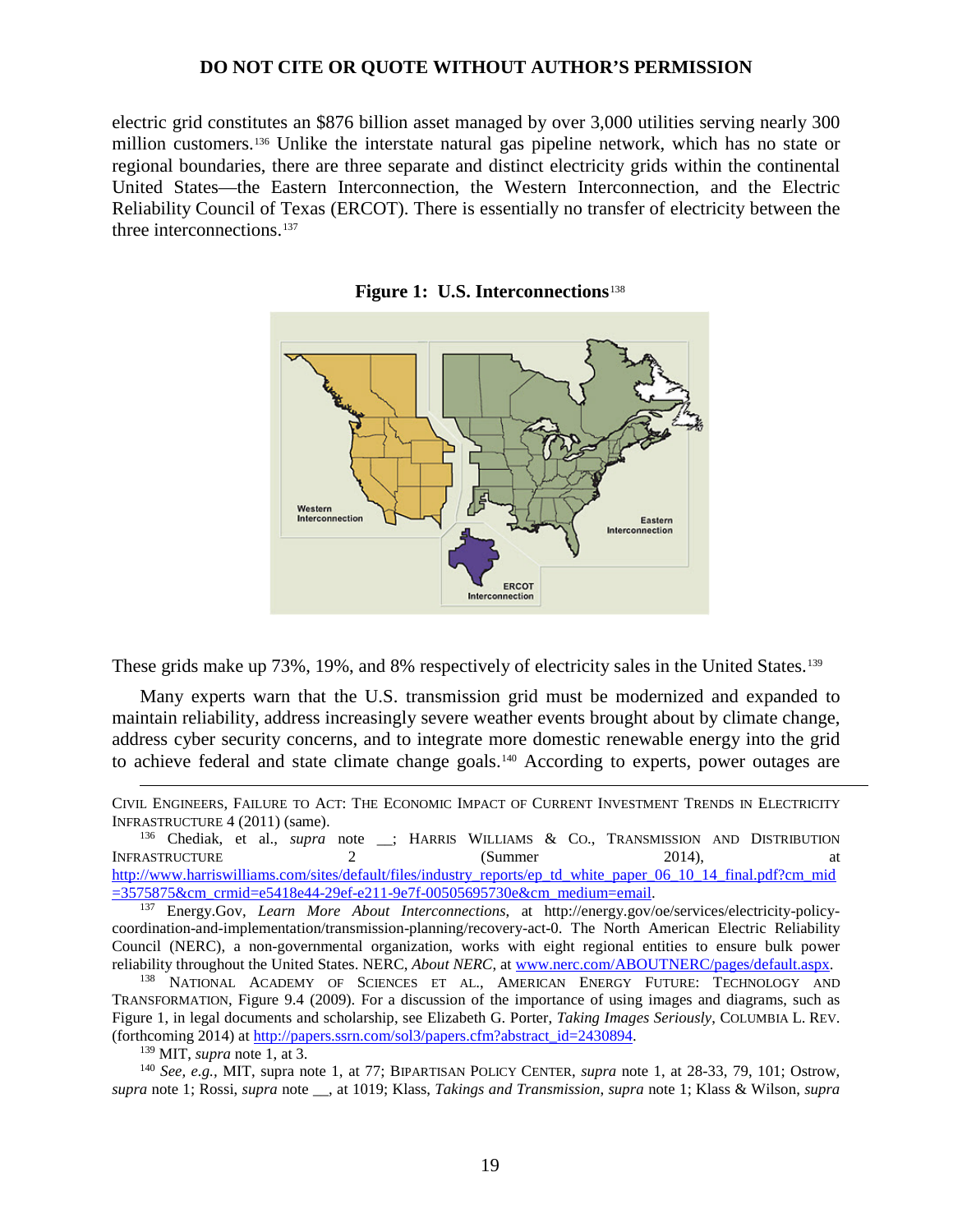electric grid constitutes an $876 billion asset managed by over 3,000 utilities serving nearly 300 million customers.[136] Unlike the interstate natural gas pipeline network, which has no state or regional boundaries, there are three separate and distinct electricity grids within the continental United States—the Eastern Interconnection, the Western Interconnection, and the Electric Reliability Council of Texas (ERCOT). There is essentially no transfer of electricity between the three interconnections.[137]

**Figure 1: U.S. Interconnections**[138]

These grids make up 73%, 19%, and 8% respectively of electricity sales in the United States.[139]

Many experts warn that the U.S. transmission grid must be modernized and expanded to maintain reliability, address increasingly severe weather events brought about by climate change, address cyber security concerns, and to integrate more domestic renewable energy into the grid to achieve federal and state climate change goals.[140] According to experts, power outages are

---

CIVIL ENGINEERS, FAILURE TO ACT: THE ECONOMIC IMPACT OF CURRENT INVESTMENT TRENDS IN ELECTRICITY INFRASTRUCTURE 4 (2011) (same).

[136] Chediak, et al., *supra* note __; HARRIS WILLIAMS & CO., TRANSMISSION AND DISTRIBUTION INFRASTRUCTURE 2 (Summer 2014), at http://www.harriswilliams.com/sites/default/files/industry_reports/ep_td_white_paper_06_10_14_final.pdf?cm_mid=3575875&cm_crmid=e5418e44-29ef-e211-9e7f-00505695730e&cm_medium=email.

[137] Energy.Gov, *Learn More About Interconnections*, at http://energy.gov/oe/services/electricity-policy-coordination-and-implementation/transmission-planning/recovery-act-0. The North American Electric Reliability Council (NERC), a non-governmental organization, works with eight regional entities to ensure bulk power reliability throughout the United States. NERC, *About NERC*, at www.nerc.com/ABOUTNERC/pages/default.aspx.

[138] NATIONAL ACADEMY OF SCIENCES ET AL., AMERICAN ENERGY FUTURE: TECHNOLOGY AND TRANSFORMATION, Figure 9.4 (2009). For a discussion of the importance of using images and diagrams, such as Figure 1, in legal documents and scholarship, see Elizabeth G. Porter, *Taking Images Seriously*, COLUMBIA L. REV. (forthcoming 2014) at http://papers.ssrn.com/sol3/papers.cfm?abstract_id=2430894.

[139] MIT, *supra* note 1, at 3.

[140] *See, e.g.*, MIT, supra note 1, at 77; BIPARTISAN POLICY CENTER, *supra* note 1, at 28-33, 79, 101; Ostrow, *supra* note 1; Rossi, *supra* note __, at 1019; Klass, *Takings and Transmission*, *supra* note 1; Klass & Wilson, *supra*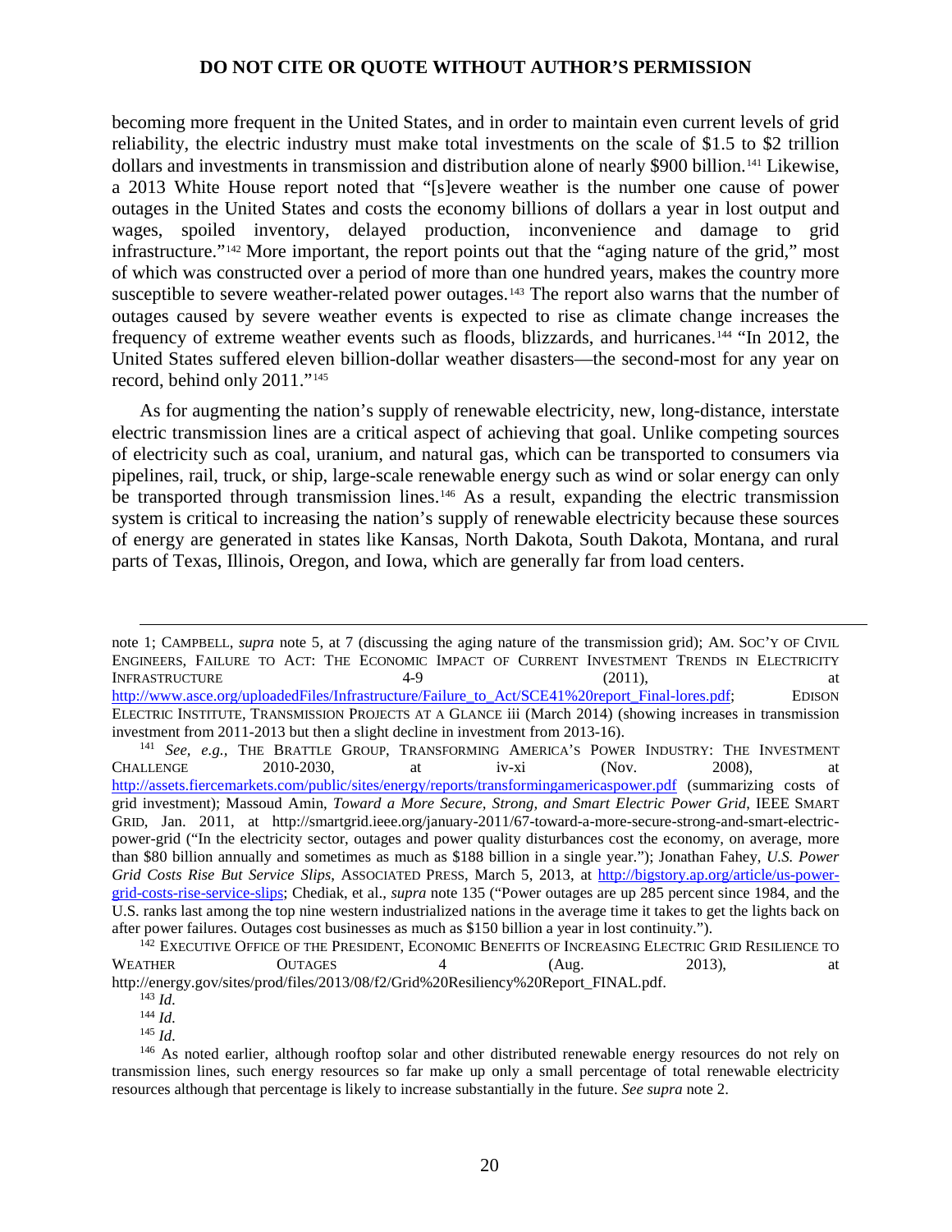becoming more frequent in the United States, and in order to maintain even current levels of grid reliability, the electric industry must make total investments on the scale of $1.5 to $2 trillion dollars and investments in transmission and distribution alone of nearly $900 billion.[141] Likewise, a 2013 White House report noted that "[s]evere weather is the number one cause of power outages in the United States and costs the economy billions of dollars a year in lost output and wages, spoiled inventory, delayed production, inconvenience and damage to grid infrastructure."[142] More important, the report points out that the "aging nature of the grid," most of which was constructed over a period of more than one hundred years, makes the country more susceptible to severe weather-related power outages.[143] The report also warns that the number of outages caused by severe weather events is expected to rise as climate change increases the frequency of extreme weather events such as floods, blizzards, and hurricanes.[144] "In 2012, the United States suffered eleven billion-dollar weather disasters—the second-most for any year on record, behind only 2011."[145]

As for augmenting the nation's supply of renewable electricity, new, long-distance, interstate electric transmission lines are a critical aspect of achieving that goal. Unlike competing sources of electricity such as coal, uranium, and natural gas, which can be transported to consumers via pipelines, rail, truck, or ship, large-scale renewable energy such as wind or solar energy can only be transported through transmission lines.[146] As a result, expanding the electric transmission system is critical to increasing the nation's supply of renewable electricity because these sources of energy are generated in states like Kansas, North Dakota, South Dakota, Montana, and rural parts of Texas, Illinois, Oregon, and Iowa, which are generally far from load centers.

---

note 1; CAMPBELL, *supra* note 5, at 7 (discussing the aging nature of the transmission grid); AM. SOC'Y OF CIVIL ENGINEERS, FAILURE TO ACT: THE ECONOMIC IMPACT OF CURRENT INVESTMENT TRENDS IN ELECTRICITY INFRASTRUCTURE 4-9 (2011), at http://www.asce.org/uploadedFiles/Infrastructure/Failure_to_Act/SCE41%20report_Final-lores.pdf; EDISON ELECTRIC INSTITUTE, TRANSMISSION PROJECTS AT A GLANCE iii (March 2014) (showing increases in transmission investment from 2011-2013 but then a slight decline in investment from 2013-16).

[141] *See, e.g.*, THE BRATTLE GROUP, TRANSFORMING AMERICA'S POWER INDUSTRY: THE INVESTMENT CHALLENGE 2010-2030, at iv-xi (Nov. 2008), at http://assets.fiercemarkets.com/public/sites/energy/reports/transformingamericaspower.pdf (summarizing costs of grid investment); Massoud Amin, *Toward a More Secure, Strong, and Smart Electric Power Grid*, IEEE SMART GRID, Jan. 2011, at http://smartgrid.ieee.org/january-2011/67-toward-a-more-secure-strong-and-smart-electric-power-grid ("In the electricity sector, outages and power quality disturbances cost the economy, on average, more than $80 billion annually and sometimes as much as $188 billion in a single year."); Jonathan Fahey, *U.S. Power Grid Costs Rise But Service Slips*, ASSOCIATED PRESS, March 5, 2013, at http://bigstory.ap.org/article/us-power-grid-costs-rise-service-slips; Chediak, et al., *supra* note 135 ("Power outages are up 285 percent since 1984, and the U.S. ranks last among the top nine western industrialized nations in the average time it takes to get the lights back on after power failures. Outages cost businesses as much as $150 billion a year in lost continuity.").

[142] EXECUTIVE OFFICE OF THE PRESIDENT, ECONOMIC BENEFITS OF INCREASING ELECTRIC GRID RESILIENCE TO WEATHER OUTAGES 4 (Aug. 2013), at http://energy.gov/sites/prod/files/2013/08/f2/Grid%20Resiliency%20Report_FINAL.pdf.

[143] *Id.*

[144] *Id.*

[145] *Id.*

[146] As noted earlier, although rooftop solar and other distributed renewable energy resources do not rely on transmission lines, such energy resources so far make up only a small percentage of total renewable electricity resources although that percentage is likely to increase substantially in the future. *See supra* note 2.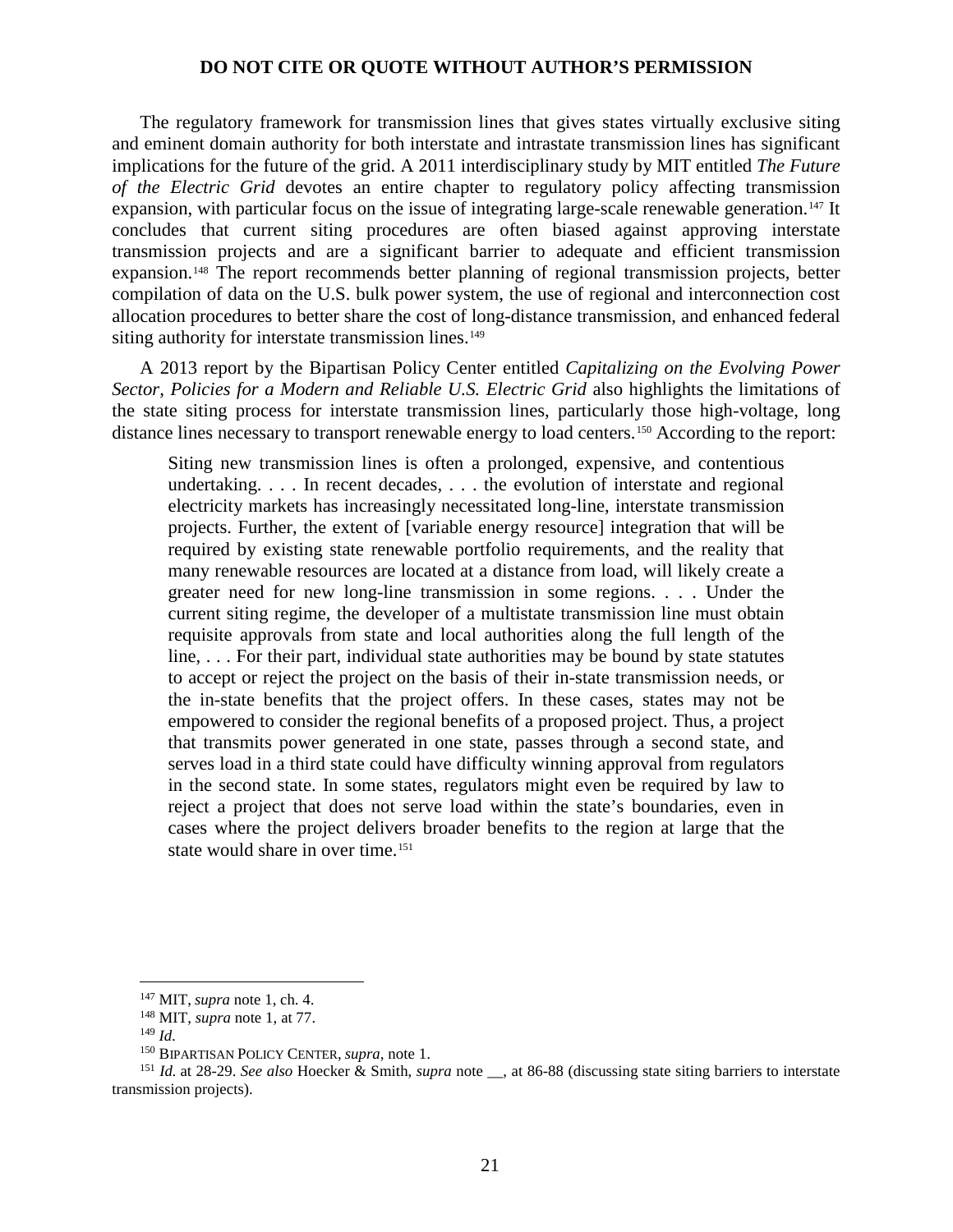**DO NOT CITE OR QUOTE WITHOUT AUTHOR'S PERMISSION**

The regulatory framework for transmission lines that gives states virtually exclusive siting and eminent domain authority for both interstate and intrastate transmission lines has significant implications for the future of the grid. A 2011 interdisciplinary study by MIT entitled *The Future of the Electric Grid* devotes an entire chapter to regulatory policy affecting transmission expansion, with particular focus on the issue of integrating large-scale renewable generation.[147] It concludes that current siting procedures are often biased against approving interstate transmission projects and are a significant barrier to adequate and efficient transmission expansion.[148] The report recommends better planning of regional transmission projects, better compilation of data on the U.S. bulk power system, the use of regional and interconnection cost allocation procedures to better share the cost of long-distance transmission, and enhanced federal siting authority for interstate transmission lines.[149]

A 2013 report by the Bipartisan Policy Center entitled *Capitalizing on the Evolving Power Sector, Policies for a Modern and Reliable U.S. Electric Grid* also highlights the limitations of the state siting process for interstate transmission lines, particularly those high-voltage, long distance lines necessary to transport renewable energy to load centers.[150] According to the report:

> Siting new transmission lines is often a prolonged, expensive, and contentious undertaking. . . . In recent decades, . . . the evolution of interstate and regional electricity markets has increasingly necessitated long-line, interstate transmission projects. Further, the extent of [variable energy resource] integration that will be required by existing state renewable portfolio requirements, and the reality that many renewable resources are located at a distance from load, will likely create a greater need for new long-line transmission in some regions. . . . Under the current siting regime, the developer of a multistate transmission line must obtain requisite approvals from state and local authorities along the full length of the line, . . . For their part, individual state authorities may be bound by state statutes to accept or reject the project on the basis of their in-state transmission needs, or the in-state benefits that the project offers. In these cases, states may not be empowered to consider the regional benefits of a proposed project. Thus, a project that transmits power generated in one state, passes through a second state, and serves load in a third state could have difficulty winning approval from regulators in the second state. In some states, regulators might even be required by law to reject a project that does not serve load within the state's boundaries, even in cases where the project delivers broader benefits to the region at large that the state would share in over time.[151]

---

[147] MIT, *supra* note 1, ch. 4.

[148] MIT, *supra* note 1, at 77.

[149] *Id*.

[150] BIPARTISAN POLICY CENTER, *supra*, note 1.

[151] *Id.* at 28-29. *See also* Hoecker & Smith, *supra* note __, at 86-88 (discussing state siting barriers to interstate transmission projects).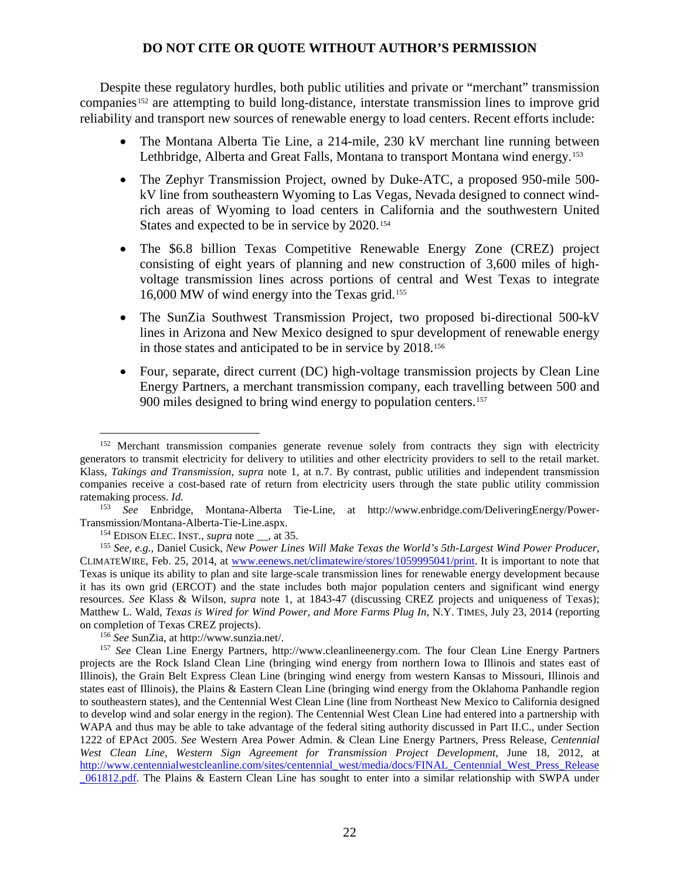Despite these regulatory hurdles, both public utilities and private or "merchant" transmission companies[152] are attempting to build long-distance, interstate transmission lines to improve grid reliability and transport new sources of renewable energy to load centers. Recent efforts include:

- The Montana Alberta Tie Line, a 214-mile, 230 kV merchant line running between Lethbridge, Alberta and Great Falls, Montana to transport Montana wind energy.[153]
- The Zephyr Transmission Project, owned by Duke-ATC, a proposed 950-mile 500-kV line from southeastern Wyoming to Las Vegas, Nevada designed to connect wind-rich areas of Wyoming to load centers in California and the southwestern United States and expected to be in service by 2020.[154]
- The $6.8 billion Texas Competitive Renewable Energy Zone (CREZ) project consisting of eight years of planning and new construction of 3,600 miles of high-voltage transmission lines across portions of central and West Texas to integrate 16,000 MW of wind energy into the Texas grid.[155]
- The SunZia Southwest Transmission Project, two proposed bi-directional 500-kV lines in Arizona and New Mexico designed to spur development of renewable energy in those states and anticipated to be in service by 2018.[156]
- Four, separate, direct current (DC) high-voltage transmission projects by Clean Line Energy Partners, a merchant transmission company, each travelling between 500 and 900 miles designed to bring wind energy to population centers.[157]

---

[152] Merchant transmission companies generate revenue solely from contracts they sign with electricity generators to transmit electricity for delivery to utilities and other electricity providers to sell to the retail market. Klass, *Takings and Transmission*, *supra* note 1, at n.7. By contrast, public utilities and independent transmission companies receive a cost-based rate of return from electricity users through the state public utility commission ratemaking process. *Id.*

[153] *See* Enbridge, Montana-Alberta Tie-Line, at http://www.enbridge.com/DeliveringEnergy/Power-Transmission/Montana-Alberta-Tie-Line.aspx.

[154] EDISON ELEC. INST., *supra* note __, at 35.

[155] *See, e.g.,* Daniel Cusick, *New Power Lines Will Make Texas the World's 5th-Largest Wind Power Producer*, CLIMATEWIRE, Feb. 25, 2014, at www.eenews.net/climatewire/stores/1059995041/print. It is important to note that Texas is unique its ability to plan and site large-scale transmission lines for renewable energy development because it has its own grid (ERCOT) and the state includes both major population centers and significant wind energy resources. *See* Klass & Wilson, *supra* note 1, at 1843-47 (discussing CREZ projects and uniqueness of Texas); Matthew L. Wald, *Texas is Wired for Wind Power, and More Farms Plug In*, N.Y. TIMES, July 23, 2014 (reporting on completion of Texas CREZ projects).

[156] *See* SunZia, at http://www.sunzia.net/.

[157] *See* Clean Line Energy Partners, http://www.cleanlineenergy.com. The four Clean Line Energy Partners projects are the Rock Island Clean Line (bringing wind energy from northern Iowa to Illinois and states east of Illinois), the Grain Belt Express Clean Line (bringing wind energy from western Kansas to Missouri, Illinois and states east of Illinois), the Plains & Eastern Clean Line (bringing wind energy from the Oklahoma Panhandle region to southeastern states), and the Centennial West Clean Line (line from Northeast New Mexico to California designed to develop wind and solar energy in the region). The Centennial West Clean Line had entered into a partnership with WAPA and thus may be able to take advantage of the federal siting authority discussed in Part II.C., under Section 1222 of EPAct 2005. *See* Western Area Power Admin. & Clean Line Energy Partners, Press Release, *Centennial West Clean Line, Western Sign Agreement for Transmission Project Development*, June 18, 2012, at http://www.centennialwestcleanline.com/sites/centennial_west/media/docs/FINAL_Centennial_West_Press_Release_061812.pdf. The Plains & Eastern Clean Line has sought to enter into a similar relationship with SWPA under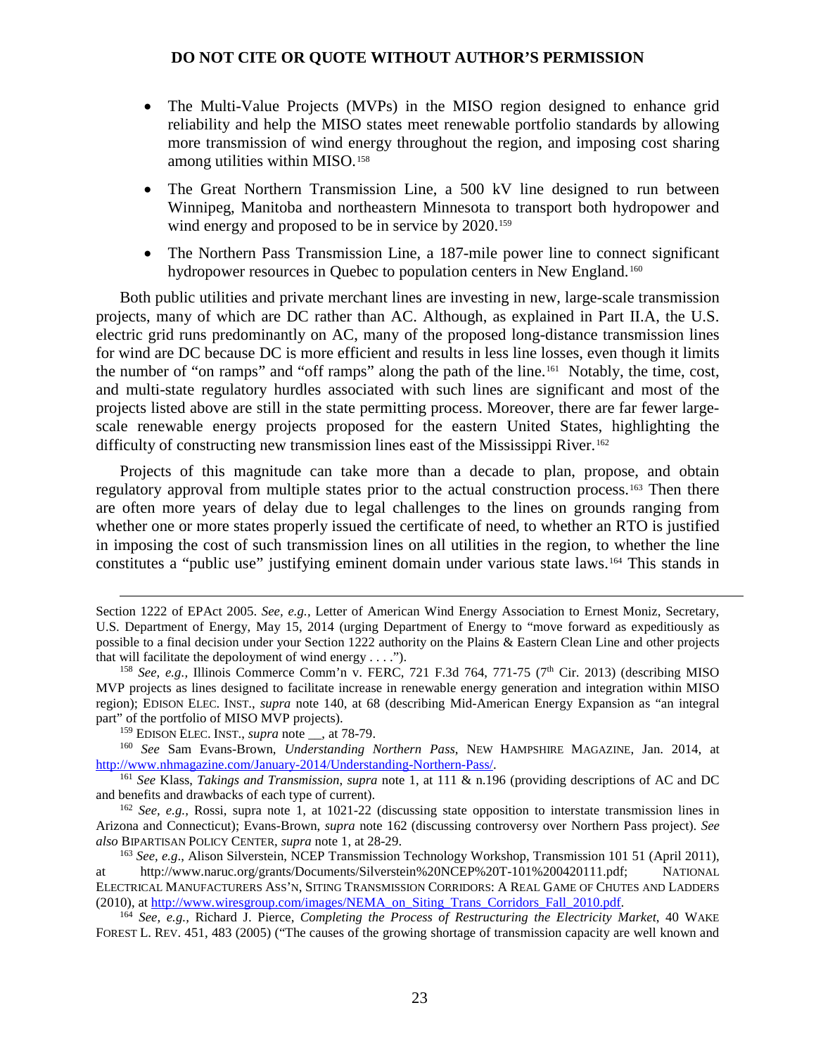- The Multi-Value Projects (MVPs) in the MISO region designed to enhance grid reliability and help the MISO states meet renewable portfolio standards by allowing more transmission of wind energy throughout the region, and imposing cost sharing among utilities within MISO.[158]

- The Great Northern Transmission Line, a 500 kV line designed to run between Winnipeg, Manitoba and northeastern Minnesota to transport both hydropower and wind energy and proposed to be in service by 2020.[159]

- The Northern Pass Transmission Line, a 187-mile power line to connect significant hydropower resources in Quebec to population centers in New England.[160]

Both public utilities and private merchant lines are investing in new, large-scale transmission projects, many of which are DC rather than AC. Although, as explained in Part II.A, the U.S. electric grid runs predominantly on AC, many of the proposed long-distance transmission lines for wind are DC because DC is more efficient and results in less line losses, even though it limits the number of "on ramps" and "off ramps" along the path of the line.[161] Notably, the time, cost, and multi-state regulatory hurdles associated with such lines are significant and most of the projects listed above are still in the state permitting process. Moreover, there are far fewer large-scale renewable energy projects proposed for the eastern United States, highlighting the difficulty of constructing new transmission lines east of the Mississippi River.[162]

Projects of this magnitude can take more than a decade to plan, propose, and obtain regulatory approval from multiple states prior to the actual construction process.[163] Then there are often more years of delay due to legal challenges to the lines on grounds ranging from whether one or more states properly issued the certificate of need, to whether an RTO is justified in imposing the cost of such transmission lines on all utilities in the region, to whether the line constitutes a "public use" justifying eminent domain under various state laws.[164] This stands in

---

Section 1222 of EPAct 2005. *See, e.g.,* Letter of American Wind Energy Association to Ernest Moniz, Secretary, U.S. Department of Energy, May 15, 2014 (urging Department of Energy to "move forward as expeditiously as possible to a final decision under your Section 1222 authority on the Plains & Eastern Clean Line and other projects that will facilitate the depoloyment of wind energy . . . .").

[158] *See, e.g.,* Illinois Commerce Comm'n v. FERC, 721 F.3d 764, 771-75 (7th Cir. 2013) (describing MISO MVP projects as lines designed to facilitate increase in renewable energy generation and integration within MISO region); EDISON ELEC. INST., *supra* note 140, at 68 (describing Mid-American Energy Expansion as "an integral part" of the portfolio of MISO MVP projects).

[159] EDISON ELEC. INST., *supra* note __, at 78-79.

[160] *See* Sam Evans-Brown, *Understanding Northern Pass*, NEW HAMPSHIRE MAGAZINE, Jan. 2014, at http://www.nhmagazine.com/January-2014/Understanding-Northern-Pass/.

[161] *See* Klass, *Takings and Transmission*, *supra* note 1, at 111 & n.196 (providing descriptions of AC and DC and benefits and drawbacks of each type of current).

[162] *See, e.g.,* Rossi, supra note 1, at 1021-22 (discussing state opposition to interstate transmission lines in Arizona and Connecticut); Evans-Brown, *supra* note 162 (discussing controversy over Northern Pass project). *See also* BIPARTISAN POLICY CENTER, *supra* note 1, at 28-29.

[163] *See, e.g*., Alison Silverstein, NCEP Transmission Technology Workshop, Transmission 101 51 (April 2011), at http://www.naruc.org/grants/Documents/Silverstein%20NCEP%20T-101%200420111.pdf; NATIONAL ELECTRICAL MANUFACTURERS ASS'N, SITING TRANSMISSION CORRIDORS: A REAL GAME OF CHUTES AND LADDERS (2010), at http://www.wiresgroup.com/images/NEMA_on_Siting_Trans_Corridors_Fall_2010.pdf.

[164] *See, e.g.,* Richard J. Pierce, *Completing the Process of Restructuring the Electricity Market*, 40 WAKE FOREST L. REV. 451, 483 (2005) ("The causes of the growing shortage of transmission capacity are well known and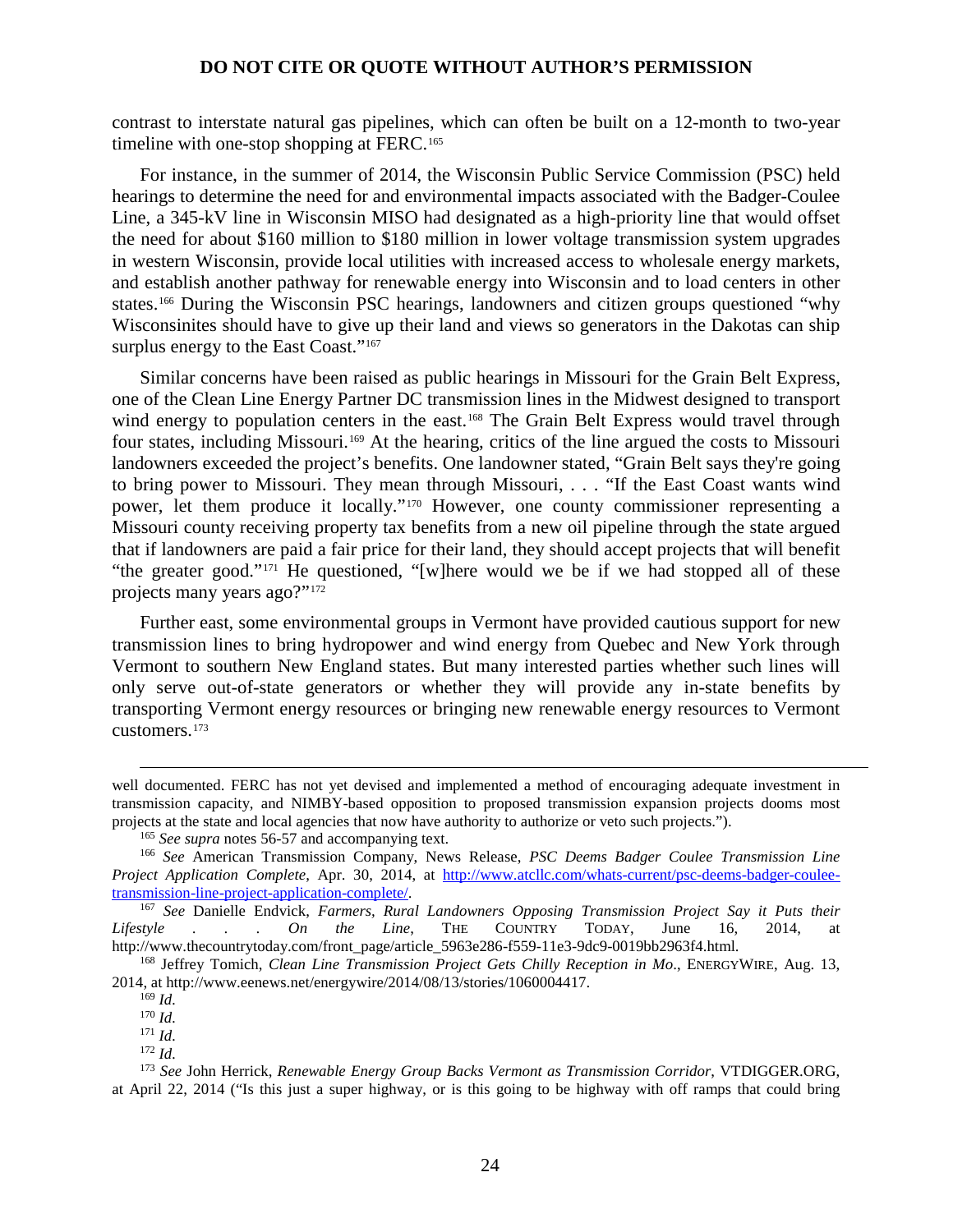contrast to interstate natural gas pipelines, which can often be built on a 12-month to two-year timeline with one-stop shopping at FERC.[165]

For instance, in the summer of 2014, the Wisconsin Public Service Commission (PSC) held hearings to determine the need for and environmental impacts associated with the Badger-Coulee Line, a 345-kV line in Wisconsin MISO had designated as a high-priority line that would offset the need for about $160 million to $180 million in lower voltage transmission system upgrades in western Wisconsin, provide local utilities with increased access to wholesale energy markets, and establish another pathway for renewable energy into Wisconsin and to load centers in other states.[166] During the Wisconsin PSC hearings, landowners and citizen groups questioned "why Wisconsinites should have to give up their land and views so generators in the Dakotas can ship surplus energy to the East Coast."[167]

Similar concerns have been raised as public hearings in Missouri for the Grain Belt Express, one of the Clean Line Energy Partner DC transmission lines in the Midwest designed to transport wind energy to population centers in the east.[168] The Grain Belt Express would travel through four states, including Missouri.[169] At the hearing, critics of the line argued the costs to Missouri landowners exceeded the project's benefits. One landowner stated, "Grain Belt says they're going to bring power to Missouri. They mean through Missouri, . . . "If the East Coast wants wind power, let them produce it locally."[170] However, one county commissioner representing a Missouri county receiving property tax benefits from a new oil pipeline through the state argued that if landowners are paid a fair price for their land, they should accept projects that will benefit "the greater good."[171] He questioned, "[w]here would we be if we had stopped all of these projects many years ago?"[172]

Further east, some environmental groups in Vermont have provided cautious support for new transmission lines to bring hydropower and wind energy from Quebec and New York through Vermont to southern New England states. But many interested parties whether such lines will only serve out-of-state generators or whether they will provide any in-state benefits by transporting Vermont energy resources or bringing new renewable energy resources to Vermont customers.[173]

---

well documented. FERC has not yet devised and implemented a method of encouraging adequate investment in transmission capacity, and NIMBY-based opposition to proposed transmission expansion projects dooms most projects at the state and local agencies that now have authority to authorize or veto such projects.").

[165] *See supra* notes 56-57 and accompanying text.

[166] *See* American Transmission Company, News Release, *PSC Deems Badger Coulee Transmission Line Project Application Complete*, Apr. 30, 2014, at http://www.atcllc.com/whats-current/psc-deems-badger-coulee-transmission-line-project-application-complete/.

[167] *See* Danielle Endvick, *Farmers, Rural Landowners Opposing Transmission Project Say it Puts their Lifestyle . . . On the Line*, THE COUNTRY TODAY, June 16, 2014, at http://www.thecountrytoday.com/front_page/article_5963e286-f559-11e3-9dc9-0019bb2963f4.html.

[168] Jeffrey Tomich, *Clean Line Transmission Project Gets Chilly Reception in Mo*., ENERGYWIRE, Aug. 13, 2014, at http://www.eenews.net/energywire/2014/08/13/stories/1060004417.

[169] *Id.*

[170] *Id.*

[171] *Id.*

[172] *Id.*

[173] *See* John Herrick, *Renewable Energy Group Backs Vermont as Transmission Corridor*, VTDIGGER.ORG, at April 22, 2014 ("Is this just a super highway, or is this going to be highway with off ramps that could bring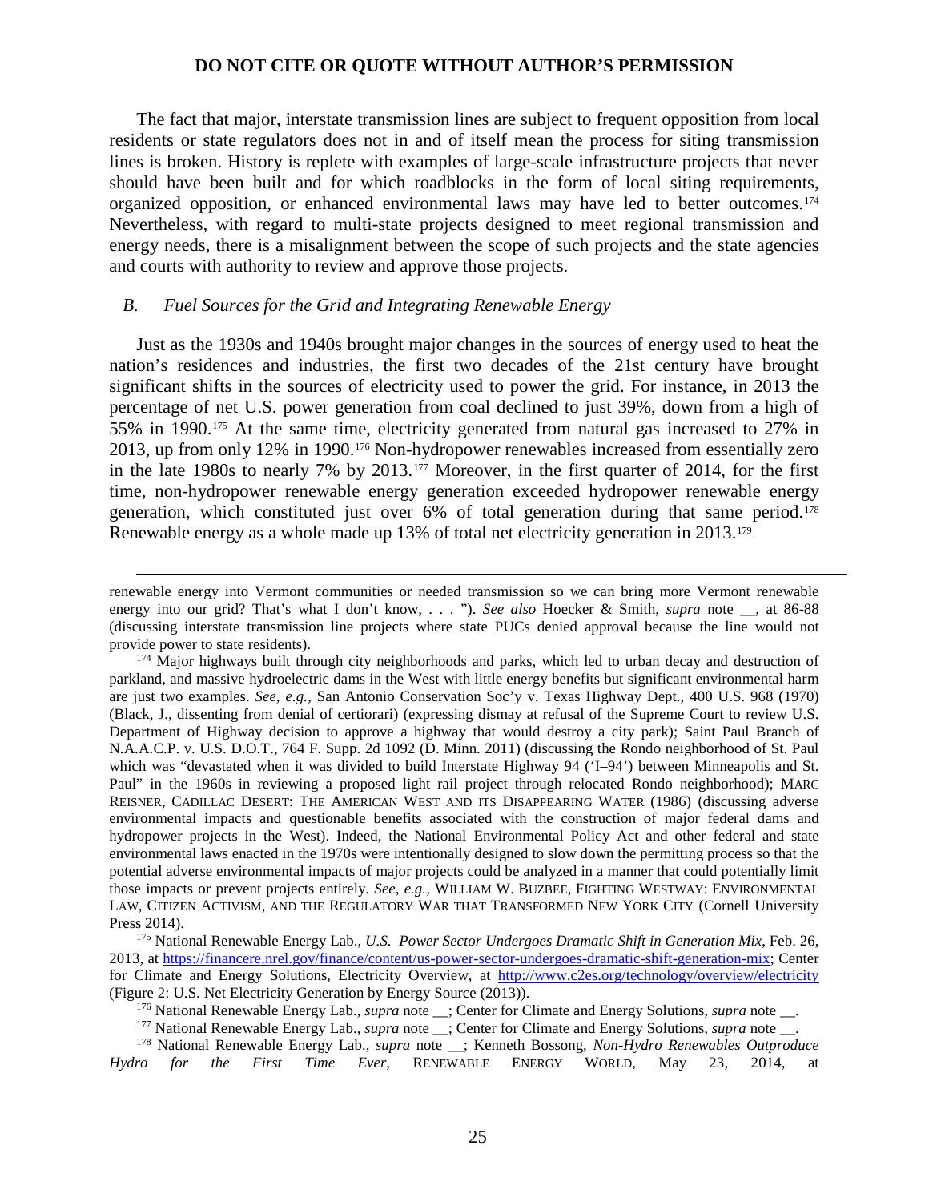The fact that major, interstate transmission lines are subject to frequent opposition from local residents or state regulators does not in and of itself mean the process for siting transmission lines is broken. History is replete with examples of large-scale infrastructure projects that never should have been built and for which roadblocks in the form of local siting requirements, organized opposition, or enhanced environmental laws may have led to better outcomes.[174] Nevertheless, with regard to multi-state projects designed to meet regional transmission and energy needs, there is a misalignment between the scope of such projects and the state agencies and courts with authority to review and approve those projects.

### *B. Fuel Sources for the Grid and Integrating Renewable Energy*

Just as the 1930s and 1940s brought major changes in the sources of energy used to heat the nation's residences and industries, the first two decades of the 21st century have brought significant shifts in the sources of electricity used to power the grid. For instance, in 2013 the percentage of net U.S. power generation from coal declined to just 39%, down from a high of 55% in 1990.[175] At the same time, electricity generated from natural gas increased to 27% in 2013, up from only 12% in 1990.[176] Non-hydropower renewables increased from essentially zero in the late 1980s to nearly 7% by 2013.[177] Moreover, in the first quarter of 2014, for the first time, non-hydropower renewable energy generation exceeded hydropower renewable energy generation, which constituted just over 6% of total generation during that same period.[178] Renewable energy as a whole made up 13% of total net electricity generation in 2013.[179]

---

renewable energy into Vermont communities or needed transmission so we can bring more Vermont renewable energy into our grid? That's what I don't know, . . . "). *See also* Hoecker & Smith, *supra* note __, at 86-88 (discussing interstate transmission line projects where state PUCs denied approval because the line would not provide power to state residents).

[174] Major highways built through city neighborhoods and parks, which led to urban decay and destruction of parkland, and massive hydroelectric dams in the West with little energy benefits but significant environmental harm are just two examples. *See, e.g.,* San Antonio Conservation Soc'y v. Texas Highway Dept., 400 U.S. 968 (1970) (Black, J., dissenting from denial of certiorari) (expressing dismay at refusal of the Supreme Court to review U.S. Department of Highway decision to approve a highway that would destroy a city park); Saint Paul Branch of N.A.A.C.P. v. U.S. D.O.T., 764 F. Supp. 2d 1092 (D. Minn. 2011) (discussing the Rondo neighborhood of St. Paul which was "devastated when it was divided to build Interstate Highway 94 ('I–94') between Minneapolis and St. Paul" in the 1960s in reviewing a proposed light rail project through relocated Rondo neighborhood); MARC REISNER, CADILLAC DESERT: THE AMERICAN WEST AND ITS DISAPPEARING WATER (1986) (discussing adverse environmental impacts and questionable benefits associated with the construction of major federal dams and hydropower projects in the West). Indeed, the National Environmental Policy Act and other federal and state environmental laws enacted in the 1970s were intentionally designed to slow down the permitting process so that the potential adverse environmental impacts of major projects could be analyzed in a manner that could potentially limit those impacts or prevent projects entirely. *See, e.g.,* WILLIAM W. BUZBEE, FIGHTING WESTWAY: ENVIRONMENTAL LAW, CITIZEN ACTIVISM, AND THE REGULATORY WAR THAT TRANSFORMED NEW YORK CITY (Cornell University Press 2014).

[175] National Renewable Energy Lab., *U.S. Power Sector Undergoes Dramatic Shift in Generation Mix*, Feb. 26, 2013, at https://financere.nrel.gov/finance/content/us-power-sector-undergoes-dramatic-shift-generation-mix; Center for Climate and Energy Solutions, Electricity Overview, at http://www.c2es.org/technology/overview/electricity (Figure 2: U.S. Net Electricity Generation by Energy Source (2013)).

[176] National Renewable Energy Lab., *supra* note __; Center for Climate and Energy Solutions, *supra* note __.

[177] National Renewable Energy Lab., *supra* note __; Center for Climate and Energy Solutions, *supra* note __.

[178] National Renewable Energy Lab., *supra* note __; Kenneth Bossong, *Non-Hydro Renewables Outproduce Hydro for the First Time Ever*, RENEWABLE ENERGY WORLD, May 23, 2014, at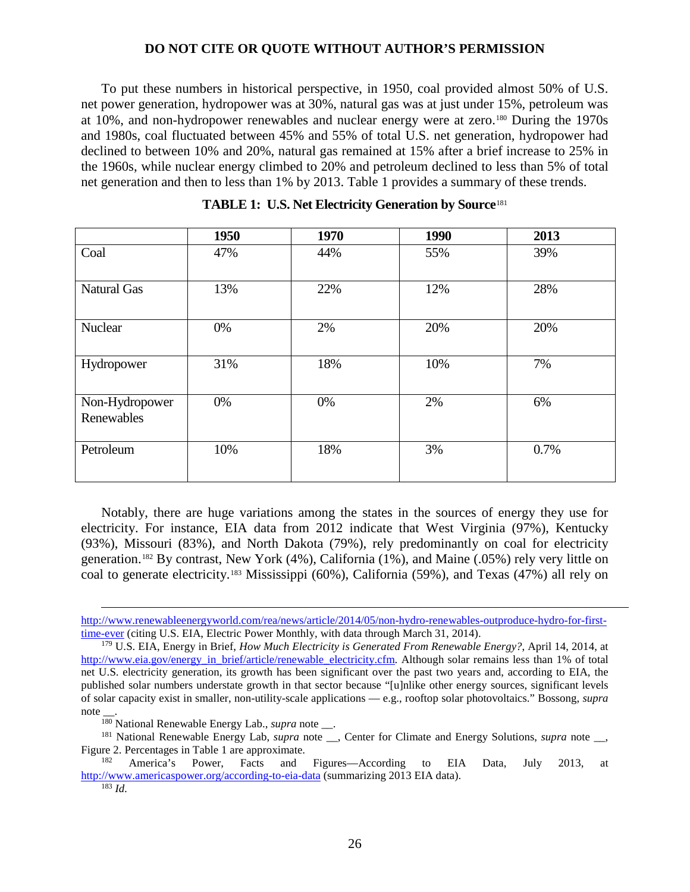**DO NOT CITE OR QUOTE WITHOUT AUTHOR'S PERMISSION**

To put these numbers in historical perspective, in 1950, coal provided almost 50% of U.S. net power generation, hydropower was at 30%, natural gas was at just under 15%, petroleum was at 10%, and non-hydropower renewables and nuclear energy were at zero.[180] During the 1970s and 1980s, coal fluctuated between 45% and 55% of total U.S. net generation, hydropower had declined to between 10% and 20%, natural gas remained at 15% after a brief increase to 25% in the 1960s, while nuclear energy climbed to 20% and petroleum declined to less than 5% of total net generation and then to less than 1% by 2013. Table 1 provides a summary of these trends.

**TABLE 1: U.S. Net Electricity Generation by Source**[181]

| | 1950 | 1970 | 1990 | 2013 |
|---|---|---|---|---|
| Coal | 47% | 44% | 55% | 39% |
| Natural Gas | 13% | 22% | 12% | 28% |
| Nuclear | 0% | 2% | 20% | 20% |
| Hydropower | 31% | 18% | 10% | 7% |
| Non-Hydropower Renewables | 0% | 0% | 2% | 6% |
| Petroleum | 10% | 18% | 3% | 0.7% |

Notably, there are huge variations among the states in the sources of energy they use for electricity. For instance, EIA data from 2012 indicate that West Virginia (97%), Kentucky (93%), Missouri (83%), and North Dakota (79%), rely predominantly on coal for electricity generation.[182] By contrast, New York (4%), California (1%), and Maine (.05%) rely very little on coal to generate electricity.[183] Mississippi (60%), California (59%), and Texas (47%) all rely on

---

http://www.renewableenergyworld.com/rea/news/article/2014/05/non-hydro-renewables-outproduce-hydro-for-first-time-ever (citing U.S. EIA, Electric Power Monthly, with data through March 31, 2014).

[179] U.S. EIA, Energy in Brief, *How Much Electricity is Generated From Renewable Energy?*, April 14, 2014, at http://www.eia.gov/energy_in_brief/article/renewable_electricity.cfm. Although solar remains less than 1% of total net U.S. electricity generation, its growth has been significant over the past two years and, according to EIA, the published solar numbers understate growth in that sector because "[u]nlike other energy sources, significant levels of solar capacity exist in smaller, non-utility-scale applications — e.g., rooftop solar photovoltaics." Bossong, *supra* note __.

[180] National Renewable Energy Lab., *supra* note __.

[181] National Renewable Energy Lab, *supra* note __, Center for Climate and Energy Solutions, *supra* note __, Figure 2. Percentages in Table 1 are approximate.

[182] America's Power, Facts and Figures—According to EIA Data, July 2013, at http://www.americaspower.org/according-to-eia-data (summarizing 2013 EIA data).

[183] *Id*.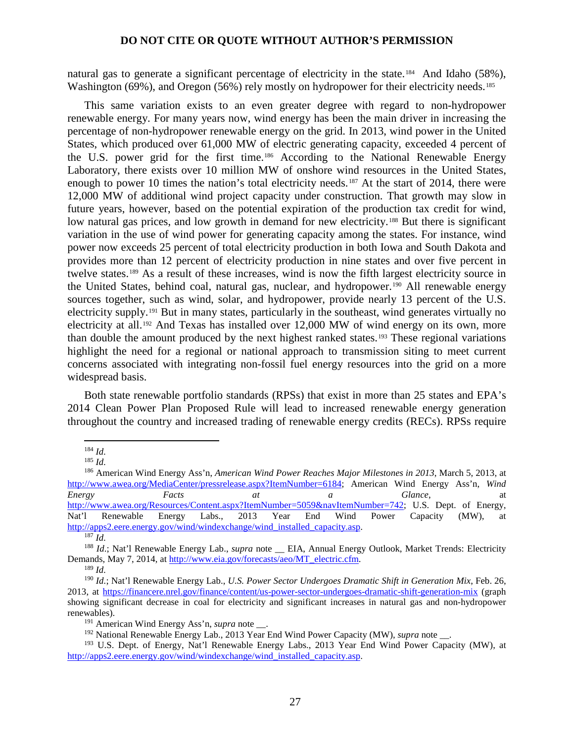natural gas to generate a significant percentage of electricity in the state.[184] And Idaho (58%), Washington (69%), and Oregon (56%) rely mostly on hydropower for their electricity needs.[185]

This same variation exists to an even greater degree with regard to non-hydropower renewable energy. For many years now, wind energy has been the main driver in increasing the percentage of non-hydropower renewable energy on the grid. In 2013, wind power in the United States, which produced over 61,000 MW of electric generating capacity, exceeded 4 percent of the U.S. power grid for the first time.[186] According to the National Renewable Energy Laboratory, there exists over 10 million MW of onshore wind resources in the United States, enough to power 10 times the nation's total electricity needs.[187] At the start of 2014, there were 12,000 MW of additional wind project capacity under construction. That growth may slow in future years, however, based on the potential expiration of the production tax credit for wind, low natural gas prices, and low growth in demand for new electricity.[188] But there is significant variation in the use of wind power for generating capacity among the states. For instance, wind power now exceeds 25 percent of total electricity production in both Iowa and South Dakota and provides more than 12 percent of electricity production in nine states and over five percent in twelve states.[189] As a result of these increases, wind is now the fifth largest electricity source in the United States, behind coal, natural gas, nuclear, and hydropower.[190] All renewable energy sources together, such as wind, solar, and hydropower, provide nearly 13 percent of the U.S. electricity supply.[191] But in many states, particularly in the southeast, wind generates virtually no electricity at all.[192] And Texas has installed over 12,000 MW of wind energy on its own, more than double the amount produced by the next highest ranked states.[193] These regional variations highlight the need for a regional or national approach to transmission siting to meet current concerns associated with integrating non-fossil fuel energy resources into the grid on a more widespread basis.

Both state renewable portfolio standards (RPSs) that exist in more than 25 states and EPA's 2014 Clean Power Plan Proposed Rule will lead to increased renewable energy generation throughout the country and increased trading of renewable energy credits (RECs). RPSs require

---

[184] *Id.*

[185] *Id.*

[186] American Wind Energy Ass'n, *American Wind Power Reaches Major Milestones in 2013*, March 5, 2013, at http://www.awea.org/MediaCenter/pressrelease.aspx?ItemNumber=6184; American Wind Energy Ass'n, *Wind Energy Facts at a Glance*, at http://www.awea.org/Resources/Content.aspx?ItemNumber=5059&navItemNumber=742; U.S. Dept. of Energy, Nat'l Renewable Energy Labs., 2013 Year End Wind Power Capacity (MW), at http://apps2.eere.energy.gov/wind/windexchange/wind_installed_capacity.asp.

[187] *Id.*

[188] *Id.*; Nat'l Renewable Energy Lab., *supra* note __ EIA, Annual Energy Outlook, Market Trends: Electricity Demands, May 7, 2014, at http://www.eia.gov/forecasts/aeo/MT_electric.cfm.

[189] *Id.*

[190] *Id.*; Nat'l Renewable Energy Lab., *U.S. Power Sector Undergoes Dramatic Shift in Generation Mix*, Feb. 26, 2013, at https://financere.nrel.gov/finance/content/us-power-sector-undergoes-dramatic-shift-generation-mix (graph showing significant decrease in coal for electricity and significant increases in natural gas and non-hydropower renewables).

[191] American Wind Energy Ass'n, *supra* note __.

[192] National Renewable Energy Lab., 2013 Year End Wind Power Capacity (MW), *supra* note __.

[193] U.S. Dept. of Energy, Nat'l Renewable Energy Labs., 2013 Year End Wind Power Capacity (MW), at http://apps2.eere.energy.gov/wind/windexchange/wind_installed_capacity.asp.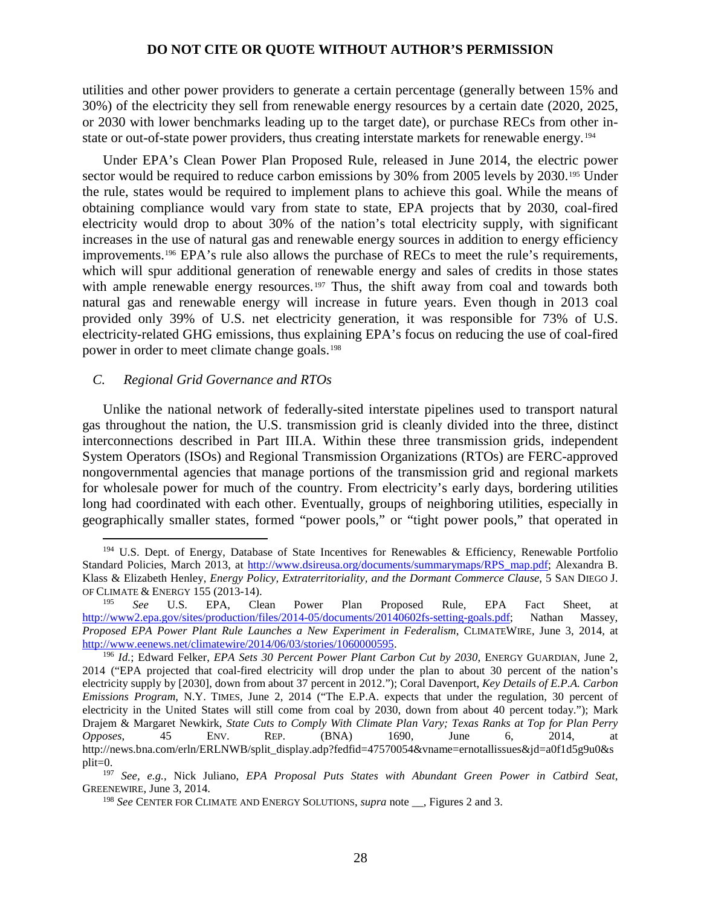utilities and other power providers to generate a certain percentage (generally between 15% and 30%) of the electricity they sell from renewable energy resources by a certain date (2020, 2025, or 2030 with lower benchmarks leading up to the target date), or purchase RECs from other in-state or out-of-state power providers, thus creating interstate markets for renewable energy.[194]

Under EPA's Clean Power Plan Proposed Rule, released in June 2014, the electric power sector would be required to reduce carbon emissions by 30% from 2005 levels by 2030.[195] Under the rule, states would be required to implement plans to achieve this goal. While the means of obtaining compliance would vary from state to state, EPA projects that by 2030, coal-fired electricity would drop to about 30% of the nation's total electricity supply, with significant increases in the use of natural gas and renewable energy sources in addition to energy efficiency improvements.[196] EPA's rule also allows the purchase of RECs to meet the rule's requirements, which will spur additional generation of renewable energy and sales of credits in those states with ample renewable energy resources.[197] Thus, the shift away from coal and towards both natural gas and renewable energy will increase in future years. Even though in 2013 coal provided only 39% of U.S. net electricity generation, it was responsible for 73% of U.S. electricity-related GHG emissions, thus explaining EPA's focus on reducing the use of coal-fired power in order to meet climate change goals.[198]

### *C. Regional Grid Governance and RTOs*

Unlike the national network of federally-sited interstate pipelines used to transport natural gas throughout the nation, the U.S. transmission grid is cleanly divided into the three, distinct interconnections described in Part III.A. Within these three transmission grids, independent System Operators (ISOs) and Regional Transmission Organizations (RTOs) are FERC-approved nongovernmental agencies that manage portions of the transmission grid and regional markets for wholesale power for much of the country. From electricity's early days, bordering utilities long had coordinated with each other. Eventually, groups of neighboring utilities, especially in geographically smaller states, formed "power pools," or "tight power pools," that operated in

---

[194] U.S. Dept. of Energy, Database of State Incentives for Renewables & Efficiency, Renewable Portfolio Standard Policies, March 2013, at http://www.dsireusa.org/documents/summarymaps/RPS_map.pdf; Alexandra B. Klass & Elizabeth Henley, *Energy Policy, Extraterritoriality, and the Dormant Commerce Clause*, 5 SAN DIEGO J. OF CLIMATE & ENERGY 155 (2013-14).

[195] *See* U.S. EPA, Clean Power Plan Proposed Rule, EPA Fact Sheet, at http://www2.epa.gov/sites/production/files/2014-05/documents/20140602fs-setting-goals.pdf; Nathan Massey, *Proposed EPA Power Plant Rule Launches a New Experiment in Federalism*, CLIMATEWIRE, June 3, 2014, at http://www.eenews.net/climatewire/2014/06/03/stories/1060000595.

[196] *Id.*; Edward Felker, *EPA Sets 30 Percent Power Plant Carbon Cut by 2030*, ENERGY GUARDIAN, June 2, 2014 ("EPA projected that coal-fired electricity will drop under the plan to about 30 percent of the nation's electricity supply by [2030], down from about 37 percent in 2012."); Coral Davenport, *Key Details of E.P.A. Carbon Emissions Program*, N.Y. TIMES, June 2, 2014 ("The E.P.A. expects that under the regulation, 30 percent of electricity in the United States will still come from coal by 2030, down from about 40 percent today."); Mark Drajem & Margaret Newkirk, *State Cuts to Comply With Climate Plan Vary; Texas Ranks at Top for Plan Perry Opposes*, 45 ENV. REP. (BNA) 1690, June 6, 2014, at http://news.bna.com/erln/ERLNWB/split_display.adp?fedfid=47570054&vname=ernotallissues&jd=a0f1d5g9u0&split=0.

[197] *See, e.g.*, Nick Juliano, *EPA Proposal Puts States with Abundant Green Power in Catbird Seat*, GREENEWIRE, June 3, 2014.

[198] *See* CENTER FOR CLIMATE AND ENERGY SOLUTIONS, *supra* note __, Figures 2 and 3.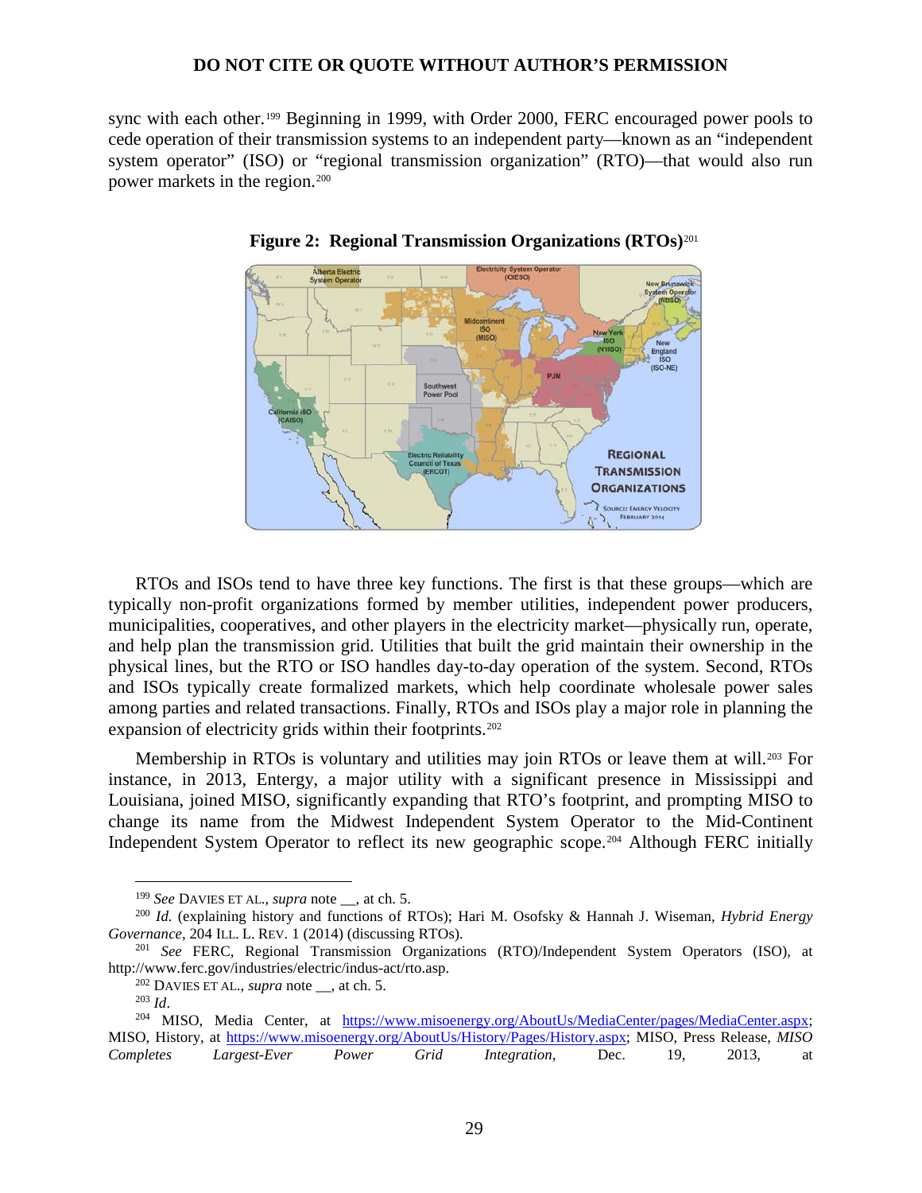sync with each other.[199] Beginning in 1999, with Order 2000, FERC encouraged power pools to cede operation of their transmission systems to an independent party—known as an "independent system operator" (ISO) or "regional transmission organization" (RTO)—that would also run power markets in the region.[200]

**Figure 2: Regional Transmission Organizations (RTOs)**[201]

RTOs and ISOs tend to have three key functions. The first is that these groups—which are typically non-profit organizations formed by member utilities, independent power producers, municipalities, cooperatives, and other players in the electricity market—physically run, operate, and help plan the transmission grid. Utilities that built the grid maintain their ownership in the physical lines, but the RTO or ISO handles day-to-day operation of the system. Second, RTOs and ISOs typically create formalized markets, which help coordinate wholesale power sales among parties and related transactions. Finally, RTOs and ISOs play a major role in planning the expansion of electricity grids within their footprints.[202]

Membership in RTOs is voluntary and utilities may join RTOs or leave them at will.[203] For instance, in 2013, Entergy, a major utility with a significant presence in Mississippi and Louisiana, joined MISO, significantly expanding that RTO's footprint, and prompting MISO to change its name from the Midwest Independent System Operator to the Mid-Continent Independent System Operator to reflect its new geographic scope.[204] Although FERC initially

---

[199] *See* DAVIES ET AL., *supra* note __, at ch. 5.

[200] *Id.* (explaining history and functions of RTOs); Hari M. Osofsky & Hannah J. Wiseman, *Hybrid Energy Governance*, 204 ILL. L. REV. 1 (2014) (discussing RTOs).

[201] *See* FERC, Regional Transmission Organizations (RTO)/Independent System Operators (ISO), at http://www.ferc.gov/industries/electric/indus-act/rto.asp.

[202] DAVIES ET AL., *supra* note __, at ch. 5.

[203] *Id*.

[204] MISO, Media Center, at https://www.misoenergy.org/AboutUs/MediaCenter/pages/MediaCenter.aspx; MISO, History, at https://www.misoenergy.org/AboutUs/History/Pages/History.aspx; MISO, Press Release, *MISO Completes Largest-Ever Power Grid Integration*, Dec. 19, 2013, at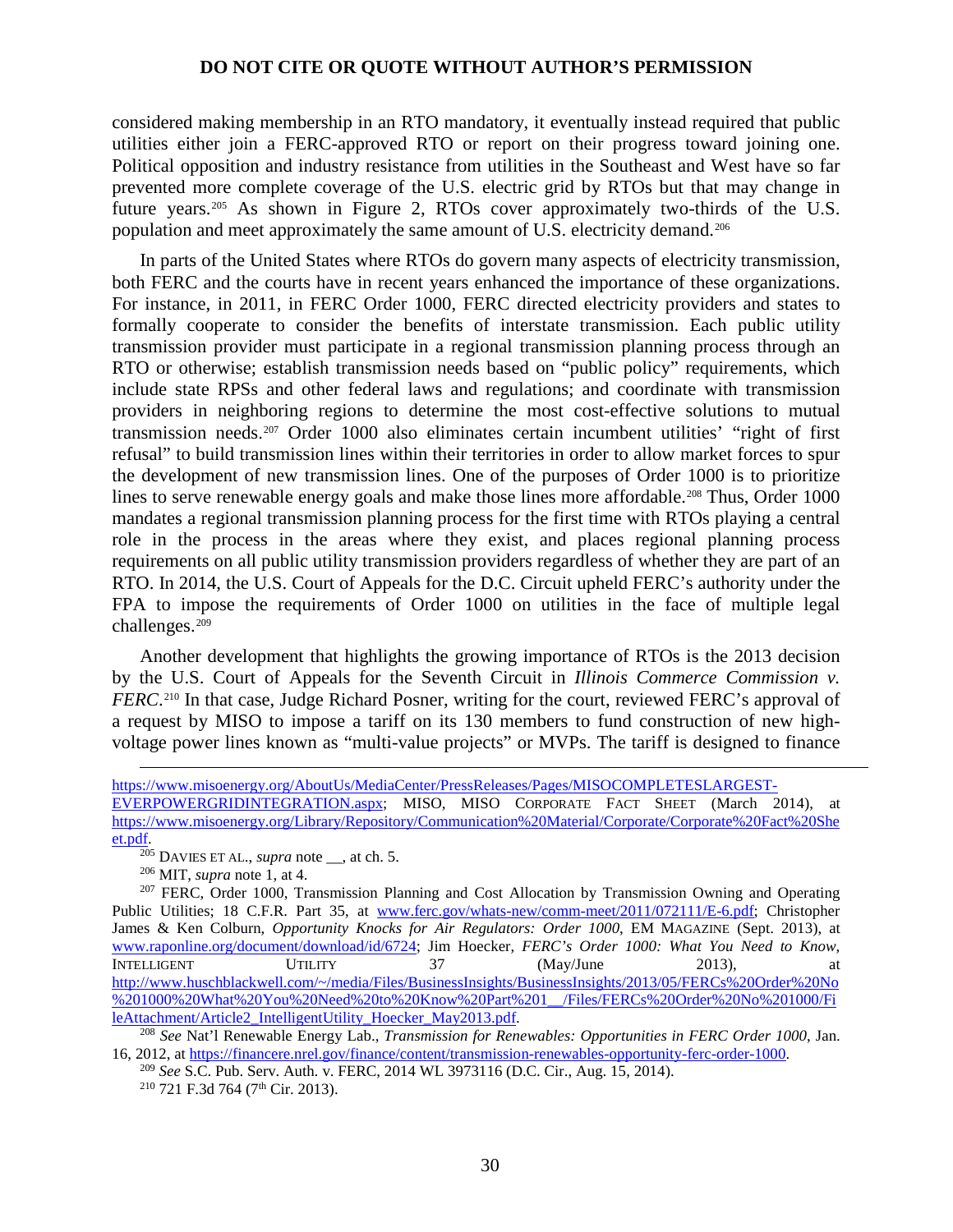considered making membership in an RTO mandatory, it eventually instead required that public utilities either join a FERC-approved RTO or report on their progress toward joining one. Political opposition and industry resistance from utilities in the Southeast and West have so far prevented more complete coverage of the U.S. electric grid by RTOs but that may change in future years.[205] As shown in Figure 2, RTOs cover approximately two-thirds of the U.S. population and meet approximately the same amount of U.S. electricity demand.[206]

In parts of the United States where RTOs do govern many aspects of electricity transmission, both FERC and the courts have in recent years enhanced the importance of these organizations. For instance, in 2011, in FERC Order 1000, FERC directed electricity providers and states to formally cooperate to consider the benefits of interstate transmission. Each public utility transmission provider must participate in a regional transmission planning process through an RTO or otherwise; establish transmission needs based on "public policy" requirements, which include state RPSs and other federal laws and regulations; and coordinate with transmission providers in neighboring regions to determine the most cost-effective solutions to mutual transmission needs.[207] Order 1000 also eliminates certain incumbent utilities' "right of first refusal" to build transmission lines within their territories in order to allow market forces to spur the development of new transmission lines. One of the purposes of Order 1000 is to prioritize lines to serve renewable energy goals and make those lines more affordable.[208] Thus, Order 1000 mandates a regional transmission planning process for the first time with RTOs playing a central role in the process in the areas where they exist, and places regional planning process requirements on all public utility transmission providers regardless of whether they are part of an RTO. In 2014, the U.S. Court of Appeals for the D.C. Circuit upheld FERC's authority under the FPA to impose the requirements of Order 1000 on utilities in the face of multiple legal challenges.[209]

Another development that highlights the growing importance of RTOs is the 2013 decision by the U.S. Court of Appeals for the Seventh Circuit in *Illinois Commerce Commission v. FERC*.[210] In that case, Judge Richard Posner, writing for the court, reviewed FERC's approval of a request by MISO to impose a tariff on its 130 members to fund construction of new high-voltage power lines known as "multi-value projects" or MVPs. The tariff is designed to finance

---

https://www.misoenergy.org/AboutUs/MediaCenter/PressReleases/Pages/MISOCOMPLETESLARGEST-EVERPOWERGRIDINTEGRATION.aspx; MISO, MISO CORPORATE FACT SHEET (March 2014), at https://www.misoenergy.org/Library/Repository/Communication%20Material/Corporate/Corporate%20Fact%20Sheet.pdf.

[205] DAVIES ET AL., *supra* note __, at ch. 5.

[206] MIT, *supra* note 1, at 4.

[207] FERC, Order 1000, Transmission Planning and Cost Allocation by Transmission Owning and Operating Public Utilities; 18 C.F.R. Part 35, at www.ferc.gov/whats-new/comm-meet/2011/072111/E-6.pdf; Christopher James & Ken Colburn, *Opportunity Knocks for Air Regulators: Order 1000*, EM MAGAZINE (Sept. 2013), at www.raponline.org/document/download/id/6724; Jim Hoecker, *FERC's Order 1000: What You Need to Know*, INTELLIGENT UTILITY 37 (May/June 2013), at http://www.huschblackwell.com/~/media/Files/BusinessInsights/BusinessInsights/2013/05/FERCs%20Order%20No%201000%20What%20You%20Need%20to%20Know%20Part%201__/Files/FERCs%20Order%20No%201000/FileAttachment/Article2_IntelligentUtility_Hoecker_May2013.pdf.

[208] *See* Nat'l Renewable Energy Lab., *Transmission for Renewables: Opportunities in FERC Order 1000*, Jan. 16, 2012, at https://financere.nrel.gov/finance/content/transmission-renewables-opportunity-ferc-order-1000.

[209] *See* S.C. Pub. Serv. Auth. v. FERC, 2014 WL 3973116 (D.C. Cir., Aug. 15, 2014).

[210] 721 F.3d 764 (7th Cir. 2013).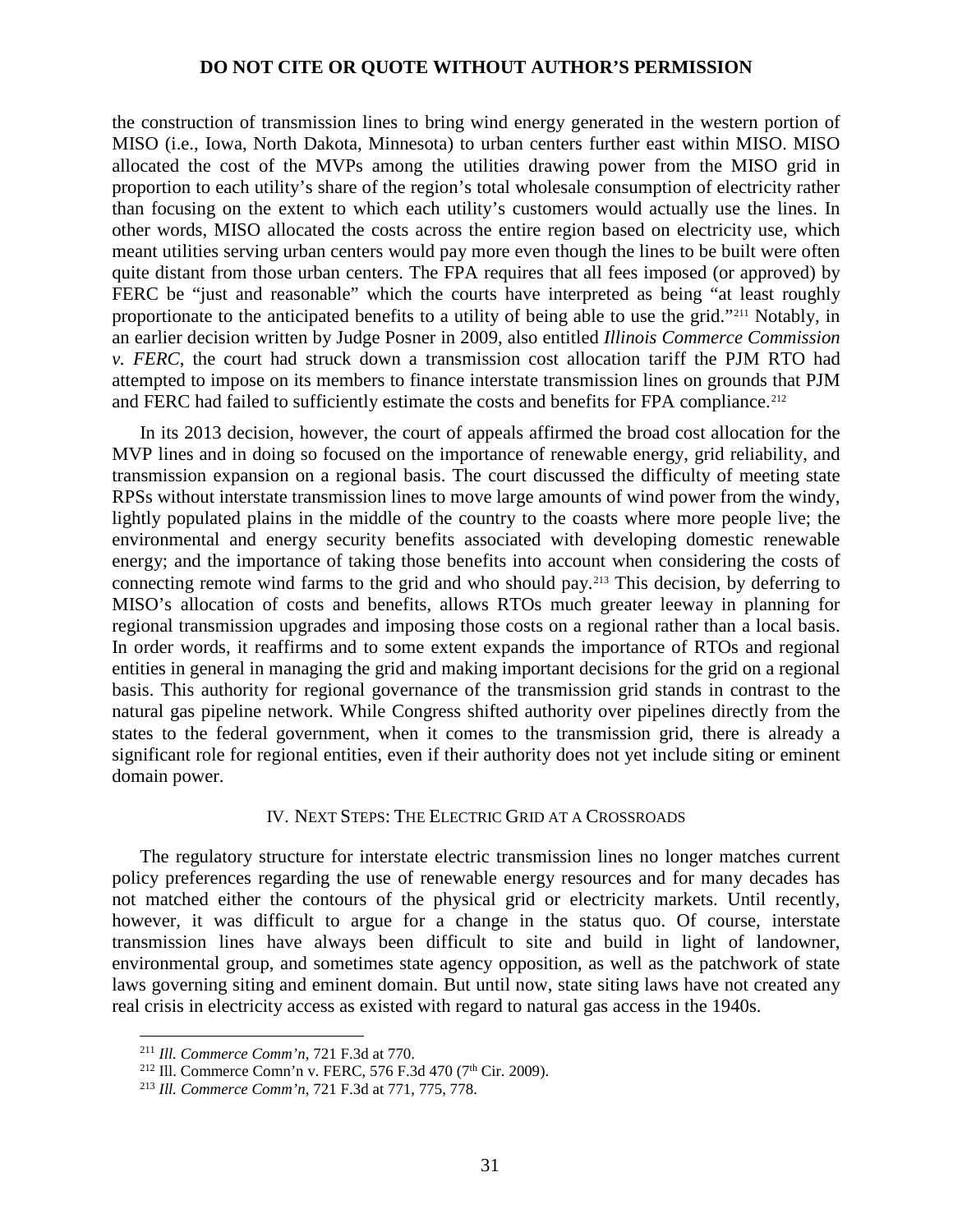the construction of transmission lines to bring wind energy generated in the western portion of MISO (i.e., Iowa, North Dakota, Minnesota) to urban centers further east within MISO. MISO allocated the cost of the MVPs among the utilities drawing power from the MISO grid in proportion to each utility's share of the region's total wholesale consumption of electricity rather than focusing on the extent to which each utility's customers would actually use the lines. In other words, MISO allocated the costs across the entire region based on electricity use, which meant utilities serving urban centers would pay more even though the lines to be built were often quite distant from those urban centers. The FPA requires that all fees imposed (or approved) by FERC be "just and reasonable" which the courts have interpreted as being "at least roughly proportionate to the anticipated benefits to a utility of being able to use the grid."[211] Notably, in an earlier decision written by Judge Posner in 2009, also entitled *Illinois Commerce Commission v. FERC*, the court had struck down a transmission cost allocation tariff the PJM RTO had attempted to impose on its members to finance interstate transmission lines on grounds that PJM and FERC had failed to sufficiently estimate the costs and benefits for FPA compliance.[212]

In its 2013 decision, however, the court of appeals affirmed the broad cost allocation for the MVP lines and in doing so focused on the importance of renewable energy, grid reliability, and transmission expansion on a regional basis. The court discussed the difficulty of meeting state RPSs without interstate transmission lines to move large amounts of wind power from the windy, lightly populated plains in the middle of the country to the coasts where more people live; the environmental and energy security benefits associated with developing domestic renewable energy; and the importance of taking those benefits into account when considering the costs of connecting remote wind farms to the grid and who should pay.[213] This decision, by deferring to MISO's allocation of costs and benefits, allows RTOs much greater leeway in planning for regional transmission upgrades and imposing those costs on a regional rather than a local basis. In order words, it reaffirms and to some extent expands the importance of RTOs and regional entities in general in managing the grid and making important decisions for the grid on a regional basis. This authority for regional governance of the transmission grid stands in contrast to the natural gas pipeline network. While Congress shifted authority over pipelines directly from the states to the federal government, when it comes to the transmission grid, there is already a significant role for regional entities, even if their authority does not yet include siting or eminent domain power.

## IV. Next Steps: The Electric Grid at a Crossroads

The regulatory structure for interstate electric transmission lines no longer matches current policy preferences regarding the use of renewable energy resources and for many decades has not matched either the contours of the physical grid or electricity markets. Until recently, however, it was difficult to argue for a change in the status quo. Of course, interstate transmission lines have always been difficult to site and build in light of landowner, environmental group, and sometimes state agency opposition, as well as the patchwork of state laws governing siting and eminent domain. But until now, state siting laws have not created any real crisis in electricity access as existed with regard to natural gas access in the 1940s.

---

[211] *Ill. Commerce Comm'n*, 721 F.3d at 770.

[212] Ill. Commerce Comn'n v. FERC, 576 F.3d 470 (7th Cir. 2009).

[213] *Ill. Commerce Comm'n*, 721 F.3d at 771, 775, 778.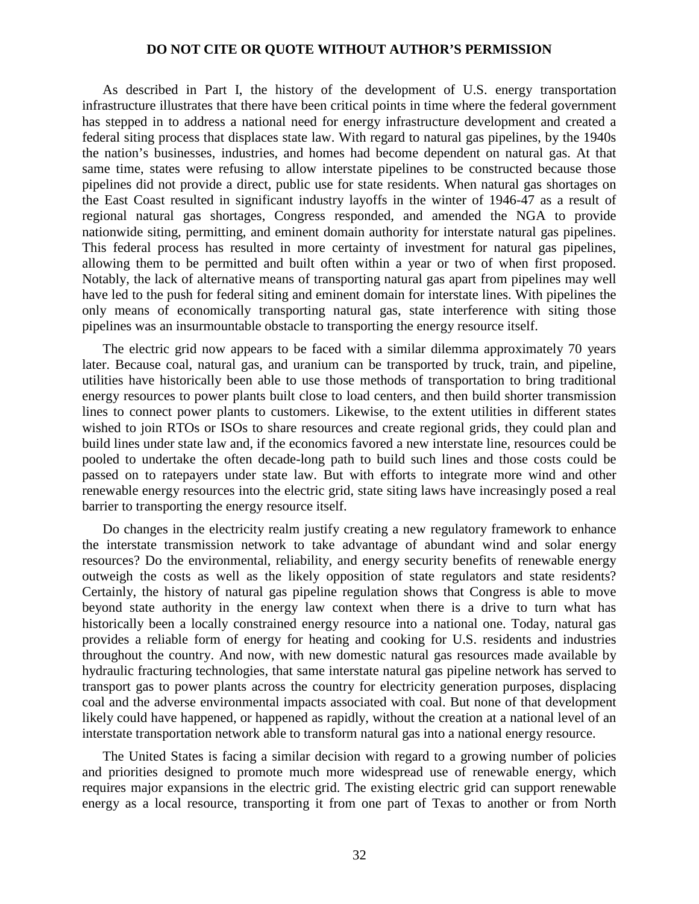As described in Part I, the history of the development of U.S. energy transportation infrastructure illustrates that there have been critical points in time where the federal government has stepped in to address a national need for energy infrastructure development and created a federal siting process that displaces state law. With regard to natural gas pipelines, by the 1940s the nation's businesses, industries, and homes had become dependent on natural gas. At that same time, states were refusing to allow interstate pipelines to be constructed because those pipelines did not provide a direct, public use for state residents. When natural gas shortages on the East Coast resulted in significant industry layoffs in the winter of 1946-47 as a result of regional natural gas shortages, Congress responded, and amended the NGA to provide nationwide siting, permitting, and eminent domain authority for interstate natural gas pipelines. This federal process has resulted in more certainty of investment for natural gas pipelines, allowing them to be permitted and built often within a year or two of when first proposed. Notably, the lack of alternative means of transporting natural gas apart from pipelines may well have led to the push for federal siting and eminent domain for interstate lines. With pipelines the only means of economically transporting natural gas, state interference with siting those pipelines was an insurmountable obstacle to transporting the energy resource itself.

The electric grid now appears to be faced with a similar dilemma approximately 70 years later. Because coal, natural gas, and uranium can be transported by truck, train, and pipeline, utilities have historically been able to use those methods of transportation to bring traditional energy resources to power plants built close to load centers, and then build shorter transmission lines to connect power plants to customers. Likewise, to the extent utilities in different states wished to join RTOs or ISOs to share resources and create regional grids, they could plan and build lines under state law and, if the economics favored a new interstate line, resources could be pooled to undertake the often decade-long path to build such lines and those costs could be passed on to ratepayers under state law. But with efforts to integrate more wind and other renewable energy resources into the electric grid, state siting laws have increasingly posed a real barrier to transporting the energy resource itself.

Do changes in the electricity realm justify creating a new regulatory framework to enhance the interstate transmission network to take advantage of abundant wind and solar energy resources? Do the environmental, reliability, and energy security benefits of renewable energy outweigh the costs as well as the likely opposition of state regulators and state residents? Certainly, the history of natural gas pipeline regulation shows that Congress is able to move beyond state authority in the energy law context when there is a drive to turn what has historically been a locally constrained energy resource into a national one. Today, natural gas provides a reliable form of energy for heating and cooking for U.S. residents and industries throughout the country. And now, with new domestic natural gas resources made available by hydraulic fracturing technologies, that same interstate natural gas pipeline network has served to transport gas to power plants across the country for electricity generation purposes, displacing coal and the adverse environmental impacts associated with coal. But none of that development likely could have happened, or happened as rapidly, without the creation at a national level of an interstate transportation network able to transform natural gas into a national energy resource.

The United States is facing a similar decision with regard to a growing number of policies and priorities designed to promote much more widespread use of renewable energy, which requires major expansions in the electric grid. The existing electric grid can support renewable energy as a local resource, transporting it from one part of Texas to another or from North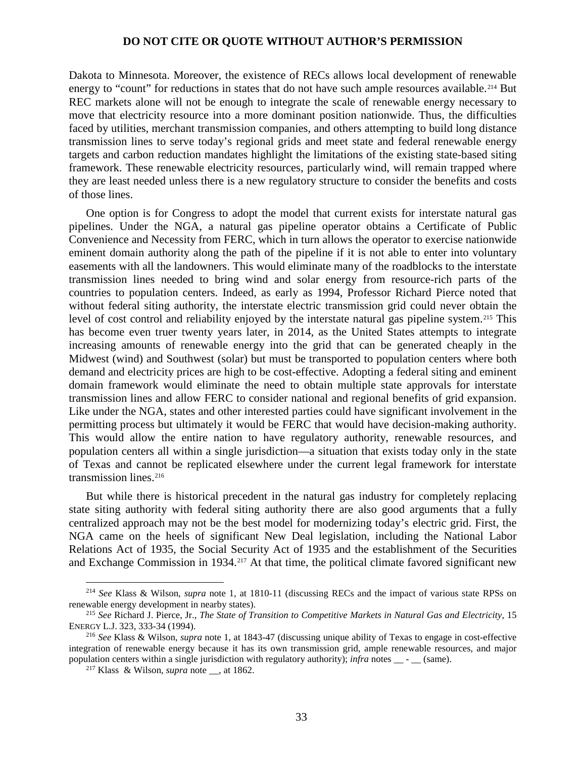Dakota to Minnesota. Moreover, the existence of RECs allows local development of renewable energy to "count" for reductions in states that do not have such ample resources available.[214] But REC markets alone will not be enough to integrate the scale of renewable energy necessary to move that electricity resource into a more dominant position nationwide. Thus, the difficulties faced by utilities, merchant transmission companies, and others attempting to build long distance transmission lines to serve today's regional grids and meet state and federal renewable energy targets and carbon reduction mandates highlight the limitations of the existing state-based siting framework. These renewable electricity resources, particularly wind, will remain trapped where they are least needed unless there is a new regulatory structure to consider the benefits and costs of those lines.

One option is for Congress to adopt the model that current exists for interstate natural gas pipelines. Under the NGA, a natural gas pipeline operator obtains a Certificate of Public Convenience and Necessity from FERC, which in turn allows the operator to exercise nationwide eminent domain authority along the path of the pipeline if it is not able to enter into voluntary easements with all the landowners. This would eliminate many of the roadblocks to the interstate transmission lines needed to bring wind and solar energy from resource-rich parts of the countries to population centers. Indeed, as early as 1994, Professor Richard Pierce noted that without federal siting authority, the interstate electric transmission grid could never obtain the level of cost control and reliability enjoyed by the interstate natural gas pipeline system.[215] This has become even truer twenty years later, in 2014, as the United States attempts to integrate increasing amounts of renewable energy into the grid that can be generated cheaply in the Midwest (wind) and Southwest (solar) but must be transported to population centers where both demand and electricity prices are high to be cost-effective. Adopting a federal siting and eminent domain framework would eliminate the need to obtain multiple state approvals for interstate transmission lines and allow FERC to consider national and regional benefits of grid expansion. Like under the NGA, states and other interested parties could have significant involvement in the permitting process but ultimately it would be FERC that would have decision-making authority. This would allow the entire nation to have regulatory authority, renewable resources, and population centers all within a single jurisdiction—a situation that exists today only in the state of Texas and cannot be replicated elsewhere under the current legal framework for interstate transmission lines.[216]

But while there is historical precedent in the natural gas industry for completely replacing state siting authority with federal siting authority there are also good arguments that a fully centralized approach may not be the best model for modernizing today's electric grid. First, the NGA came on the heels of significant New Deal legislation, including the National Labor Relations Act of 1935, the Social Security Act of 1935 and the establishment of the Securities and Exchange Commission in 1934.[217] At that time, the political climate favored significant new

[214] *See* Klass & Wilson, *supra* note 1, at 1810-11 (discussing RECs and the impact of various state RPSs on renewable energy development in nearby states).

[215] *See* Richard J. Pierce, Jr., *The State of Transition to Competitive Markets in Natural Gas and Electricity*, 15 ENERGY L.J. 323, 333-34 (1994).

[216] *See* Klass & Wilson, *supra* note 1, at 1843-47 (discussing unique ability of Texas to engage in cost-effective integration of renewable energy because it has its own transmission grid, ample renewable resources, and major population centers within a single jurisdiction with regulatory authority); *infra* notes __ - __ (same).

[217] Klass & Wilson, *supra* note __, at 1862.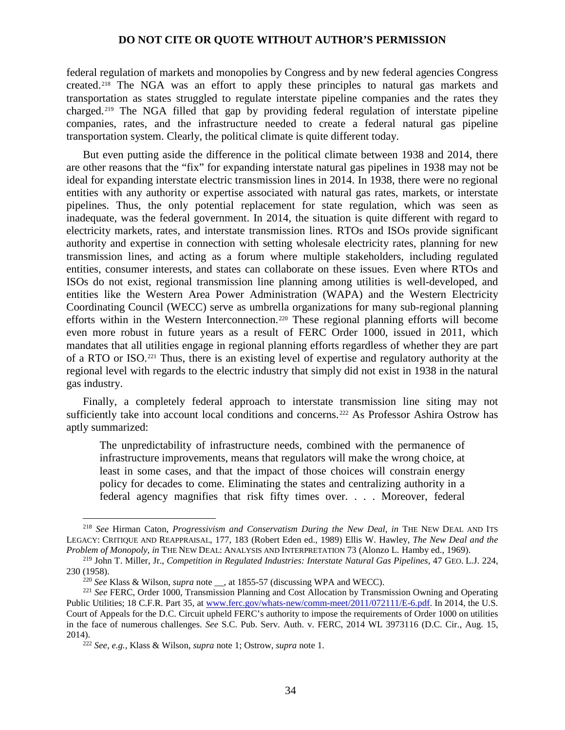federal regulation of markets and monopolies by Congress and by new federal agencies Congress created.[218] The NGA was an effort to apply these principles to natural gas markets and transportation as states struggled to regulate interstate pipeline companies and the rates they charged.[219] The NGA filled that gap by providing federal regulation of interstate pipeline companies, rates, and the infrastructure needed to create a federal natural gas pipeline transportation system. Clearly, the political climate is quite different today.

But even putting aside the difference in the political climate between 1938 and 2014, there are other reasons that the "fix" for expanding interstate natural gas pipelines in 1938 may not be ideal for expanding interstate electric transmission lines in 2014. In 1938, there were no regional entities with any authority or expertise associated with natural gas rates, markets, or interstate pipelines. Thus, the only potential replacement for state regulation, which was seen as inadequate, was the federal government. In 2014, the situation is quite different with regard to electricity markets, rates, and interstate transmission lines. RTOs and ISOs provide significant authority and expertise in connection with setting wholesale electricity rates, planning for new transmission lines, and acting as a forum where multiple stakeholders, including regulated entities, consumer interests, and states can collaborate on these issues. Even where RTOs and ISOs do not exist, regional transmission line planning among utilities is well-developed, and entities like the Western Area Power Administration (WAPA) and the Western Electricity Coordinating Council (WECC) serve as umbrella organizations for many sub-regional planning efforts within in the Western Interconnection.[220] These regional planning efforts will become even more robust in future years as a result of FERC Order 1000, issued in 2011, which mandates that all utilities engage in regional planning efforts regardless of whether they are part of a RTO or ISO.[221] Thus, there is an existing level of expertise and regulatory authority at the regional level with regards to the electric industry that simply did not exist in 1938 in the natural gas industry.

Finally, a completely federal approach to interstate transmission line siting may not sufficiently take into account local conditions and concerns.[222] As Professor Ashira Ostrow has aptly summarized:

> The unpredictability of infrastructure needs, combined with the permanence of infrastructure improvements, means that regulators will make the wrong choice, at least in some cases, and that the impact of those choices will constrain energy policy for decades to come. Eliminating the states and centralizing authority in a federal agency magnifies that risk fifty times over. . . . Moreover, federal

---

[218] *See* Hirman Caton, *Progressivism and Conservatism During the New Deal*, *in* THE NEW DEAL AND ITS LEGACY: CRITIQUE AND REAPPRAISAL, 177, 183 (Robert Eden ed., 1989) Ellis W. Hawley, *The New Deal and the Problem of Monopoly*, *in* THE NEW DEAL: ANALYSIS AND INTERPRETATION 73 (Alonzo L. Hamby ed., 1969).

[219] John T. Miller, Jr., *Competition in Regulated Industries: Interstate Natural Gas Pipelines*, 47 GEO. L.J. 224, 230 (1958).

[220] *See* Klass & Wilson, *supra* note __, at 1855-57 (discussing WPA and WECC).

[221] *See* FERC, Order 1000, Transmission Planning and Cost Allocation by Transmission Owning and Operating Public Utilities; 18 C.F.R. Part 35, at www.ferc.gov/whats-new/comm-meet/2011/072111/E-6.pdf. In 2014, the U.S. Court of Appeals for the D.C. Circuit upheld FERC's authority to impose the requirements of Order 1000 on utilities in the face of numerous challenges. *See* S.C. Pub. Serv. Auth. v. FERC, 2014 WL 3973116 (D.C. Cir., Aug. 15, 2014).

[222] *See, e.g.,* Klass & Wilson, *supra* note 1; Ostrow, *supra* note 1.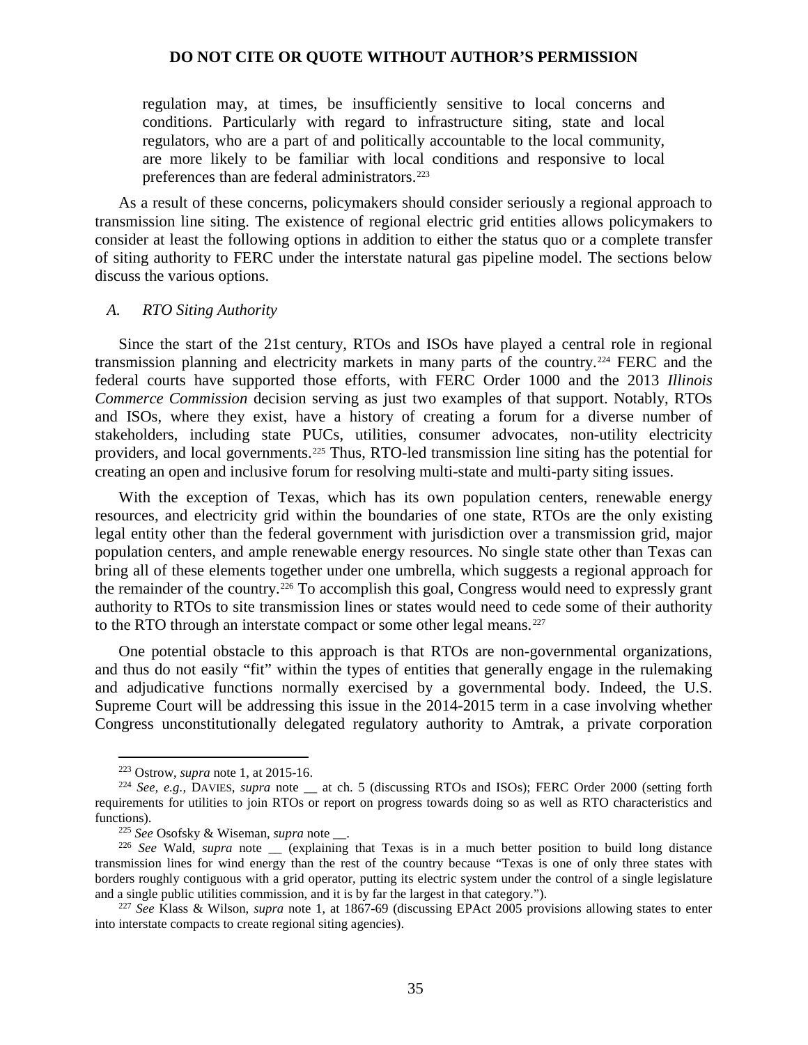regulation may, at times, be insufficiently sensitive to local concerns and conditions. Particularly with regard to infrastructure siting, state and local regulators, who are a part of and politically accountable to the local community, are more likely to be familiar with local conditions and responsive to local preferences than are federal administrators.[223]

As a result of these concerns, policymakers should consider seriously a regional approach to transmission line siting. The existence of regional electric grid entities allows policymakers to consider at least the following options in addition to either the status quo or a complete transfer of siting authority to FERC under the interstate natural gas pipeline model. The sections below discuss the various options.

### *A. RTO Siting Authority*

Since the start of the 21st century, RTOs and ISOs have played a central role in regional transmission planning and electricity markets in many parts of the country.[224] FERC and the federal courts have supported those efforts, with FERC Order 1000 and the 2013 *Illinois Commerce Commission* decision serving as just two examples of that support. Notably, RTOs and ISOs, where they exist, have a history of creating a forum for a diverse number of stakeholders, including state PUCs, utilities, consumer advocates, non-utility electricity providers, and local governments.[225] Thus, RTO-led transmission line siting has the potential for creating an open and inclusive forum for resolving multi-state and multi-party siting issues.

With the exception of Texas, which has its own population centers, renewable energy resources, and electricity grid within the boundaries of one state, RTOs are the only existing legal entity other than the federal government with jurisdiction over a transmission grid, major population centers, and ample renewable energy resources. No single state other than Texas can bring all of these elements together under one umbrella, which suggests a regional approach for the remainder of the country.[226] To accomplish this goal, Congress would need to expressly grant authority to RTOs to site transmission lines or states would need to cede some of their authority to the RTO through an interstate compact or some other legal means.[227]

One potential obstacle to this approach is that RTOs are non-governmental organizations, and thus do not easily "fit" within the types of entities that generally engage in the rulemaking and adjudicative functions normally exercised by a governmental body. Indeed, the U.S. Supreme Court will be addressing this issue in the 2014-2015 term in a case involving whether Congress unconstitutionally delegated regulatory authority to Amtrak, a private corporation

---

[223] Ostrow, *supra* note 1, at 2015-16.

[224] *See, e.g.*, DAVIES, *supra* note __ at ch. 5 (discussing RTOs and ISOs); FERC Order 2000 (setting forth requirements for utilities to join RTOs or report on progress towards doing so as well as RTO characteristics and functions).

[225] *See* Osofsky & Wiseman, *supra* note __.

[226] *See* Wald, *supra* note __ (explaining that Texas is in a much better position to build long distance transmission lines for wind energy than the rest of the country because "Texas is one of only three states with borders roughly contiguous with a grid operator, putting its electric system under the control of a single legislature and a single public utilities commission, and it is by far the largest in that category.").

[227] *See* Klass & Wilson, *supra* note 1, at 1867-69 (discussing EPAct 2005 provisions allowing states to enter into interstate compacts to create regional siting agencies).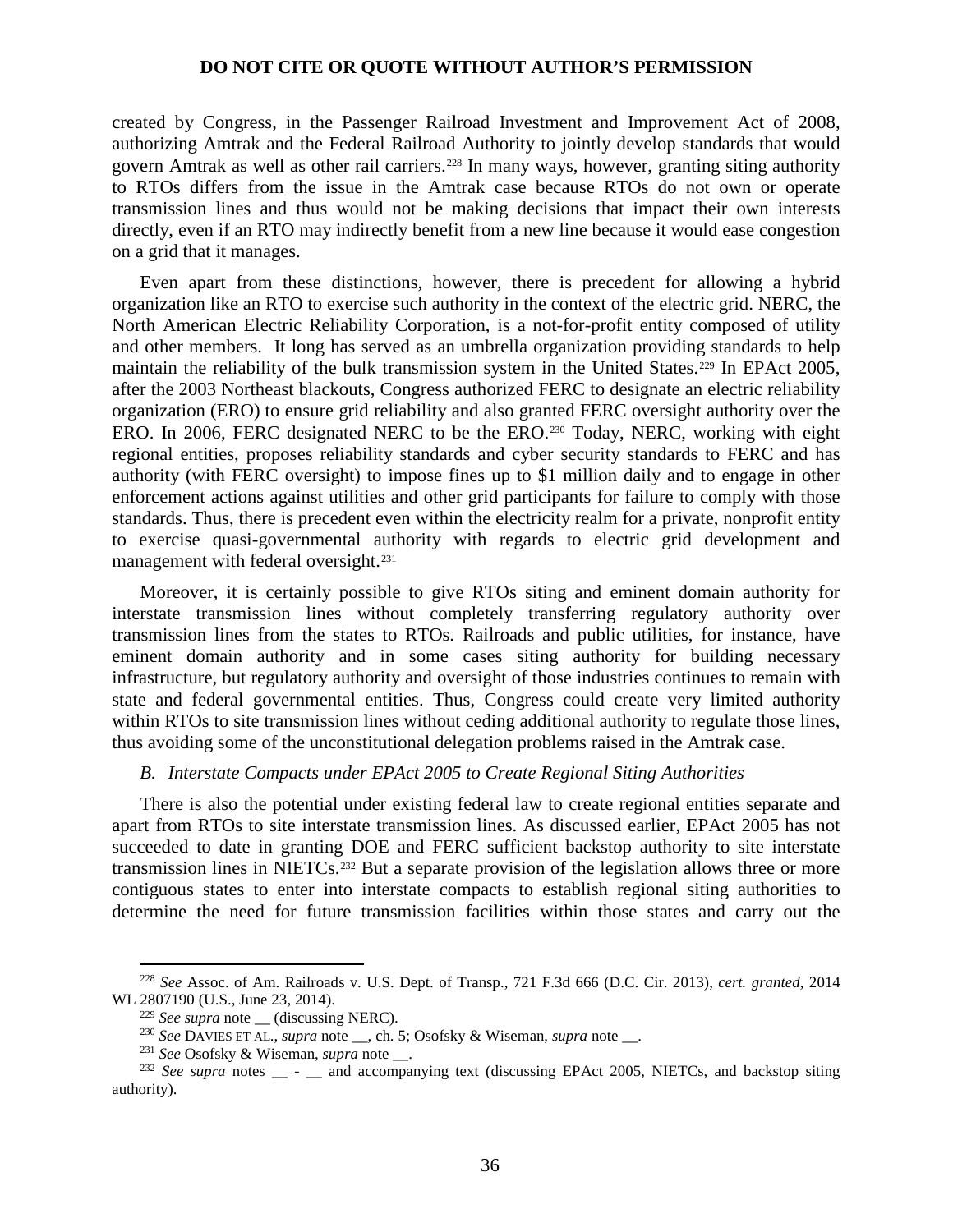created by Congress, in the Passenger Railroad Investment and Improvement Act of 2008, authorizing Amtrak and the Federal Railroad Authority to jointly develop standards that would govern Amtrak as well as other rail carriers.[228] In many ways, however, granting siting authority to RTOs differs from the issue in the Amtrak case because RTOs do not own or operate transmission lines and thus would not be making decisions that impact their own interests directly, even if an RTO may indirectly benefit from a new line because it would ease congestion on a grid that it manages.

Even apart from these distinctions, however, there is precedent for allowing a hybrid organization like an RTO to exercise such authority in the context of the electric grid. NERC, the North American Electric Reliability Corporation, is a not-for-profit entity composed of utility and other members. It long has served as an umbrella organization providing standards to help maintain the reliability of the bulk transmission system in the United States.[229] In EPAct 2005, after the 2003 Northeast blackouts, Congress authorized FERC to designate an electric reliability organization (ERO) to ensure grid reliability and also granted FERC oversight authority over the ERO. In 2006, FERC designated NERC to be the ERO.[230] Today, NERC, working with eight regional entities, proposes reliability standards and cyber security standards to FERC and has authority (with FERC oversight) to impose fines up to $1 million daily and to engage in other enforcement actions against utilities and other grid participants for failure to comply with those standards. Thus, there is precedent even within the electricity realm for a private, nonprofit entity to exercise quasi-governmental authority with regards to electric grid development and management with federal oversight.[231]

Moreover, it is certainly possible to give RTOs siting and eminent domain authority for interstate transmission lines without completely transferring regulatory authority over transmission lines from the states to RTOs. Railroads and public utilities, for instance, have eminent domain authority and in some cases siting authority for building necessary infrastructure, but regulatory authority and oversight of those industries continues to remain with state and federal governmental entities. Thus, Congress could create very limited authority within RTOs to site transmission lines without ceding additional authority to regulate those lines, thus avoiding some of the unconstitutional delegation problems raised in the Amtrak case.

### *B. Interstate Compacts under EPAct 2005 to Create Regional Siting Authorities*

There is also the potential under existing federal law to create regional entities separate and apart from RTOs to site interstate transmission lines. As discussed earlier, EPAct 2005 has not succeeded to date in granting DOE and FERC sufficient backstop authority to site interstate transmission lines in NIETCs.[232] But a separate provision of the legislation allows three or more contiguous states to enter into interstate compacts to establish regional siting authorities to determine the need for future transmission facilities within those states and carry out the

---

[228] *See* Assoc. of Am. Railroads v. U.S. Dept. of Transp., 721 F.3d 666 (D.C. Cir. 2013), *cert. granted*, 2014 WL 2807190 (U.S., June 23, 2014).

[229] *See supra* note __ (discussing NERC).

[230] *See* DAVIES ET AL., *supra* note __, ch. 5; Osofsky & Wiseman, *supra* note __.

[231] *See* Osofsky & Wiseman, *supra* note __.

[232] *See supra* notes __ - __ and accompanying text (discussing EPAct 2005, NIETCs, and backstop siting authority).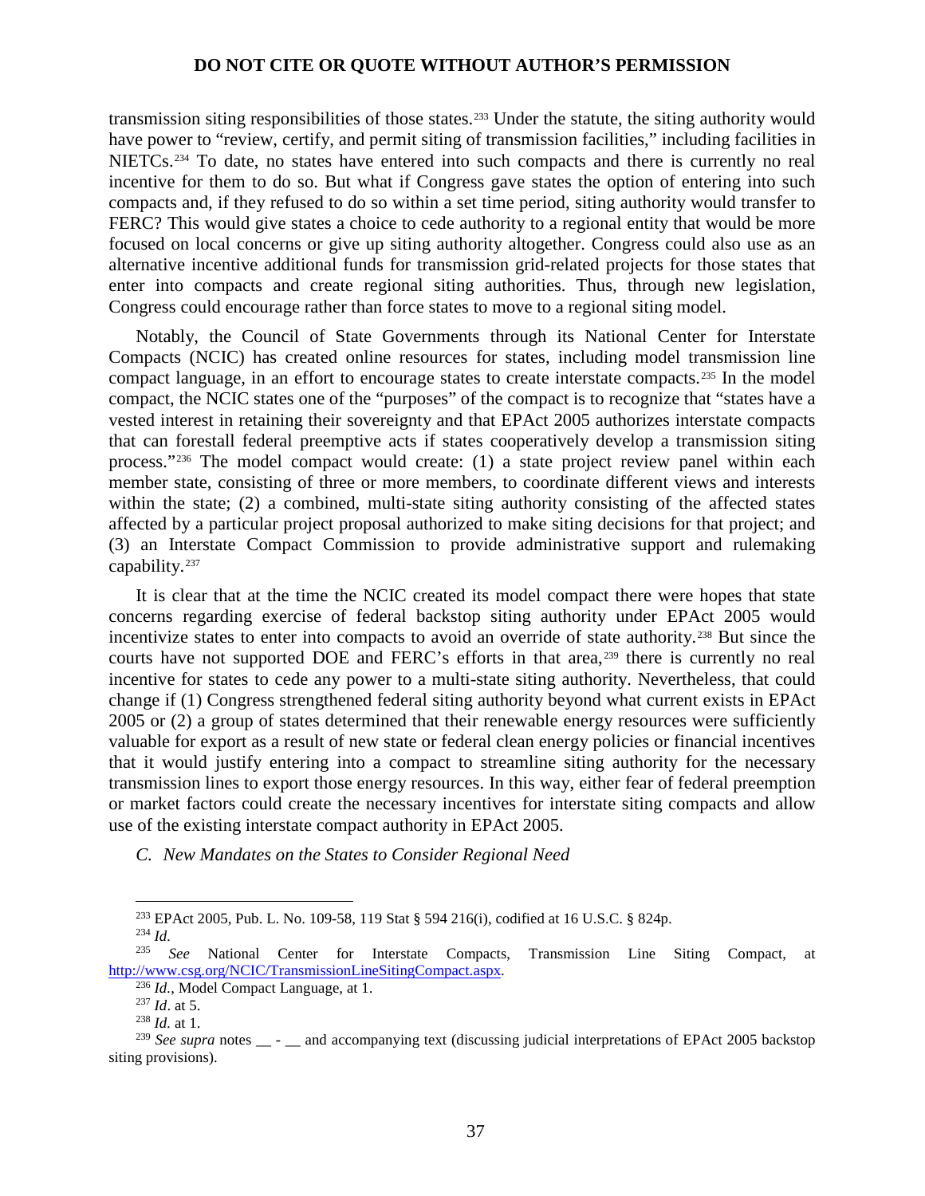transmission siting responsibilities of those states.[233] Under the statute, the siting authority would have power to "review, certify, and permit siting of transmission facilities," including facilities in NIETCs.[234] To date, no states have entered into such compacts and there is currently no real incentive for them to do so. But what if Congress gave states the option of entering into such compacts and, if they refused to do so within a set time period, siting authority would transfer to FERC? This would give states a choice to cede authority to a regional entity that would be more focused on local concerns or give up siting authority altogether. Congress could also use as an alternative incentive additional funds for transmission grid-related projects for those states that enter into compacts and create regional siting authorities. Thus, through new legislation, Congress could encourage rather than force states to move to a regional siting model.

Notably, the Council of State Governments through its National Center for Interstate Compacts (NCIC) has created online resources for states, including model transmission line compact language, in an effort to encourage states to create interstate compacts.[235] In the model compact, the NCIC states one of the "purposes" of the compact is to recognize that "states have a vested interest in retaining their sovereignty and that EPAct 2005 authorizes interstate compacts that can forestall federal preemptive acts if states cooperatively develop a transmission siting process."[236] The model compact would create: (1) a state project review panel within each member state, consisting of three or more members, to coordinate different views and interests within the state; (2) a combined, multi-state siting authority consisting of the affected states affected by a particular project proposal authorized to make siting decisions for that project; and (3) an Interstate Compact Commission to provide administrative support and rulemaking capability.[237]

It is clear that at the time the NCIC created its model compact there were hopes that state concerns regarding exercise of federal backstop siting authority under EPAct 2005 would incentivize states to enter into compacts to avoid an override of state authority.[238] But since the courts have not supported DOE and FERC's efforts in that area,[239] there is currently no real incentive for states to cede any power to a multi-state siting authority. Nevertheless, that could change if (1) Congress strengthened federal siting authority beyond what current exists in EPAct 2005 or (2) a group of states determined that their renewable energy resources were sufficiently valuable for export as a result of new state or federal clean energy policies or financial incentives that it would justify entering into a compact to streamline siting authority for the necessary transmission lines to export those energy resources. In this way, either fear of federal preemption or market factors could create the necessary incentives for interstate siting compacts and allow use of the existing interstate compact authority in EPAct 2005.

*C. New Mandates on the States to Consider Regional Need*

---

[233] EPAct 2005, Pub. L. No. 109-58, 119 Stat § 594 216(i), codified at 16 U.S.C. § 824p.

[234] *Id.*

[235] *See* National Center for Interstate Compacts, Transmission Line Siting Compact, at http://www.csg.org/NCIC/TransmissionLineSitingCompact.aspx.

[236] *Id.*, Model Compact Language, at 1.

[237] *Id*. at 5.

[238] *Id.* at 1.

[239] *See supra* notes __ - __ and accompanying text (discussing judicial interpretations of EPAct 2005 backstop siting provisions).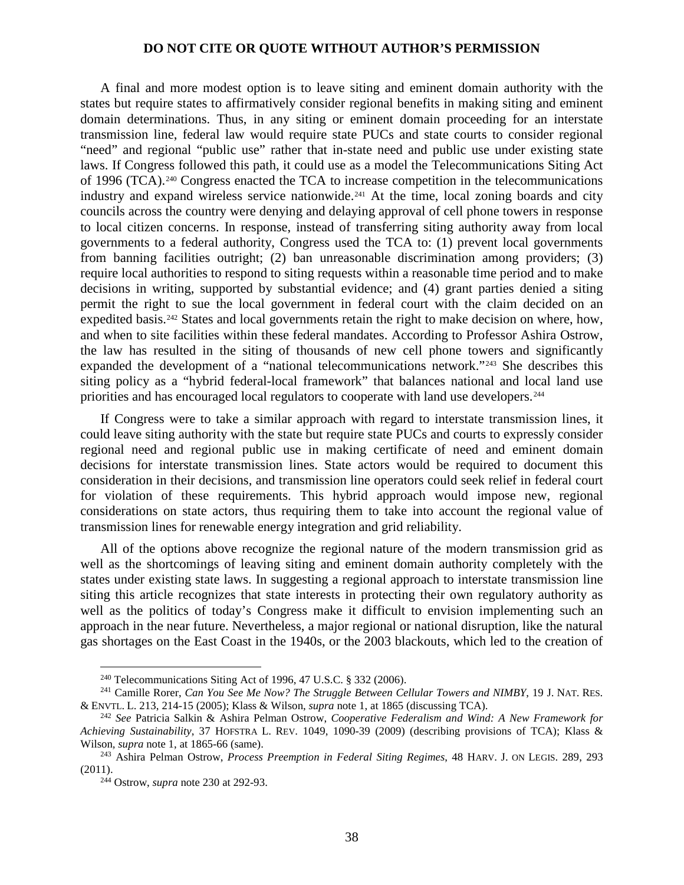A final and more modest option is to leave siting and eminent domain authority with the states but require states to affirmatively consider regional benefits in making siting and eminent domain determinations. Thus, in any siting or eminent domain proceeding for an interstate transmission line, federal law would require state PUCs and state courts to consider regional "need" and regional "public use" rather that in-state need and public use under existing state laws. If Congress followed this path, it could use as a model the Telecommunications Siting Act of 1996 (TCA).[240] Congress enacted the TCA to increase competition in the telecommunications industry and expand wireless service nationwide.[241] At the time, local zoning boards and city councils across the country were denying and delaying approval of cell phone towers in response to local citizen concerns. In response, instead of transferring siting authority away from local governments to a federal authority, Congress used the TCA to: (1) prevent local governments from banning facilities outright; (2) ban unreasonable discrimination among providers; (3) require local authorities to respond to siting requests within a reasonable time period and to make decisions in writing, supported by substantial evidence; and (4) grant parties denied a siting permit the right to sue the local government in federal court with the claim decided on an expedited basis.[242] States and local governments retain the right to make decision on where, how, and when to site facilities within these federal mandates. According to Professor Ashira Ostrow, the law has resulted in the siting of thousands of new cell phone towers and significantly expanded the development of a "national telecommunications network."[243] She describes this siting policy as a "hybrid federal-local framework" that balances national and local land use priorities and has encouraged local regulators to cooperate with land use developers.[244]

If Congress were to take a similar approach with regard to interstate transmission lines, it could leave siting authority with the state but require state PUCs and courts to expressly consider regional need and regional public use in making certificate of need and eminent domain decisions for interstate transmission lines. State actors would be required to document this consideration in their decisions, and transmission line operators could seek relief in federal court for violation of these requirements. This hybrid approach would impose new, regional considerations on state actors, thus requiring them to take into account the regional value of transmission lines for renewable energy integration and grid reliability.

All of the options above recognize the regional nature of the modern transmission grid as well as the shortcomings of leaving siting and eminent domain authority completely with the states under existing state laws. In suggesting a regional approach to interstate transmission line siting this article recognizes that state interests in protecting their own regulatory authority as well as the politics of today's Congress make it difficult to envision implementing such an approach in the near future. Nevertheless, a major regional or national disruption, like the natural gas shortages on the East Coast in the 1940s, or the 2003 blackouts, which led to the creation of

---

[240] Telecommunications Siting Act of 1996, 47 U.S.C. § 332 (2006).

[241] Camille Rorer, *Can You See Me Now? The Struggle Between Cellular Towers and NIMBY*, 19 J. NAT. RES. & ENVTL. L. 213, 214-15 (2005); Klass & Wilson, *supra* note 1, at 1865 (discussing TCA).

[242] *See* Patricia Salkin & Ashira Pelman Ostrow, *Cooperative Federalism and Wind: A New Framework for Achieving Sustainability*, 37 HOFSTRA L. REV. 1049, 1090-39 (2009) (describing provisions of TCA); Klass & Wilson, *supra* note 1, at 1865-66 (same).

[243] Ashira Pelman Ostrow, *Process Preemption in Federal Siting Regimes*, 48 HARV. J. ON LEGIS. 289, 293 (2011).

[244] Ostrow, *supra* note 230 at 292-93.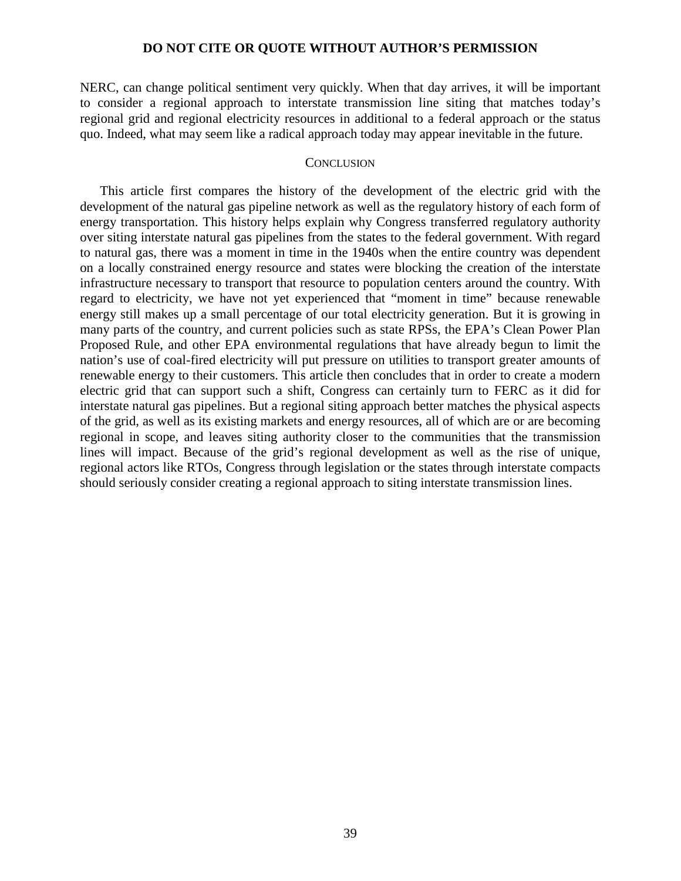NERC, can change political sentiment very quickly. When that day arrives, it will be important to consider a regional approach to interstate transmission line siting that matches today's regional grid and regional electricity resources in additional to a federal approach or the status quo. Indeed, what may seem like a radical approach today may appear inevitable in the future.

## CONCLUSION

This article first compares the history of the development of the electric grid with the development of the natural gas pipeline network as well as the regulatory history of each form of energy transportation. This history helps explain why Congress transferred regulatory authority over siting interstate natural gas pipelines from the states to the federal government. With regard to natural gas, there was a moment in time in the 1940s when the entire country was dependent on a locally constrained energy resource and states were blocking the creation of the interstate infrastructure necessary to transport that resource to population centers around the country. With regard to electricity, we have not yet experienced that "moment in time" because renewable energy still makes up a small percentage of our total electricity generation. But it is growing in many parts of the country, and current policies such as state RPSs, the EPA's Clean Power Plan Proposed Rule, and other EPA environmental regulations that have already begun to limit the nation's use of coal-fired electricity will put pressure on utilities to transport greater amounts of renewable energy to their customers. This article then concludes that in order to create a modern electric grid that can support such a shift, Congress can certainly turn to FERC as it did for interstate natural gas pipelines. But a regional siting approach better matches the physical aspects of the grid, as well as its existing markets and energy resources, all of which are or are becoming regional in scope, and leaves siting authority closer to the communities that the transmission lines will impact. Because of the grid's regional development as well as the rise of unique, regional actors like RTOs, Congress through legislation or the states through interstate compacts should seriously consider creating a regional approach to siting interstate transmission lines.